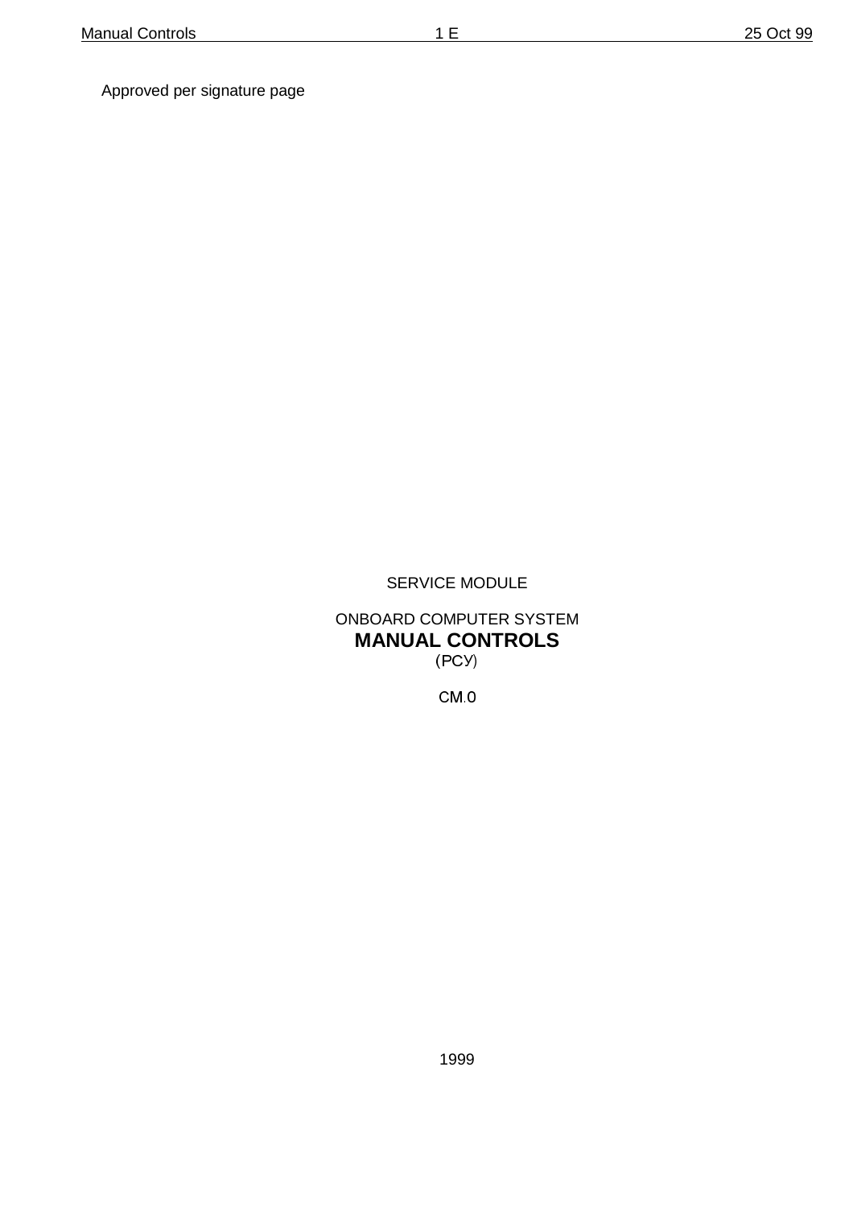Approved per signature page

SERVICE MODULE

ONBOARD COMPUTER SYSTEM

# MANUAL CONTROLS

(РСУ)

СМ.0

1999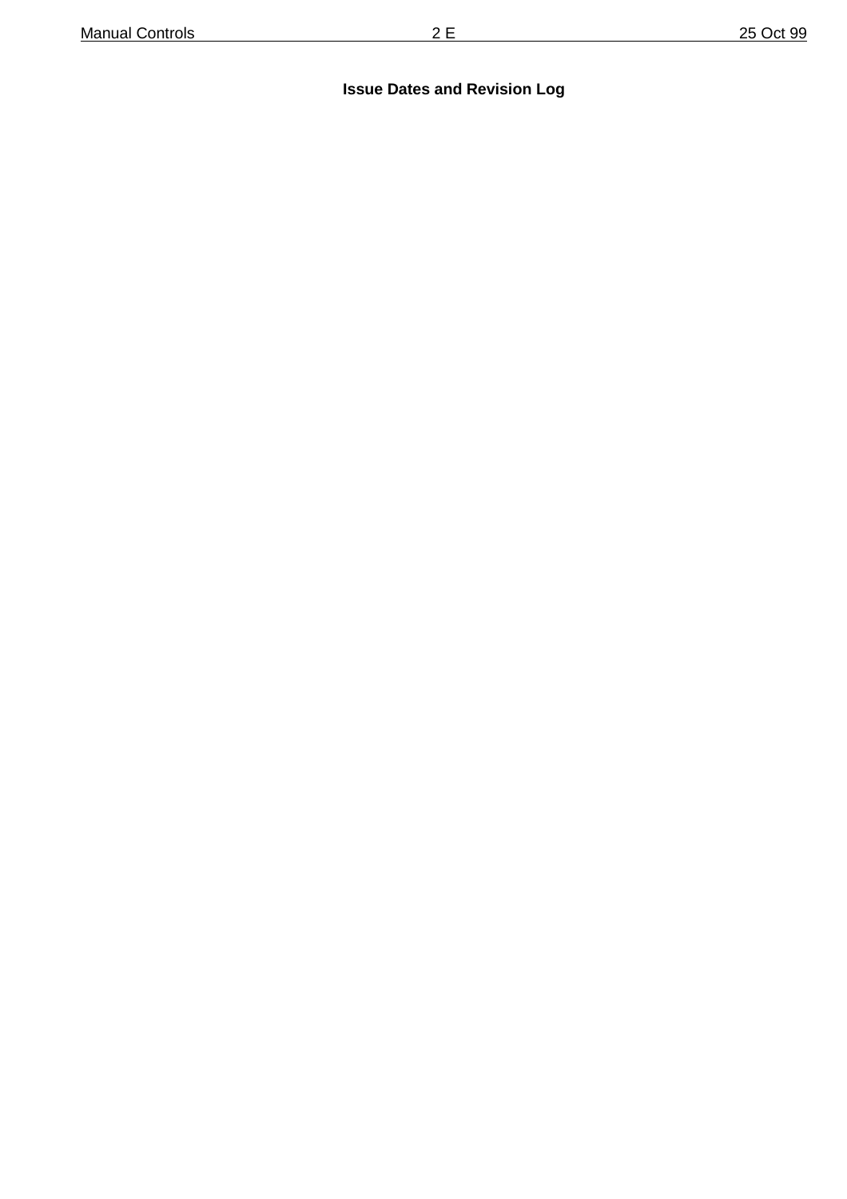## Issue Dates and Revision Log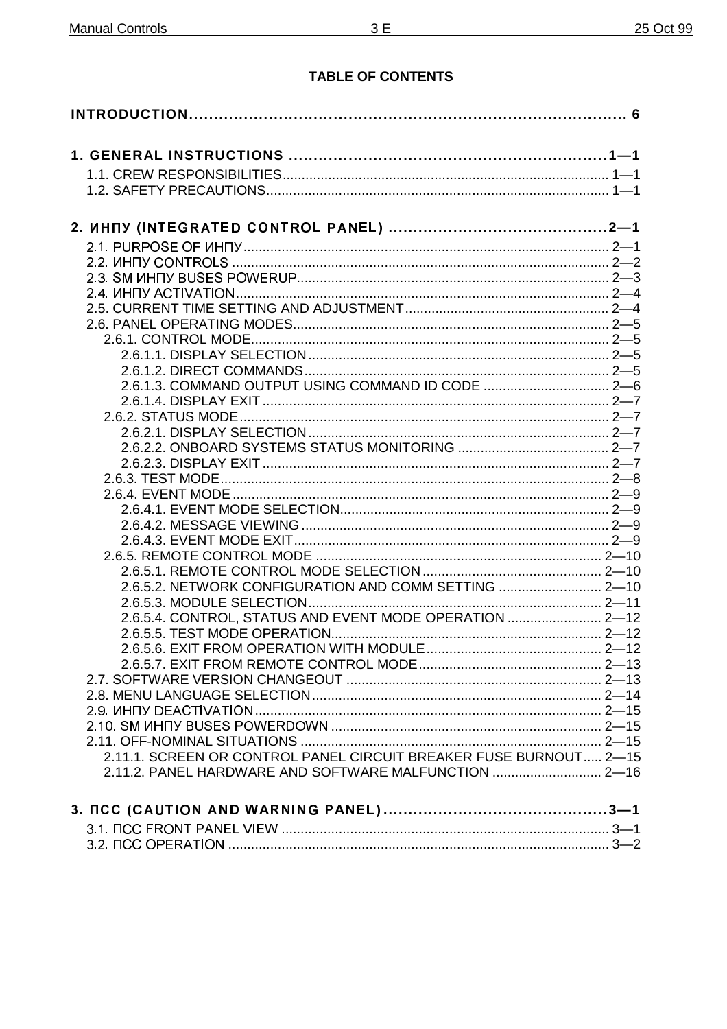**TABLE OF CONTENTS**

**INTRODUCTION** ........................................................................ 6

**1. GENERAL INSTRUCTIONS** ........................................................ 1—1

- 1.1. CREW RESPONSIBILITIES ........................................................ 1—1
- 1.2. SAFETY PRECAUTIONS ........................................................ 1—1

**2. ИНПУ (INTEGRATED CONTROL PANEL)** ........................................ 2—1

- 2.1. PURPOSE OF ИНПУ ........................................................ 2—1
- 2.2. ИНПУ CONTROLS ........................................................ 2—2
- 2.3. SM ИНПУ BUSES POWERUP ........................................................ 2—3
- 2.4. ИНПУ ACTIVATION ........................................................ 2—4
- 2.5. CURRENT TIME SETTING AND ADJUSTMENT ........................................................ 2—4
- 2.6. PANEL OPERATING MODES ........................................................ 2—5
  - 2.6.1. CONTROL MODE ........................................................ 2—5
    - 2.6.1.1. DISPLAY SELECTION ........................................................ 2—5
    - 2.6.1.2. DIRECT COMMANDS ........................................................ 2—5
    - 2.6.1.3. COMMAND OUTPUT USING COMMAND ID CODE ........................................................ 2—6
    - 2.6.1.4. DISPLAY EXIT ........................................................ 2—7
  - 2.6.2. STATUS MODE ........................................................ 2—7
    - 2.6.2.1. DISPLAY SELECTION ........................................................ 2—7
    - 2.6.2.2. ONBOARD SYSTEMS STATUS MONITORING ........................................................ 2—7
    - 2.6.2.3. DISPLAY EXIT ........................................................ 2—7
  - 2.6.3. TEST MODE ........................................................ 2—8
  - 2.6.4. EVENT MODE ........................................................ 2—9
    - 2.6.4.1. EVENT MODE SELECTION ........................................................ 2—9
    - 2.6.4.2. MESSAGE VIEWING ........................................................ 2—9
    - 2.6.4.3. EVENT MODE EXIT ........................................................ 2—9
  - 2.6.5. REMOTE CONTROL MODE ........................................................ 2—10
    - 2.6.5.1. REMOTE CONTROL MODE SELECTION ........................................................ 2—10
    - 2.6.5.2. NETWORK CONFIGURATION AND COMM SETTING ........................................................ 2—10
    - 2.6.5.3. MODULE SELECTION ........................................................ 2—11
    - 2.6.5.4. CONTROL, STATUS AND EVENT MODE OPERATION ........................................................ 2—12
    - 2.6.5.5. TEST MODE OPERATION ........................................................ 2—12
    - 2.6.5.6. EXIT FROM OPERATION WITH MODULE ........................................................ 2—12
    - 2.6.5.7. EXIT FROM REMOTE CONTROL MODE ........................................................ 2—13
- 2.7. SOFTWARE VERSION CHANGEOUT ........................................................ 2—13
- 2.8. MENU LANGUAGE SELECTION ........................................................ 2—14
- 2.9. ИНПУ DEACTIVATION ........................................................ 2—15
- 2.10. SM ИНПУ BUSES POWERDOWN ........................................................ 2—15
- 2.11. OFF-NOMINAL SITUATIONS ........................................................ 2—15
  - 2.11.1. SCREEN OR CONTROL PANEL CIRCUIT BREAKER FUSE BURNOUT ..... 2—15
  - 2.11.2. PANEL HARDWARE AND SOFTWARE MALFUNCTION ........................................................ 2—16

**3. ПСС (CAUTION AND WARNING PANEL)** ........................................ 3—1

- 3.1. ПСС FRONT PANEL VIEW ........................................................ 3—1
- 3.2. ПСС OPERATION ........................................................ 3—2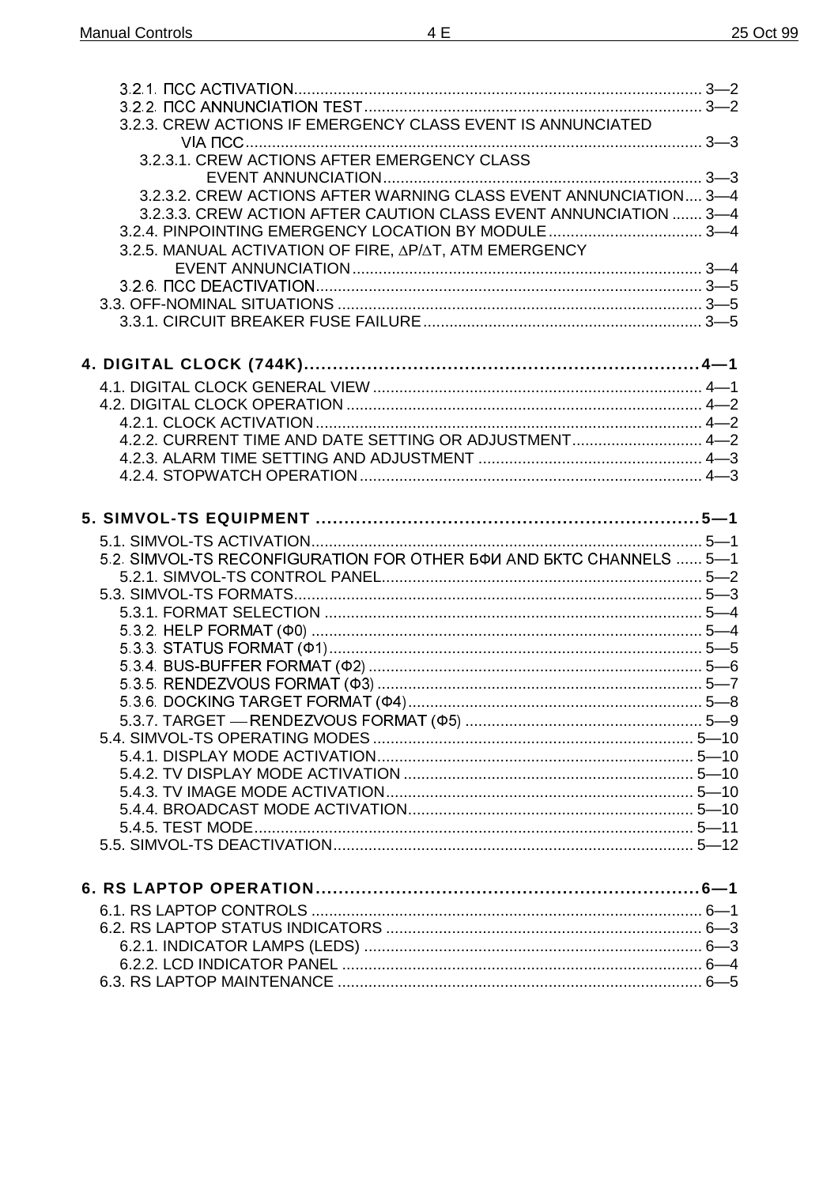3.2.1. ПСС ACTIVATION .......................................................................................... 3—2
3.2.2. ПСС ANNUNCIATION TEST .............................................................................. 3—2
3.2.3. CREW ACTIONS IF EMERGENCY CLASS EVENT IS ANNUNCIATED VIA ПСС ........................................................................................ 3—3
3.2.3.1. CREW ACTIONS AFTER EMERGENCY CLASS EVENT ANNUNCIATION ......................................................................... 3—3
3.2.3.2. CREW ACTIONS AFTER WARNING CLASS EVENT ANNUNCIATION .... 3—4
3.2.3.3. CREW ACTION AFTER CAUTION CLASS EVENT ANNUNCIATION ....... 3—4
3.2.4. PINPOINTING EMERGENCY LOCATION BY MODULE .................................... 3—4
3.2.5. MANUAL ACTIVATION OF FIRE, ∆P/∆T, ATM EMERGENCY EVENT ANNUNCIATION .................................................................................. 3—4
3.2.6. ПСС DEACTIVATION ........................................................................................ 3—5
3.3. OFF-NOMINAL SITUATIONS ................................................................................... 3—5
3.3.1. CIRCUIT BREAKER FUSE FAILURE ................................................................ 3—5

**4. DIGITAL CLOCK (744K) .................................................................... 4—1**

4.1. DIGITAL CLOCK GENERAL VIEW ........................................................................... 4—1
4.2. DIGITAL CLOCK OPERATION ................................................................................. 4—2
4.2.1. CLOCK ACTIVATION ........................................................................................ 4—2
4.2.2. CURRENT TIME AND DATE SETTING OR ADJUSTMENT ............................... 4—2
4.2.3. ALARM TIME SETTING AND ADJUSTMENT .................................................... 4—3
4.2.4. STOPWATCH OPERATION .............................................................................. 4—3

**5. SIMVOL-TS EQUIPMENT ................................................................... 5—1**

5.1. SIMVOL-TS ACTIVATION ......................................................................................... 5—1
5.2. SIMVOL-TS RECONFIGURATION FOR OTHER БФИ AND БКТС CHANNELS ....... 5—1
5.2.1. SIMVOL-TS CONTROL PANEL ......................................................................... 5—2
5.3. SIMVOL-TS FORMATS ............................................................................................. 5—3
5.3.1. FORMAT SELECTION ...................................................................................... 5—4
5.3.2. HELP FORMAT (Ф0) ......................................................................................... 5—4
5.3.3. STATUS FORMAT (Ф1) ..................................................................................... 5—5
5.3.4. BUS-BUFFER FORMAT (Ф2) ............................................................................ 5—6
5.3.5. RENDEZVOUS FORMAT (Ф3) .......................................................................... 5—7
5.3.6. DOCKING TARGET FORMAT (Ф4) ................................................................... 5—8
5.3.7. TARGET — RENDEZVOUS FORMAT (Ф5) ...................................................... 5—9
5.4. SIMVOL-TS OPERATING MODES ......................................................................... 5—10
5.4.1. DISPLAY MODE ACTIVATION ........................................................................ 5—10
5.4.2. TV DISPLAY MODE ACTIVATION .................................................................. 5—10
5.4.3. TV IMAGE MODE ACTIVATION ...................................................................... 5—10
5.4.4. BROADCAST MODE ACTIVATION ................................................................. 5—10
5.4.5. TEST MODE .................................................................................................... 5—11
5.5. SIMVOL-TS DEACTIVATION .................................................................................. 5—12

**6. RS LAPTOP OPERATION .................................................................. 6—1**

6.1. RS LAPTOP CONTROLS ......................................................................................... 6—1
6.2. RS LAPTOP STATUS INDICATORS ........................................................................ 6—3
6.2.1. INDICATOR LAMPS (LEDS) ............................................................................. 6—3
6.2.2. LCD INDICATOR PANEL .................................................................................. 6—4
6.3. RS LAPTOP MAINTENANCE ................................................................................... 6—5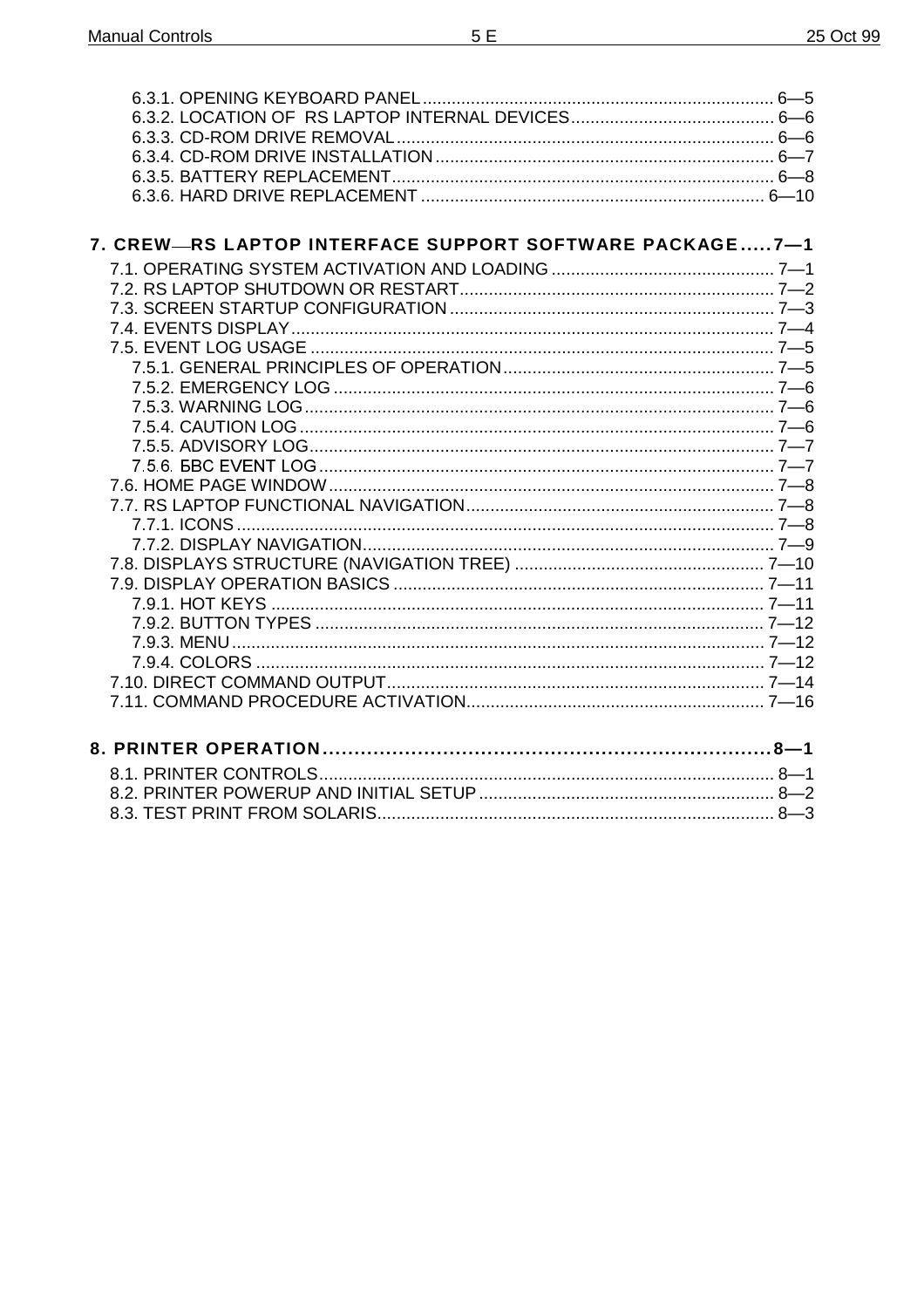6.3.1. OPENING KEYBOARD PANEL ........................................................................ 6—5
6.3.2. LOCATION OF RS LAPTOP INTERNAL DEVICES.......................................... 6—6
6.3.3. CD-ROM DRIVE REMOVAL.............................................................................. 6—6
6.3.4. CD-ROM DRIVE INSTALLATION...................................................................... 6—7
6.3.5. BATTERY REPLACEMENT............................................................................... 6—8
6.3.6. HARD DRIVE REPLACEMENT ........................................................................ 6—10

**7. CREW—RS LAPTOP INTERFACE SUPPORT SOFTWARE PACKAGE.....7—1**

7.1. OPERATING SYSTEM ACTIVATION AND LOADING .............................................. 7—1
7.2. RS LAPTOP SHUTDOWN OR RESTART................................................................. 7—2
7.3. SCREEN STARTUP CONFIGURATION ................................................................... 7—3
7.4. EVENTS DISPLAY.................................................................................................... 7—4
7.5. EVENT LOG USAGE ................................................................................................ 7—5
7.5.1. GENERAL PRINCIPLES OF OPERATION........................................................ 7—5
7.5.2. EMERGENCY LOG ........................................................................................... 7—6
7.5.3. WARNING LOG................................................................................................. 7—6
7.5.4. CAUTION LOG.................................................................................................. 7—6
7.5.5. ADVISORY LOG................................................................................................ 7—7
7.5.6. БВС EVENT LOG.............................................................................................. 7—7
7.6. HOME PAGE WINDOW............................................................................................ 7—8
7.7. RS LAPTOP FUNCTIONAL NAVIGATION................................................................ 7—8
7.7.1. ICONS............................................................................................................... 7—8
7.7.2. DISPLAY NAVIGATION..................................................................................... 7—9
7.8. DISPLAYS STRUCTURE (NAVIGATION TREE) .................................................... 7—10
7.9. DISPLAY OPERATION BASICS ............................................................................. 7—11
7.9.1. HOT KEYS ...................................................................................................... 7—11
7.9.2. BUTTON TYPES ............................................................................................. 7—12
7.9.3. MENU.............................................................................................................. 7—12
7.9.4. COLORS ......................................................................................................... 7—12
7.10. DIRECT COMMAND OUTPUT.............................................................................. 7—14
7.11. COMMAND PROCEDURE ACTIVATION.............................................................. 7—16

**8. PRINTER OPERATION.........................................................................8—1**

8.1. PRINTER CONTROLS.............................................................................................. 8—1
8.2. PRINTER POWERUP AND INITIAL SETUP ............................................................. 8—2
8.3. TEST PRINT FROM SOLARIS.................................................................................. 8—3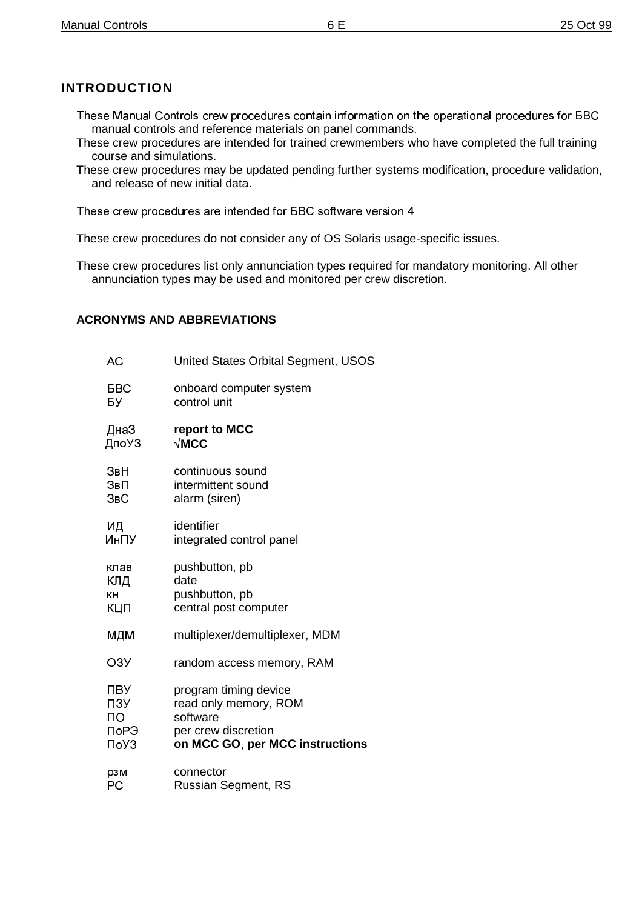## INTRODUCTION

These Manual Controls crew procedures contain information on the operational procedures for БВС manual controls and reference materials on panel commands.

These crew procedures are intended for trained crewmembers who have completed the full training course and simulations.

These crew procedures may be updated pending further systems modification, procedure validation, and release of new initial data.

These crew procedures are intended for БВС software version 4.

These crew procedures do not consider any of OS Solaris usage-specific issues.

These crew procedures list only annunciation types required for mandatory monitoring. All other annunciation types may be used and monitored per crew discretion.

### ACRONYMS AND ABBREVIATIONS

| | |
|---|---|
| АС | United States Orbital Segment, USOS |
| БВС | onboard computer system |
| БУ | control unit |
| ДнаЗ | **report to MCC** |
| ДпоУЗ | **√MCC** |
| ЗвН | continuous sound |
| ЗвП | intermittent sound |
| ЗвС | alarm (siren) |
| ИД | identifier |
| ИнПУ | integrated control panel |
| клав | pushbutton, pb |
| КЛД | date |
| кн | pushbutton, pb |
| КЦП | central post computer |
| МДМ | multiplexer/demultiplexer, MDM |
| ОЗУ | random access memory, RAM |
| ПВУ | program timing device |
| ПЗУ | read only memory, ROM |
| ПО | software |
| ПоРЭ | per crew discretion |
| ПоУЗ | **on MCC GO**, **per MCC instructions** |
| рзм | connector |
| РС | Russian Segment, RS |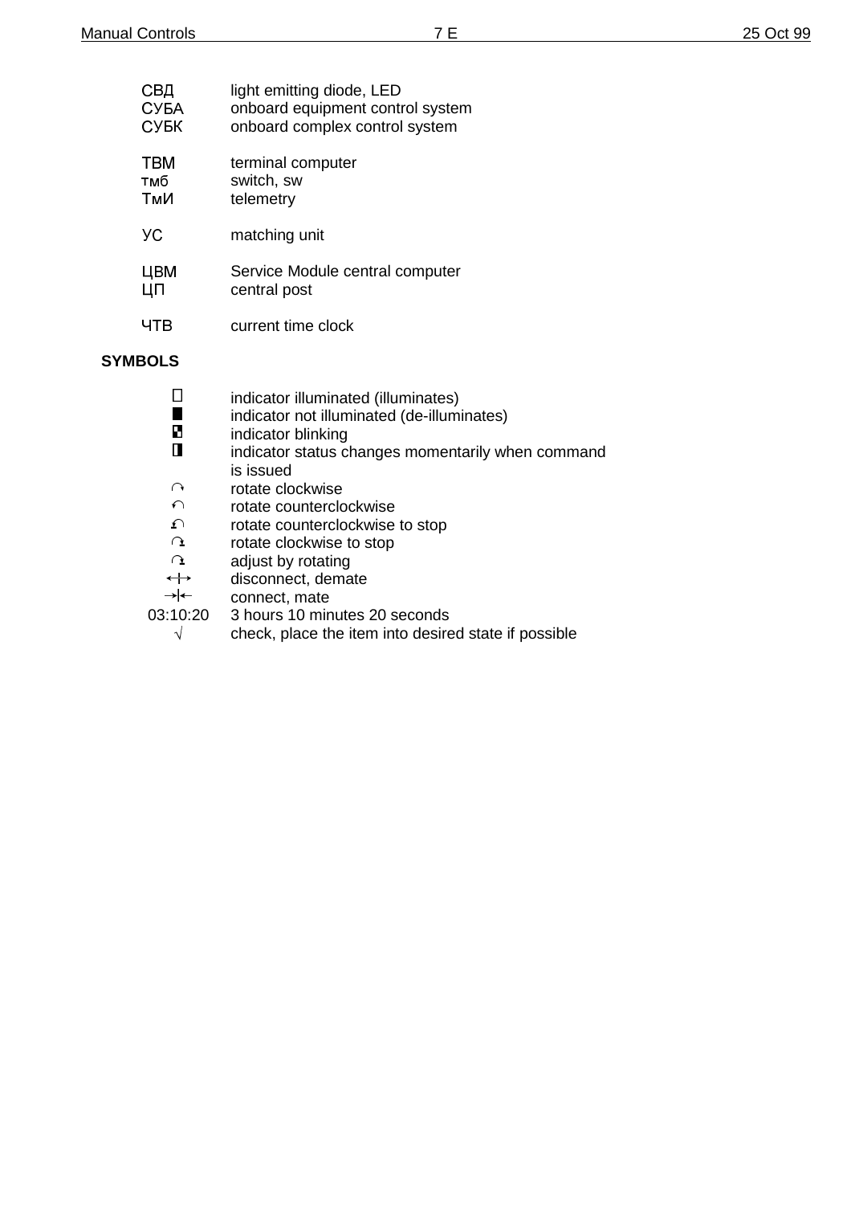| | |
|---|---|
| СВД | light emitting diode, LED |
| СУБА | onboard equipment control system |
| СУБК | onboard complex control system |
| | |
| ТВМ | terminal computer |
| тмб | switch, sw |
| ТмИ | telemetry |
| | |
| УС | matching unit |
| | |
| ЦВМ | Service Module central computer |
| ЦП | central post |
| | |
| ЧТВ | current time clock |

**SYMBOLS**

| | |
|---|---|
| □ | indicator illuminated (illuminates) |
| ■ | indicator not illuminated (de-illuminates) |
| ◘ | indicator blinking |
| ◧ | indicator status changes momentarily when command is issued |
| ↻ | rotate clockwise |
| ↺ | rotate counterclockwise |
| ↺ | rotate counterclockwise to stop |
| ↻ | rotate clockwise to stop |
| ↻ | adjust by rotating |
| ←\|→ | disconnect, demate |
| →\|← | connect, mate |
| 03:10:20 | 3 hours 10 minutes 20 seconds |
| √ | check, place the item into desired state if possible |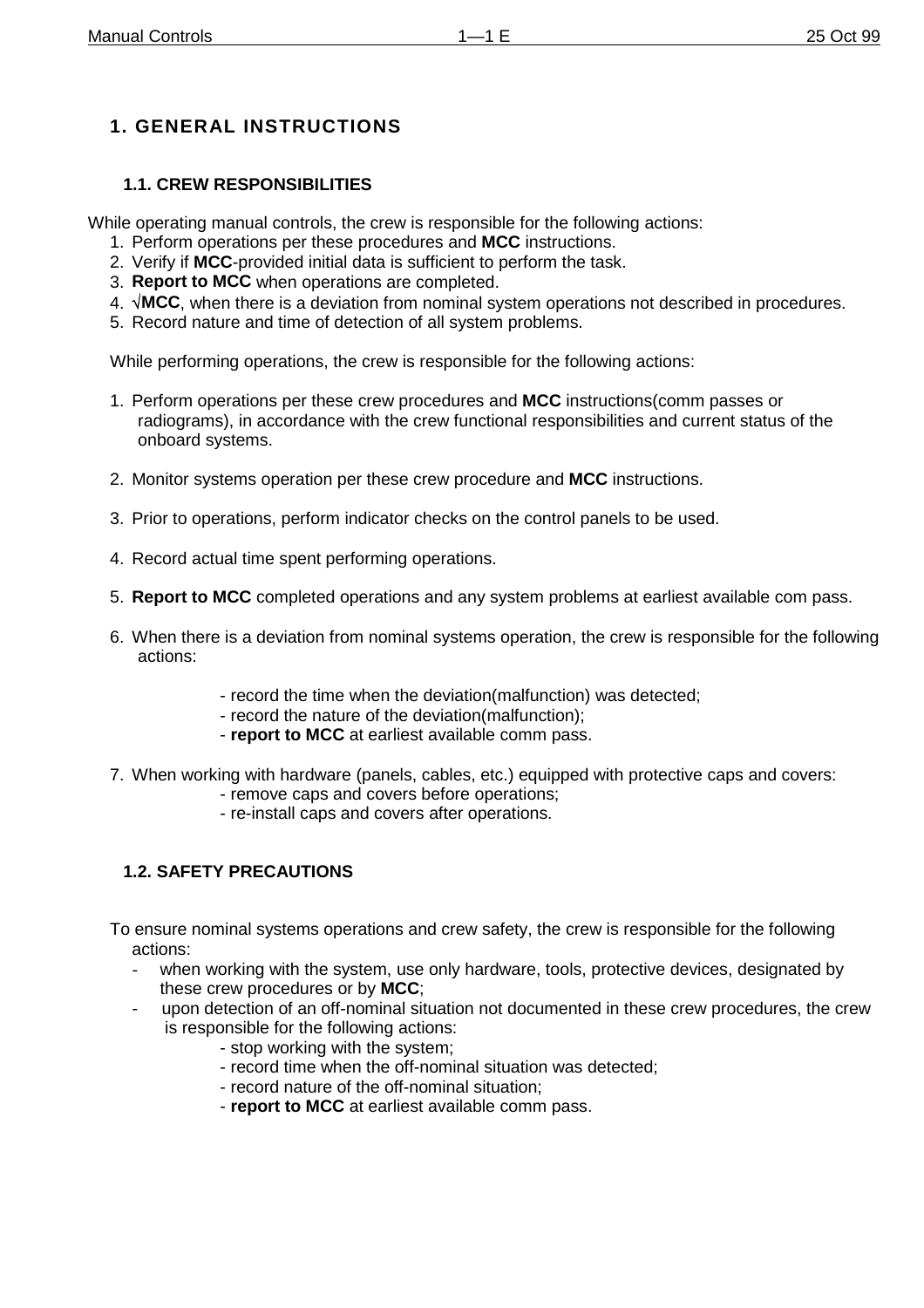# 1. GENERAL INSTRUCTIONS

## 1.1. CREW RESPONSIBILITIES

While operating manual controls, the crew is responsible for the following actions:

1. Perform operations per these procedures and **MCC** instructions.
2. Verify if **MCC**-provided initial data is sufficient to perform the task.
3. **Report to MCC** when operations are completed.
4. √**MCC**, when there is a deviation from nominal system operations not described in procedures.
5. Record nature and time of detection of all system problems.

While performing operations, the crew is responsible for the following actions:

1. Perform operations per these crew procedures and **MCC** instructions(comm passes or radiograms), in accordance with the crew functional responsibilities and current status of the onboard systems.

2. Monitor systems operation per these crew procedure and **MCC** instructions.

3. Prior to operations, perform indicator checks on the control panels to be used.

4. Record actual time spent performing operations.

5. **Report to MCC** completed operations and any system problems at earliest available com pass.

6. When there is a deviation from nominal systems operation, the crew is responsible for the following actions:

   - record the time when the deviation(malfunction) was detected;
   - record the nature of the deviation(malfunction);
   - **report to MCC** at earliest available comm pass.

7. When working with hardware (panels, cables, etc.) equipped with protective caps and covers:
   - remove caps and covers before operations;
   - re-install caps and covers after operations.

## 1.2. SAFETY PRECAUTIONS

To ensure nominal systems operations and crew safety, the crew is responsible for the following actions:

- when working with the system, use only hardware, tools, protective devices, designated by these crew procedures or by **MCC**;
- upon detection of an off-nominal situation not documented in these crew procedures, the crew is responsible for the following actions:
  - stop working with the system;
  - record time when the off-nominal situation was detected;
  - record nature of the off-nominal situation;
  - **report to MCC** at earliest available comm pass.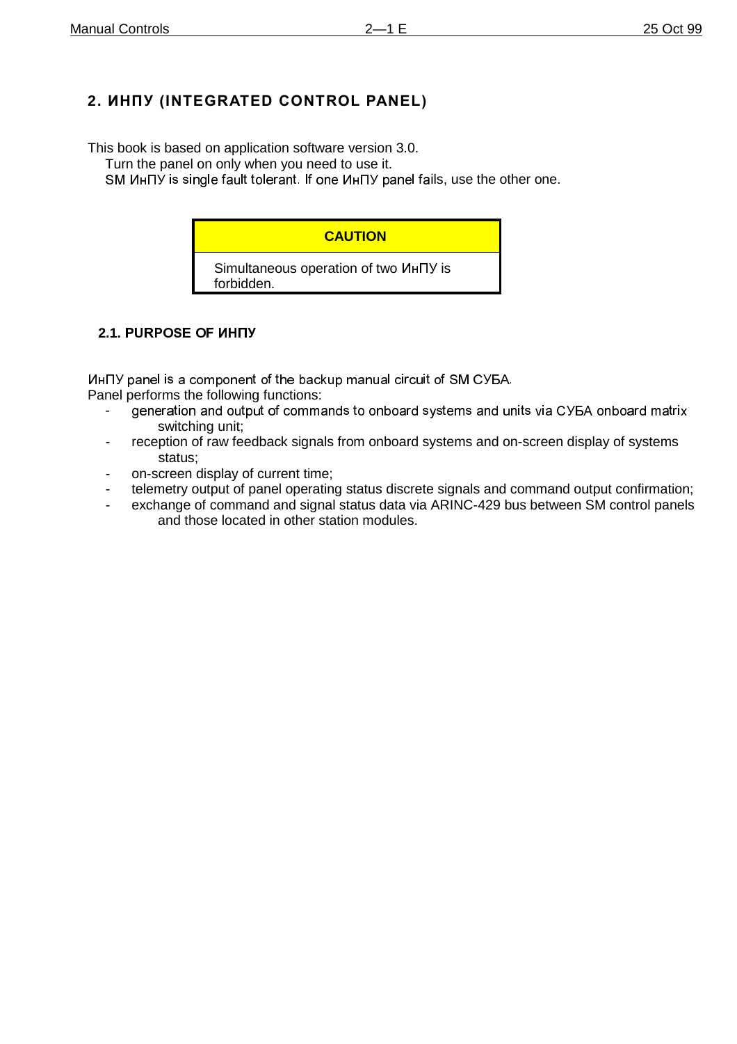## 2. ИНПУ (INTEGRATED CONTROL PANEL)

This book is based on application software version 3.0.
Turn the panel on only when you need to use it.
SM ИнПУ is single fault tolerant. If one ИнПУ panel fails, use the other one.

| CAUTION |
|---|
| Simultaneous operation of two ИнПУ is forbidden. |

### 2.1. PURPOSE OF ИНПУ

ИнПУ panel is a component of the backup manual circuit of SM СУБА.
Panel performs the following functions:

- generation and output of commands to onboard systems and units via СУБА onboard matrix switching unit;
- reception of raw feedback signals from onboard systems and on-screen display of systems status;
- on-screen display of current time;
- telemetry output of panel operating status discrete signals and command output confirmation;
- exchange of command and signal status data via ARINC-429 bus between SM control panels and those located in other station modules.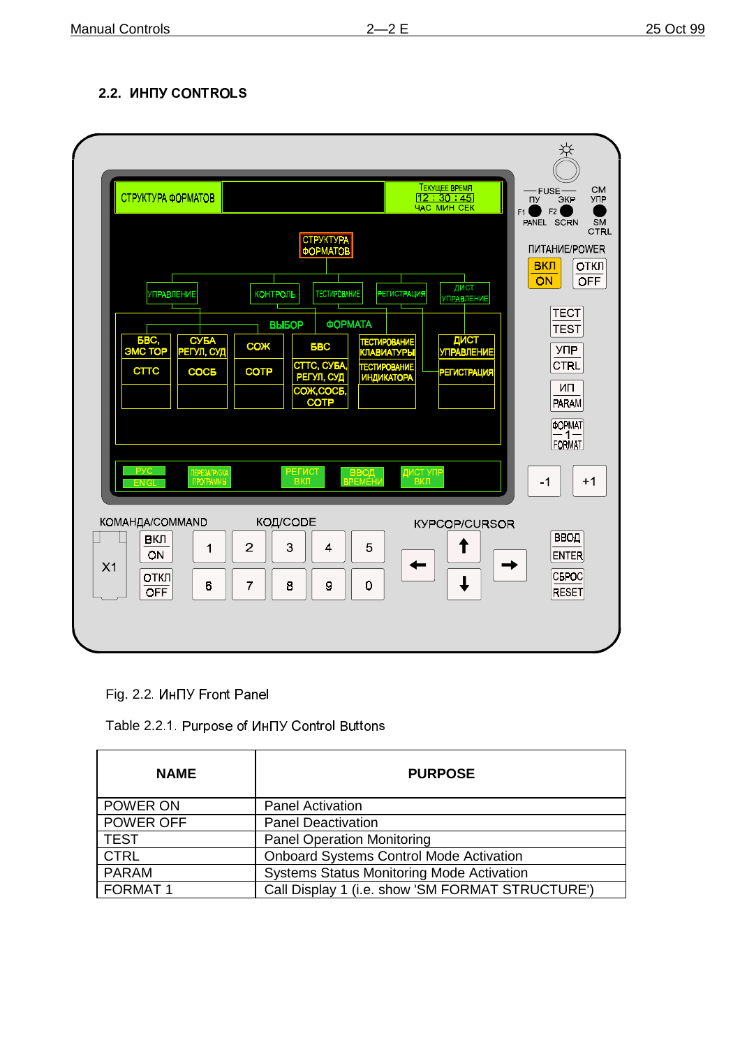## 2.2. ИНПУ CONTROLS

Fig. 2.2. ИнПУ Front Panel

Table 2.2.1. Purpose of ИнПУ Control Buttons

| NAME | PURPOSE |
|---|---|
| POWER ON | Panel Activation |
| POWER OFF | Panel Deactivation |
| TEST | Panel Operation Monitoring |
| CTRL | Onboard Systems Control Mode Activation |
| PARAM | Systems Status Monitoring Mode Activation |
| FORMAT 1 | Call Display 1 (i.e. show 'SM FORMAT STRUCTURE') |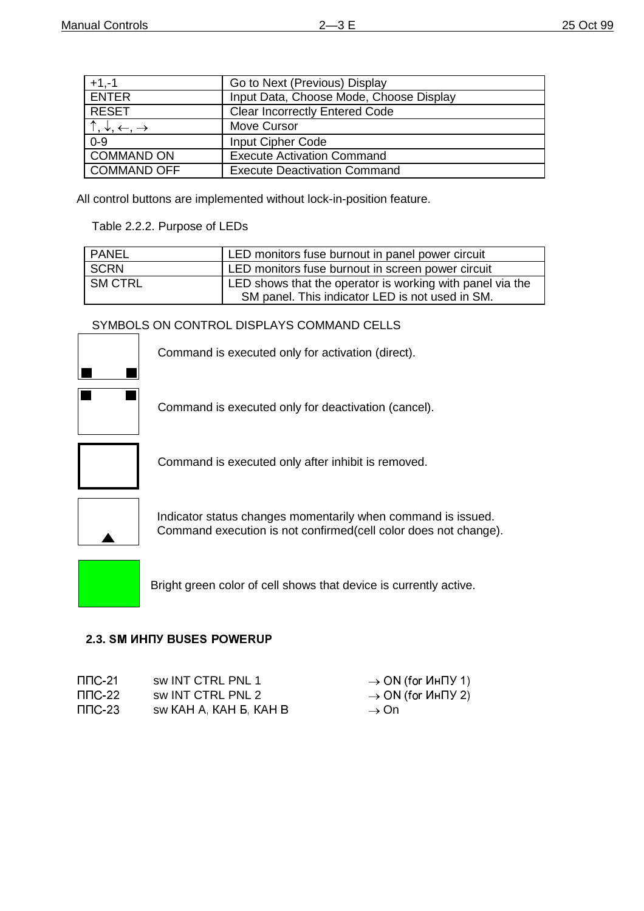| +1,-1 | Go to Next (Previous) Display |
|---|---|
| ENTER | Input Data, Choose Mode, Choose Display |
| RESET | Clear Incorrectly Entered Code |
| ↑, ↓, ←, → | Move Cursor |
| 0-9 | Input Cipher Code |
| COMMAND ON | Execute Activation Command |
| COMMAND OFF | Execute Deactivation Command |

All control buttons are implemented without lock-in-position feature.

Table 2.2.2. Purpose of LEDs

| PANEL | LED monitors fuse burnout in panel power circuit |
|---|---|
| SCRN | LED monitors fuse burnout in screen power circuit |
| SM CTRL | LED shows that the operator is working with panel via the SM panel. This indicator LED is not used in SM. |

SYMBOLS ON CONTROL DISPLAYS COMMAND CELLS

Command is executed only for activation (direct).

Command is executed only for deactivation (cancel).

Command is executed only after inhibit is removed.

Indicator status changes momentarily when command is issued. Command execution is not confirmed(cell color does not change).

Bright green color of cell shows that device is currently active.

### 2.3. SM ИНПУ BUSES POWERUP

| ППС-21 | sw INT CTRL PNL 1 | → ON (for ИнПУ 1) |
|---|---|---|
| ППС-22 | sw INT CTRL PNL 2 | → ON (for ИнПУ 2) |
| ППС-23 | sw КАН А, КАН Б, КАН В | → On |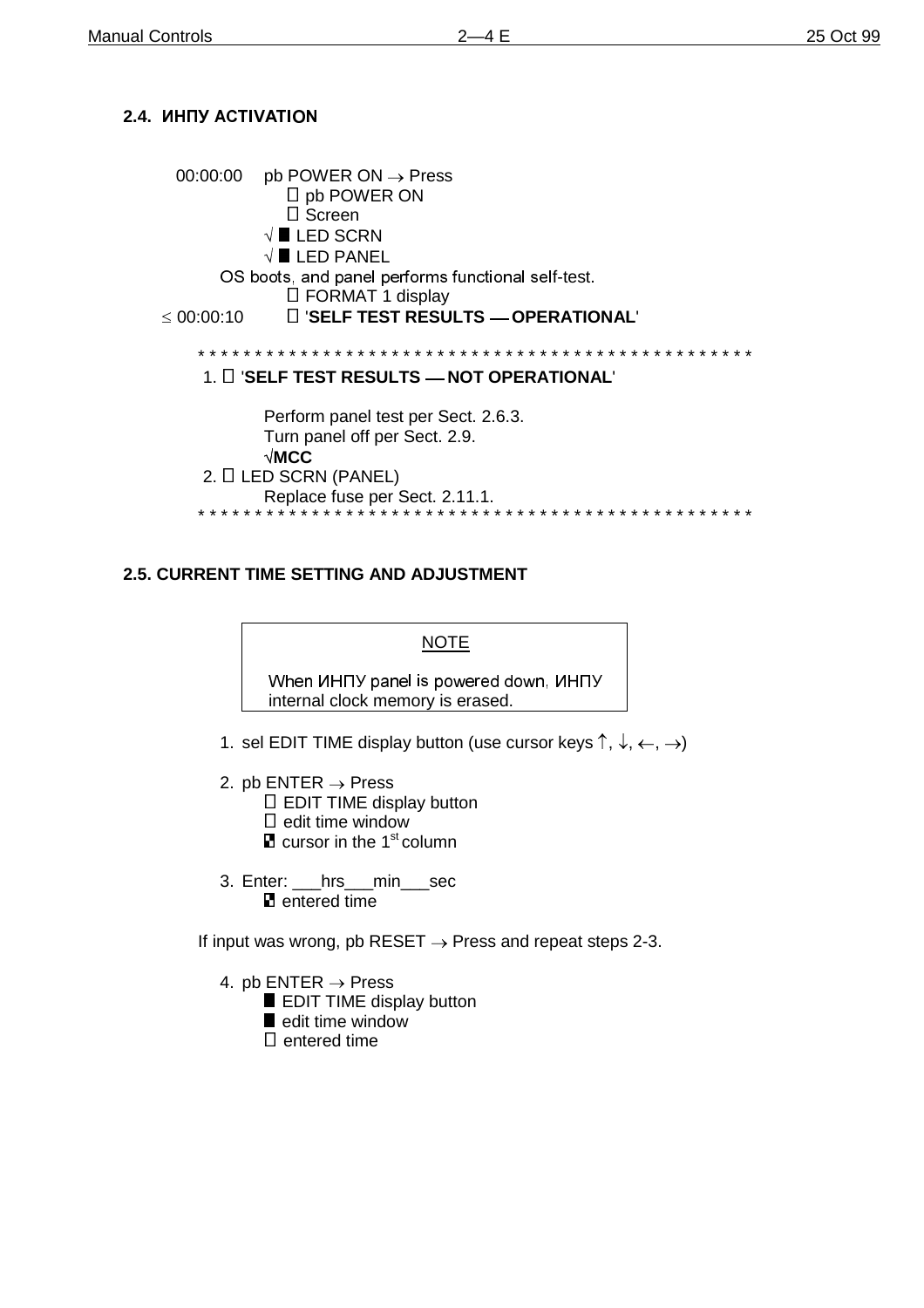## 2.4. ИНПУ ACTIVATION

00:00:00 pb POWER ON → Press
 □ pb POWER ON
 □ Screen
 √ ■ LED SCRN
 √ ■ LED PANEL
 OS boots, and panel performs functional self-test.
 □ FORMAT 1 display
≤ 00:00:10 □ '**SELF TEST RESULTS — OPERATIONAL**'

* * * * * * * * * * * * * * * * * * * * * * * * * * * * * * * * * * * * * * * * * * * * * * * * * *

1. □ '**SELF TEST RESULTS — NOT OPERATIONAL**'

 Perform panel test per Sect. 2.6.3.
 Turn panel off per Sect. 2.9.
 √**MCC**

2. □ LED SCRN (PANEL)
 Replace fuse per Sect. 2.11.1.

* * * * * * * * * * * * * * * * * * * * * * * * * * * * * * * * * * * * * * * * * * * * * * * * * *

## 2.5. CURRENT TIME SETTING AND ADJUSTMENT

> NOTE
>
> When ИНПУ panel is powered down, ИНПУ internal clock memory is erased.

1. sel EDIT TIME display button (use cursor keys ↑, ↓, ←, →)

2. pb ENTER → Press
 □ EDIT TIME display button
 □ edit time window
 ▪ cursor in the 1st column

3. Enter: ___hrs___min___sec
 ▪ entered time

If input was wrong, pb RESET → Press and repeat steps 2-3.

4. pb ENTER → Press
 ■ EDIT TIME display button
 ■ edit time window
 □ entered time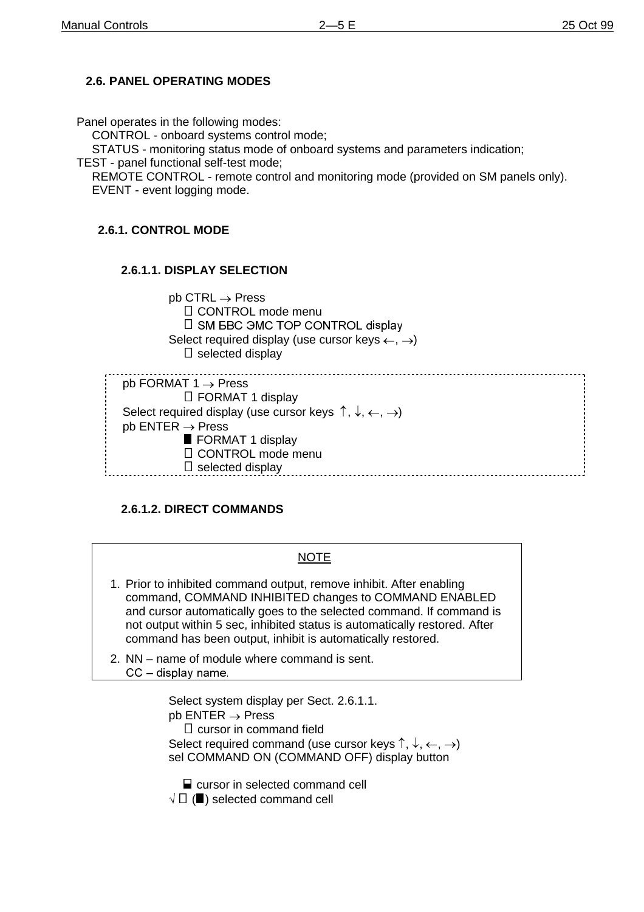## 2.6. PANEL OPERATING MODES

Panel operates in the following modes:

CONTROL - onboard systems control mode;

STATUS - monitoring status mode of onboard systems and parameters indication;

TEST - panel functional self-test mode;

REMOTE CONTROL - remote control and monitoring mode (provided on SM panels only).

EVENT - event logging mode.

### 2.6.1. CONTROL MODE

#### 2.6.1.1. DISPLAY SELECTION

pb CTRL → Press
- □ CONTROL mode menu
- □ SM БВС ЭМС TOP CONTROL display

Select required display (use cursor keys ←, →)
- □ selected display

pb FORMAT 1 → Press
- □ FORMAT 1 display

Select required display (use cursor keys ↑, ↓, ←, →)

pb ENTER → Press
- ■ FORMAT 1 display
- □ CONTROL mode menu
- □ selected display

#### 2.6.1.2. DIRECT COMMANDS

NOTE

1. Prior to inhibited command output, remove inhibit. After enabling command, COMMAND INHIBITED changes to COMMAND ENABLED and cursor automatically goes to the selected command. If command is not output within 5 sec, inhibited status is automatically restored. After command has been output, inhibit is automatically restored.
2. NN – name of module where command is sent.
   CC – display name.

Select system display per Sect. 2.6.1.1.

pb ENTER → Press
- □ cursor in command field

Select required command (use cursor keys ↑, ↓, ←, →)

sel COMMAND ON (COMMAND OFF) display button

- ⬓ cursor in selected command cell

√ □ (■) selected command cell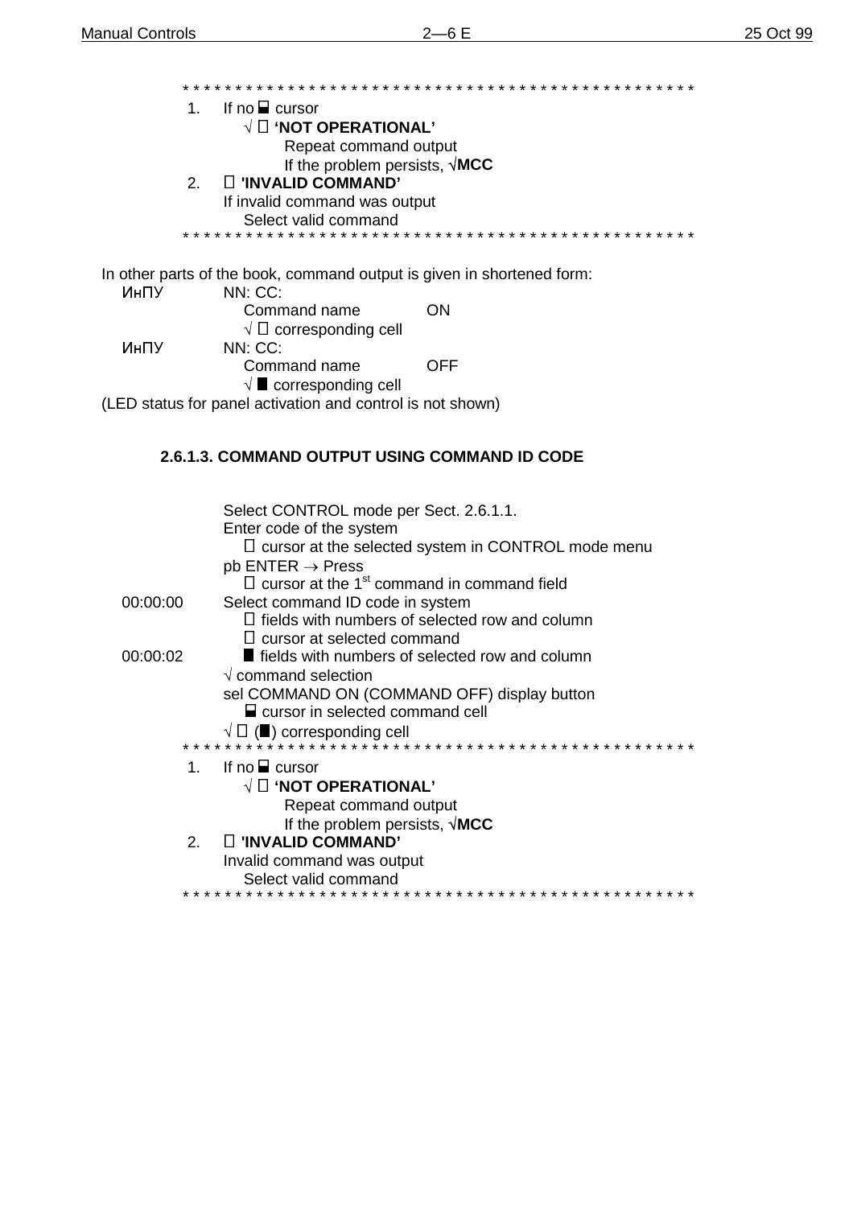\* \* \* \* \* \* \* \* \* \* \* \* \* \* \* \* \* \* \* \* \* \* \* \* \* \* \* \* \* \* \* \* \* \* \* \* \* \* \* \* \* \* \* \* \* \* \* \* \*

1. If no ⬓ cursor
   - √ □ **'NOT OPERATIONAL'**
     - Repeat command output
     - If the problem persists, √**MCC**
2. □ **'INVALID COMMAND'**
   - If invalid command was output
     - Select valid command

\* \* \* \* \* \* \* \* \* \* \* \* \* \* \* \* \* \* \* \* \* \* \* \* \* \* \* \* \* \* \* \* \* \* \* \* \* \* \* \* \* \* \* \* \* \* \* \* \*

In other parts of the book, command output is given in shortened form:

| | |
|---|---|
| ИнПУ | NN: CC: |
| | Command name ON |
| | √ □ corresponding cell |
| ИнПУ | NN: CC: |
| | Command name OFF |
| | √ ■ corresponding cell |

(LED status for panel activation and control is not shown)

### 2.6.1.3. COMMAND OUTPUT USING COMMAND ID CODE

| | |
|---|---|
| | Select CONTROL mode per Sect. 2.6.1.1. |
| | Enter code of the system |
| | □ cursor at the selected system in CONTROL mode menu |
| | pb ENTER → Press |
| | □ cursor at the 1st command in command field |
| 00:00:00 | Select command ID code in system |
| | □ fields with numbers of selected row and column |
| | □ cursor at selected command |
| 00:00:02 | ■ fields with numbers of selected row and column |
| | √ command selection |
| | sel COMMAND ON (COMMAND OFF) display button |
| | ⬓ cursor in selected command cell |
| | √ □ (■) corresponding cell |

\* \* \* \* \* \* \* \* \* \* \* \* \* \* \* \* \* \* \* \* \* \* \* \* \* \* \* \* \* \* \* \* \* \* \* \* \* \* \* \* \* \* \* \* \* \* \* \* \*

1. If no ⬓ cursor
   - √ □ **'NOT OPERATIONAL'**
     - Repeat command output
     - If the problem persists, √**MCC**
2. □ **'INVALID COMMAND'**
   - Invalid command was output
     - Select valid command

\* \* \* \* \* \* \* \* \* \* \* \* \* \* \* \* \* \* \* \* \* \* \* \* \* \* \* \* \* \* \* \* \* \* \* \* \* \* \* \* \* \* \* \* \* \* \* \* \*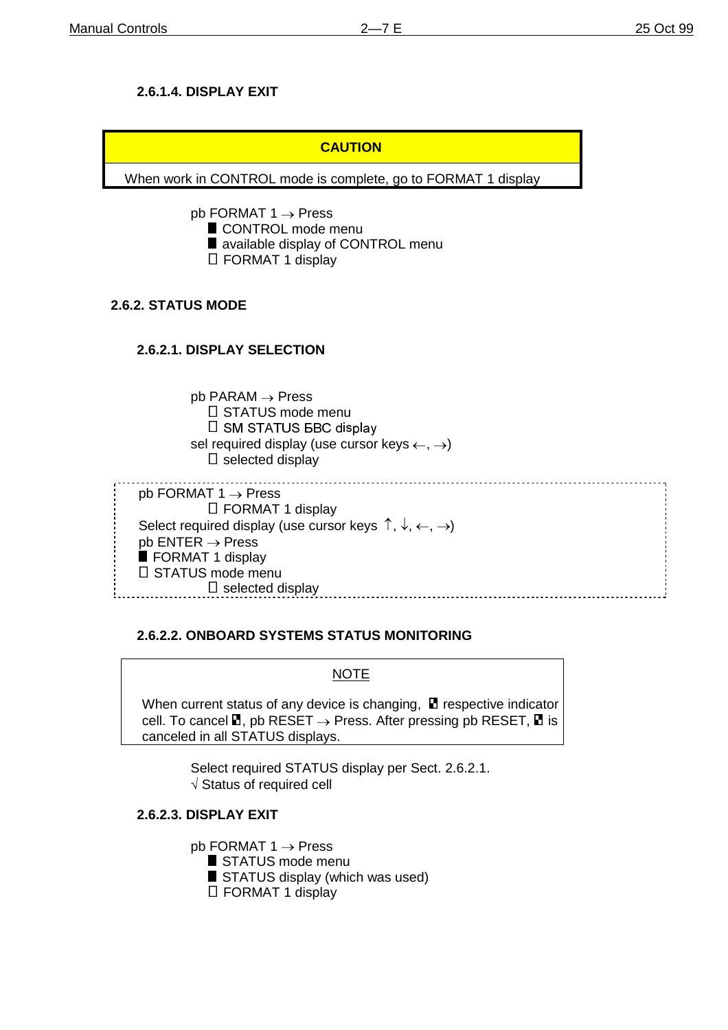#### 2.6.1.4. DISPLAY EXIT

| CAUTION |
|---|
| When work in CONTROL mode is complete, go to FORMAT 1 display |

pb FORMAT 1 → Press
- ■ CONTROL mode menu
- ■ available display of CONTROL menu
- ☐ FORMAT 1 display

### 2.6.2. STATUS MODE

#### 2.6.2.1. DISPLAY SELECTION

pb PARAM → Press
- ☐ STATUS mode menu
- ☐ SM STATUS БВС display

sel required display (use cursor keys ←, →)
- ☐ selected display

---

pb FORMAT 1 → Press
- ☐ FORMAT 1 display

Select required display (use cursor keys ↑, ↓, ←, →)

pb ENTER → Press

■ FORMAT 1 display

☐ STATUS mode menu
- ☐ selected display

---

#### 2.6.2.2. ONBOARD SYSTEMS STATUS MONITORING

**NOTE**

When current status of any device is changing, ◪ respective indicator cell. To cancel ◪, pb RESET → Press. After pressing pb RESET, ◪ is canceled in all STATUS displays.

Select required STATUS display per Sect. 2.6.2.1.

√ Status of required cell

#### 2.6.2.3. DISPLAY EXIT

pb FORMAT 1 → Press
- ■ STATUS mode menu
- ■ STATUS display (which was used)
- ☐ FORMAT 1 display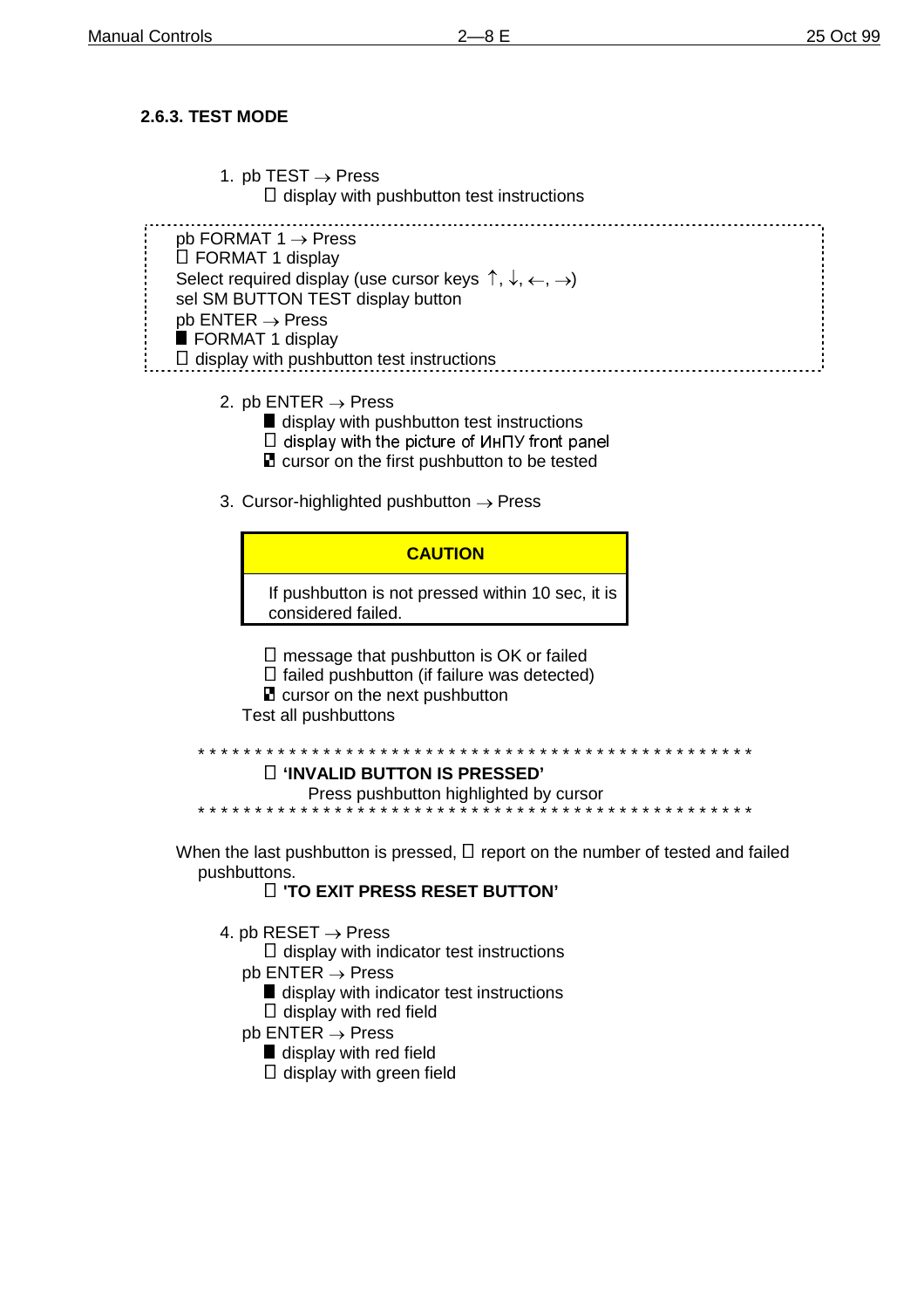### 2.6.3. TEST MODE

1. pb TEST → Press
   - □ display with pushbutton test instructions

> pb FORMAT 1 → Press
> □ FORMAT 1 display
> Select required display (use cursor keys ↑, ↓, ←, →)
> sel SM BUTTON TEST display button
> pb ENTER → Press
> ■ FORMAT 1 display
> □ display with pushbutton test instructions

2. pb ENTER → Press
   - ■ display with pushbutton test instructions
   - □ display with the picture of ИнПУ front panel
   - ▣ cursor on the first pushbutton to be tested

3. Cursor-highlighted pushbutton → Press

| **CAUTION** |
|---|
| If pushbutton is not pressed within 10 sec, it is considered failed. |

   - □ message that pushbutton is OK or failed
   - □ failed pushbutton (if failure was detected)
   - ▣ cursor on the next pushbutton

   Test all pushbuttons

\* \* \* \* \* \* \* \* \* \* \* \* \* \* \* \* \* \* \* \* \* \* \* \* \* \* \* \* \* \* \* \* \* \* \* \* \* \* \* \* \* \* \* \* \* \* \* \* \* \*

□ **'INVALID BUTTON IS PRESSED'**
Press pushbutton highlighted by cursor

\* \* \* \* \* \* \* \* \* \* \* \* \* \* \* \* \* \* \* \* \* \* \* \* \* \* \* \* \* \* \* \* \* \* \* \* \* \* \* \* \* \* \* \* \* \* \* \* \* \*

When the last pushbutton is pressed, □ report on the number of tested and failed pushbuttons.

□ **'TO EXIT PRESS RESET BUTTON'**

4. pb RESET → Press
   - □ display with indicator test instructions

   pb ENTER → Press
   - ■ display with indicator test instructions
   - □ display with red field

   pb ENTER → Press
   - ■ display with red field
   - □ display with green field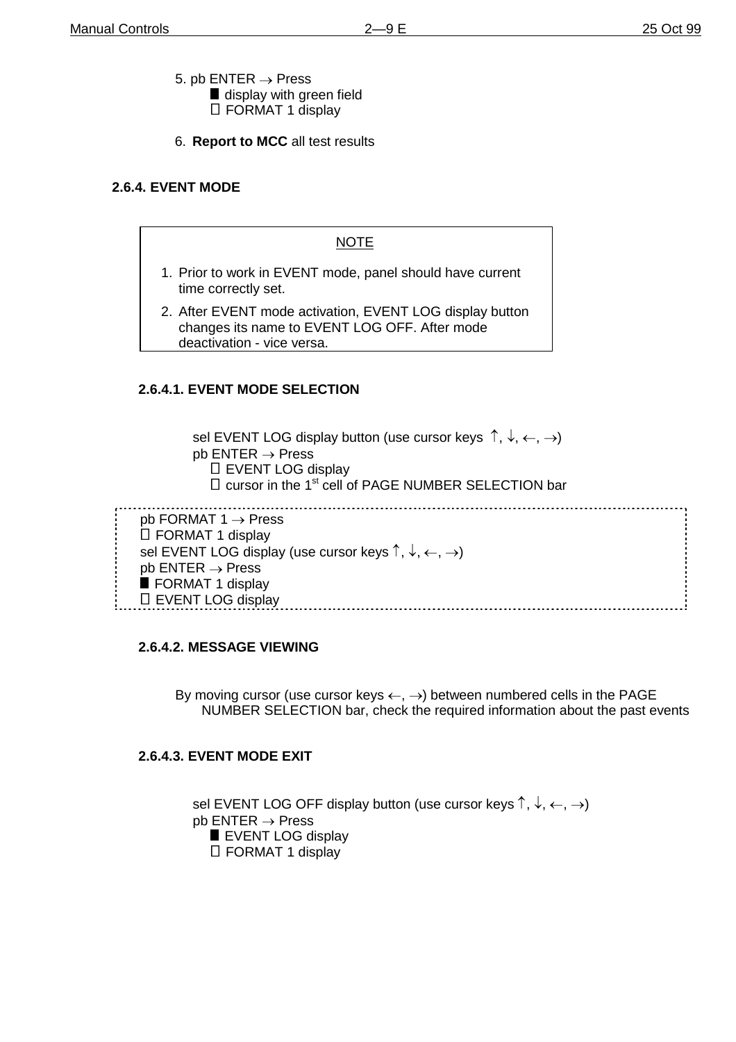5. pb ENTER → Press
   - ■ display with green field
   - □ FORMAT 1 display

6. **Report to MCC** all test results

## 2.6.4. EVENT MODE

> NOTE
>
> 1. Prior to work in EVENT mode, panel should have current time correctly set.
> 2. After EVENT mode activation, EVENT LOG display button changes its name to EVENT LOG OFF. After mode deactivation - vice versa.

### 2.6.4.1. EVENT MODE SELECTION

sel EVENT LOG display button (use cursor keys ↑, ↓, ←, →)
pb ENTER → Press
- □ EVENT LOG display
- □ cursor in the 1st cell of PAGE NUMBER SELECTION bar

pb FORMAT 1 → Press
□ FORMAT 1 display
sel EVENT LOG display (use cursor keys ↑, ↓, ←, →)
pb ENTER → Press
■ FORMAT 1 display
□ EVENT LOG display

### 2.6.4.2. MESSAGE VIEWING

By moving cursor (use cursor keys ←, →) between numbered cells in the PAGE NUMBER SELECTION bar, check the required information about the past events

### 2.6.4.3. EVENT MODE EXIT

sel EVENT LOG OFF display button (use cursor keys ↑, ↓, ←, →)
pb ENTER → Press
- ■ EVENT LOG display
- □ FORMAT 1 display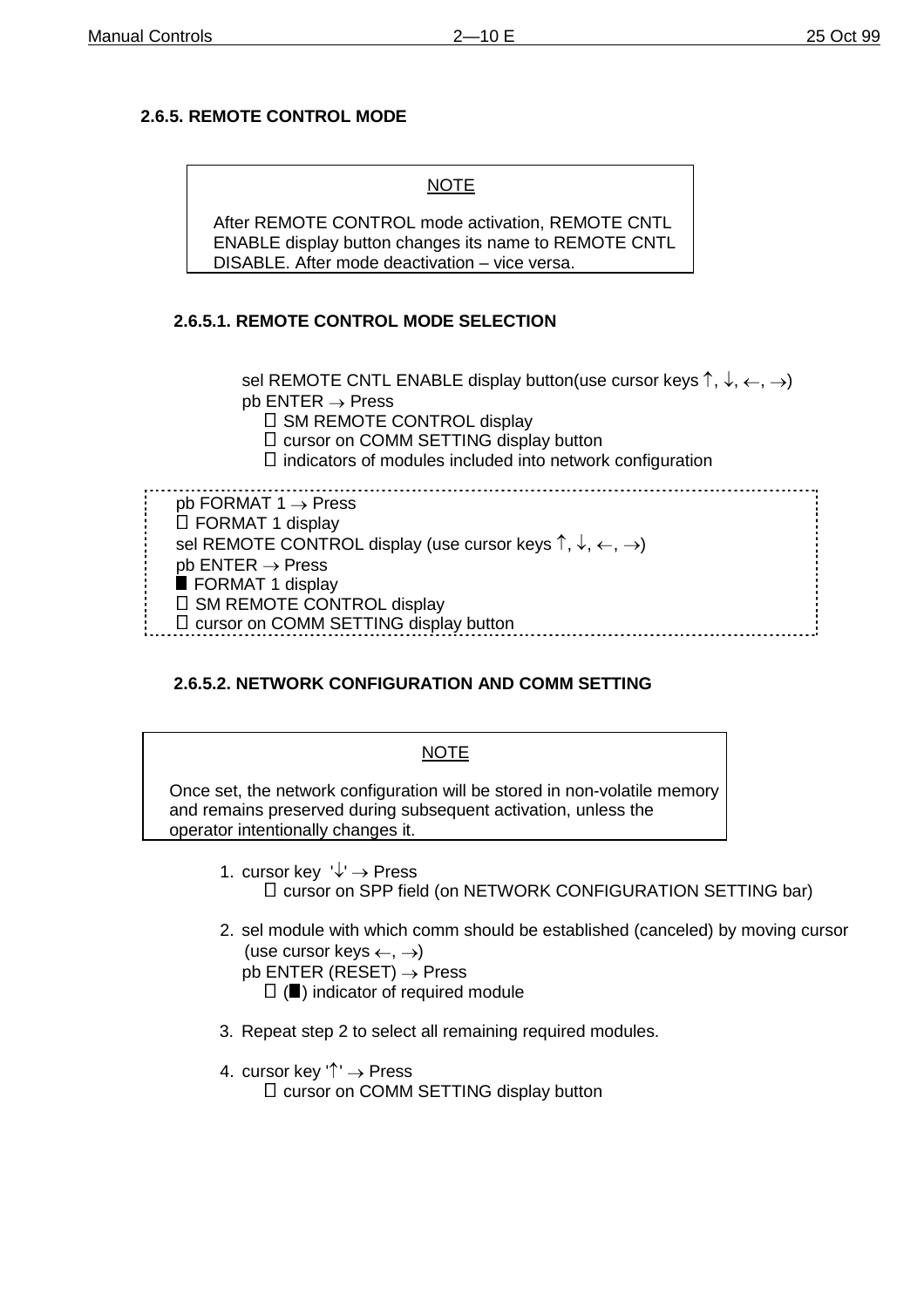### 2.6.5. REMOTE CONTROL MODE

> NOTE
>
> After REMOTE CONTROL mode activation, REMOTE CNTL ENABLE display button changes its name to REMOTE CNTL DISABLE. After mode deactivation – vice versa.

#### 2.6.5.1. REMOTE CONTROL MODE SELECTION

sel REMOTE CNTL ENABLE display button(use cursor keys ↑, ↓, ←, →)
pb ENTER → Press
  SM REMOTE CONTROL display
  cursor on COMM SETTING display button
  indicators of modules included into network configuration

---

pb FORMAT 1 → Press
 FORMAT 1 display
sel REMOTE CONTROL display (use cursor keys ↑, ↓, ←, →)
pb ENTER → Press
■ FORMAT 1 display
 SM REMOTE CONTROL display
 cursor on COMM SETTING display button

---

#### 2.6.5.2. NETWORK CONFIGURATION AND COMM SETTING

> NOTE
>
> Once set, the network configuration will be stored in non-volatile memory and remains preserved during subsequent activation, unless the operator intentionally changes it.

1. cursor key '↓' → Press
    cursor on SPP field (on NETWORK CONFIGURATION SETTING bar)

2. sel module with which comm should be established (canceled) by moving cursor (use cursor keys ←, →)
   pb ENTER (RESET) → Press
    (■) indicator of required module

3. Repeat step 2 to select all remaining required modules.

4. cursor key '↑' → Press
    cursor on COMM SETTING display button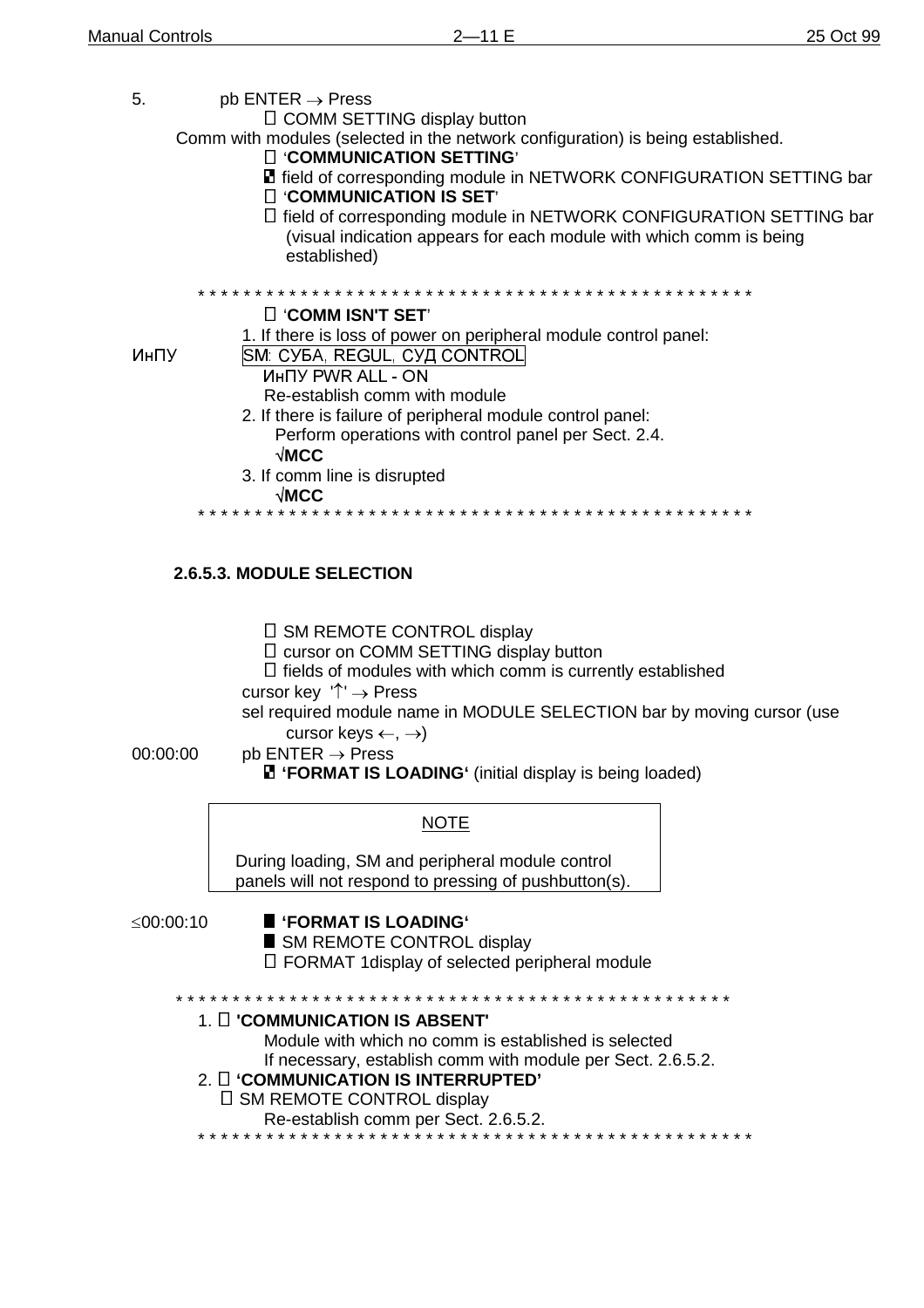5. pb ENTER → Press

 COMM SETTING display button

Comm with modules (selected in the network configuration) is being established.

 '**COMMUNICATION SETTING**'

 field of corresponding module in NETWORK CONFIGURATION SETTING bar

 '**COMMUNICATION IS SET**'

 field of corresponding module in NETWORK CONFIGURATION SETTING bar (visual indication appears for each module with which comm is being established)

\*\*\*\*\*\*\*\*\*\*\*\*\*\*\*\*\*\*\*\*\*\*\*\*\*\*\*\*\*\*\*\*\*\*\*\*\*\*\*\*\*\*\*\*\*\*\*\*\*\*\*

 '**COMM ISN'T SET**'

1. If there is loss of power on peripheral module control panel:

ИнПУ SM: СУБА, REGUL, СУД CONTROL

ИнПУ PWR ALL - ON

Re-establish comm with module

2. If there is failure of peripheral module control panel:

Perform operations with control panel per Sect. 2.4.

√**MCC**

3. If comm line is disrupted

√**MCC**

\*\*\*\*\*\*\*\*\*\*\*\*\*\*\*\*\*\*\*\*\*\*\*\*\*\*\*\*\*\*\*\*\*\*\*\*\*\*\*\*\*\*\*\*\*\*\*\*\*\*\*

### 2.6.5.3. MODULE SELECTION

 SM REMOTE CONTROL display

 cursor on COMM SETTING display button

 fields of modules with which comm is currently established

cursor key '↑' → Press

sel required module name in MODULE SELECTION bar by moving cursor (use cursor keys ←, →)

00:00:00 pb ENTER → Press

 **'FORMAT IS LOADING'** (initial display is being loaded)

| NOTE |
|---|
| During loading, SM and peripheral module control panels will not respond to pressing of pushbutton(s). |

≤00:00:10 **'FORMAT IS LOADING'**

 SM REMOTE CONTROL display

 FORMAT 1display of selected peripheral module

\*\*\*\*\*\*\*\*\*\*\*\*\*\*\*\*\*\*\*\*\*\*\*\*\*\*\*\*\*\*\*\*\*\*\*\*\*\*\*\*\*\*\*\*\*\*\*\*\*\*\*

1.  **'COMMUNICATION IS ABSENT'**

 Module with which no comm is established is selected

 If necessary, establish comm with module per Sect. 2.6.5.2.

2.  **'COMMUNICATION IS INTERRUPTED'**

  SM REMOTE CONTROL display

 Re-establish comm per Sect. 2.6.5.2.

\*\*\*\*\*\*\*\*\*\*\*\*\*\*\*\*\*\*\*\*\*\*\*\*\*\*\*\*\*\*\*\*\*\*\*\*\*\*\*\*\*\*\*\*\*\*\*\*\*\*\*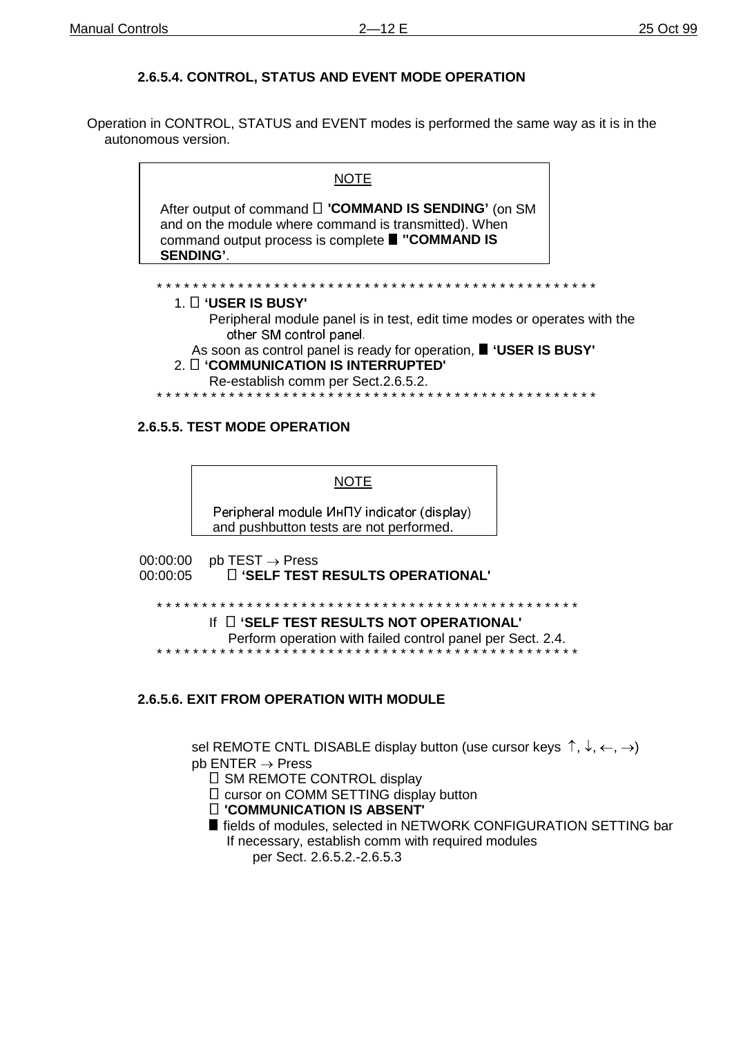### 2.6.5.4. CONTROL, STATUS AND EVENT MODE OPERATION

Operation in CONTROL, STATUS and EVENT modes is performed the same way as it is in the autonomous version.

> NOTE
>
> After output of command  **'COMMAND IS SENDING'** (on SM and on the module where command is transmitted). When command output process is complete ■ **"COMMAND IS SENDING'**.

* * * * * * * * * * * * * * * * * * * * * * * * * * * * * * * * * * * * * * * * * * * * * * * * * *

1.  **'USER IS BUSY'**
   Peripheral module panel is in test, edit time modes or operates with the other SM control panel.
   As soon as control panel is ready for operation, ■ **'USER IS BUSY'**
2.  **'COMMUNICATION IS INTERRUPTED'**
   Re-establish comm per Sect.2.6.5.2.

* * * * * * * * * * * * * * * * * * * * * * * * * * * * * * * * * * * * * * * * * * * * * * * * * *

### 2.6.5.5. TEST MODE OPERATION

> NOTE
>
> Peripheral module ИнПУ indicator (display) and pushbutton tests are not performed.

00:00:00 pb TEST → Press
00:00:05  **'SELF TEST RESULTS OPERATIONAL'**

* * * * * * * * * * * * * * * * * * * * * * * * * * * * * * * * * * * * * * * * * * * * * * * *

If  **'SELF TEST RESULTS NOT OPERATIONAL'**
Perform operation with failed control panel per Sect. 2.4.

* * * * * * * * * * * * * * * * * * * * * * * * * * * * * * * * * * * * * * * * * * * * * * * *

### 2.6.5.6. EXIT FROM OPERATION WITH MODULE

sel REMOTE CNTL DISABLE display button (use cursor keys ↑, ↓, ←, →)
pb ENTER → Press
 SM REMOTE CONTROL display
 cursor on COMM SETTING display button
 **'COMMUNICATION IS ABSENT'**
■ fields of modules, selected in NETWORK CONFIGURATION SETTING bar
If necessary, establish comm with required modules
per Sect. 2.6.5.2.-2.6.5.3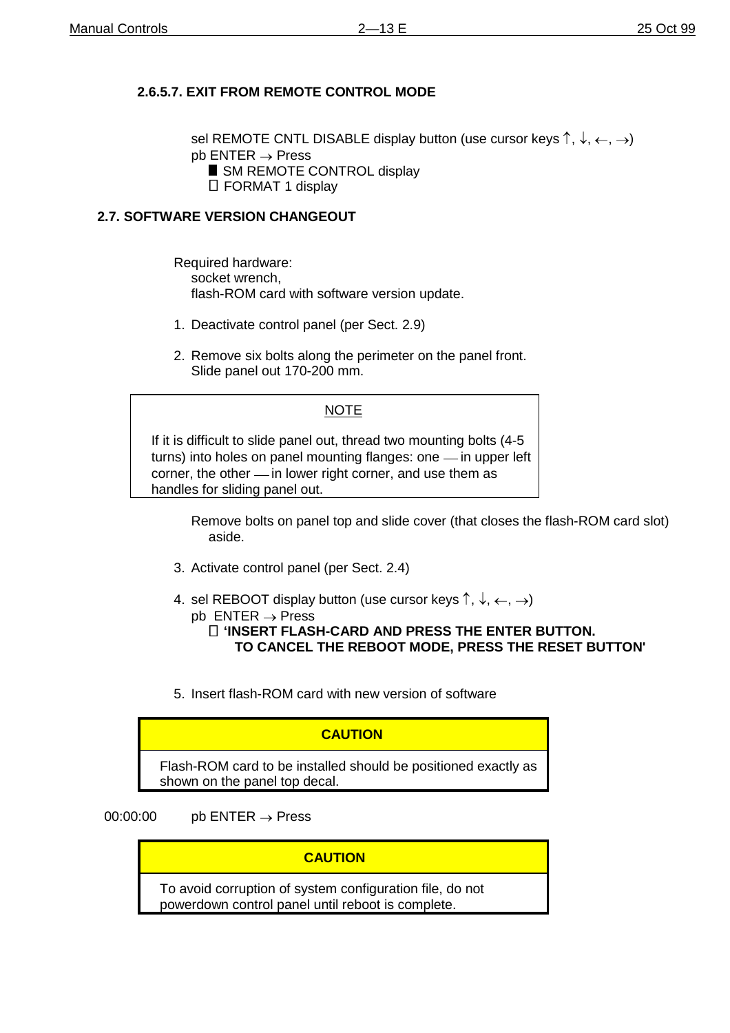### 2.6.5.7. EXIT FROM REMOTE CONTROL MODE

sel REMOTE CNTL DISABLE display button (use cursor keys ↑, ↓, ←, →)
pb ENTER → Press
■ SM REMOTE CONTROL display
□ FORMAT 1 display

## 2.7. SOFTWARE VERSION CHANGEOUT

Required hardware:
socket wrench,
flash-ROM card with software version update.

1. Deactivate control panel (per Sect. 2.9)

2. Remove six bolts along the perimeter on the panel front.
Slide panel out 170-200 mm.

> NOTE
>
> If it is difficult to slide panel out, thread two mounting bolts (4-5 turns) into holes on panel mounting flanges: one — in upper left corner, the other — in lower right corner, and use them as handles for sliding panel out.

Remove bolts on panel top and slide cover (that closes the flash-ROM card slot) aside.

3. Activate control panel (per Sect. 2.4)

4. sel REBOOT display button (use cursor keys ↑, ↓, ←, →)
pb ENTER → Press
□ **'INSERT FLASH-CARD AND PRESS THE ENTER BUTTON. TO CANCEL THE REBOOT MODE, PRESS THE RESET BUTTON'**

5. Insert flash-ROM card with new version of software

> **CAUTION**
>
> Flash-ROM card to be installed should be positioned exactly as shown on the panel top decal.

00:00:00 pb ENTER → Press

> **CAUTION**
>
> To avoid corruption of system configuration file, do not powerdown control panel until reboot is complete.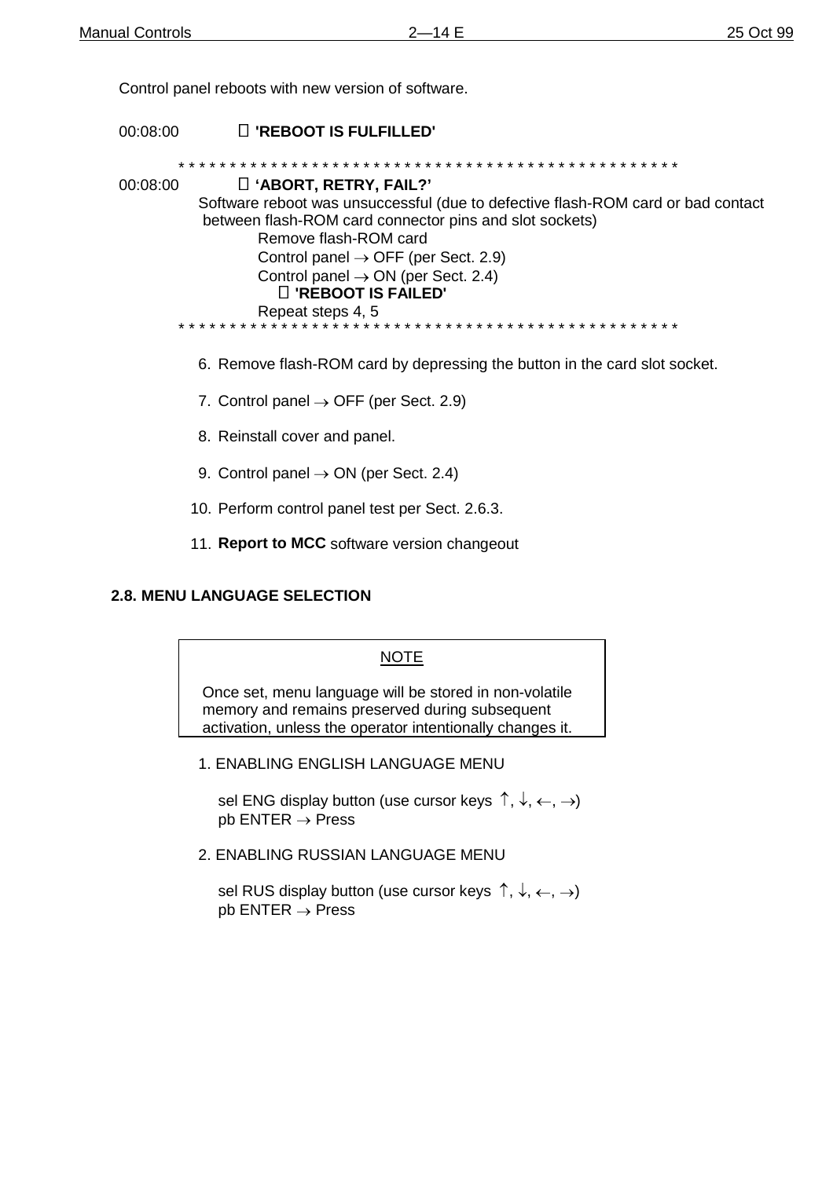Control panel reboots with new version of software.

00:08:00 'REBOOT IS FULFILLED'

* * * * * * * * * * * * * * * * * * * * * * * * * * * * * * * * * * * * * * * * * * * * * * * * * *

00:08:00 **'ABORT, RETRY, FAIL?'**

Software reboot was unsuccessful (due to defective flash-ROM card or bad contact between flash-ROM card connector pins and slot sockets)

Remove flash-ROM card

Control panel → OFF (per Sect. 2.9)

Control panel → ON (per Sect. 2.4)

**'REBOOT IS FAILED'**

Repeat steps 4, 5

* * * * * * * * * * * * * * * * * * * * * * * * * * * * * * * * * * * * * * * * * * * * * * * * * *

6. Remove flash-ROM card by depressing the button in the card slot socket.
7. Control panel → OFF (per Sect. 2.9)
8. Reinstall cover and panel.
9. Control panel → ON (per Sect. 2.4)
10. Perform control panel test per Sect. 2.6.3.
11. **Report to MCC** software version changeout

## 2.8. MENU LANGUAGE SELECTION

> NOTE
>
> Once set, menu language will be stored in non-volatile memory and remains preserved during subsequent activation, unless the operator intentionally changes it.

1. ENABLING ENGLISH LANGUAGE MENU

   sel ENG display button (use cursor keys ↑, ↓, ←, →)
   pb ENTER → Press

2. ENABLING RUSSIAN LANGUAGE MENU

   sel RUS display button (use cursor keys ↑, ↓, ←, →)
   pb ENTER → Press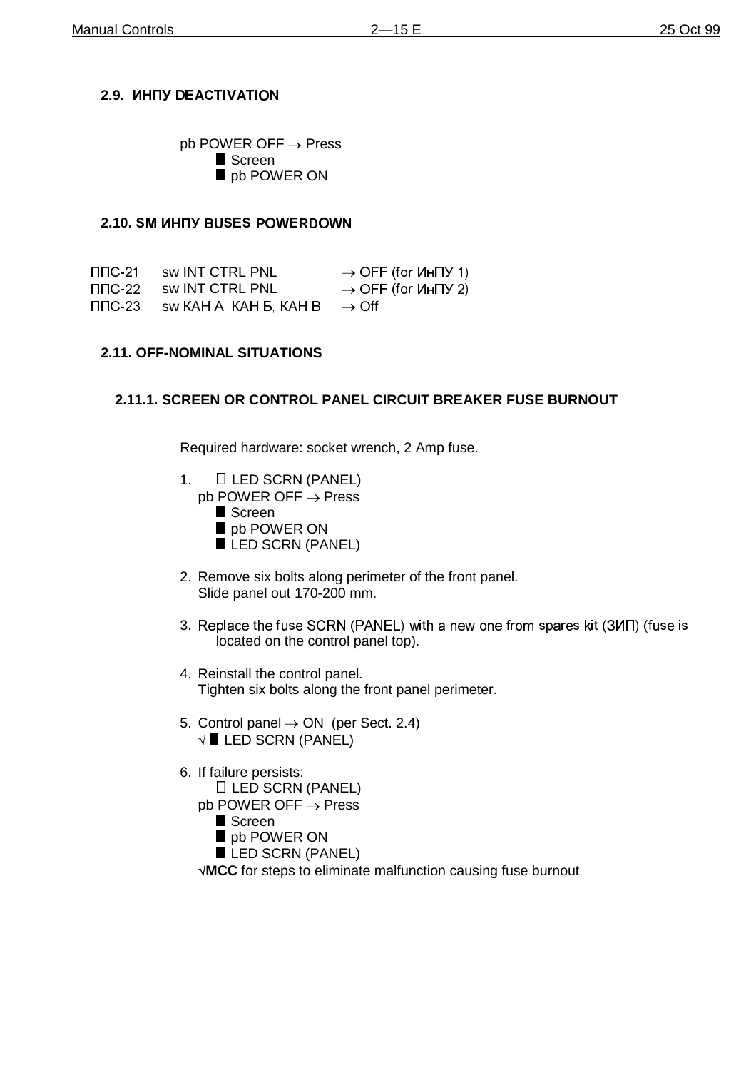## 2.9. ИНПУ DEACTIVATION

pb POWER OFF → Press
- ■ Screen
- ■ pb POWER ON

## 2.10. SM ИНПУ BUSES POWERDOWN

| | | |
|---|---|---|
| ППС-21 | sw INT CTRL PNL | → OFF (for ИнПУ 1) |
| ППС-22 | sw INT CTRL PNL | → OFF (for ИнПУ 2) |
| ППС-23 | sw КАН А, КАН Б, КАН В | → Off |

## 2.11. OFF-NOMINAL SITUATIONS

### 2.11.1. SCREEN OR CONTROL PANEL CIRCUIT BREAKER FUSE BURNOUT

Required hardware: socket wrench, 2 Amp fuse.

1. □ LED SCRN (PANEL)
   pb POWER OFF → Press
   - ■ Screen
   - ■ pb POWER ON
   - ■ LED SCRN (PANEL)

2. Remove six bolts along perimeter of the front panel.
   Slide panel out 170-200 mm.

3. Replace the fuse SCRN (PANEL) with a new one from spares kit (ЗИП) (fuse is located on the control panel top).

4. Reinstall the control panel.
   Tighten six bolts along the front panel perimeter.

5. Control panel → ON (per Sect. 2.4)
   √ ■ LED SCRN (PANEL)

6. If failure persists:
   □ LED SCRN (PANEL)
   pb POWER OFF → Press
   - ■ Screen
   - ■ pb POWER ON
   - ■ LED SCRN (PANEL)

   √**MCC** for steps to eliminate malfunction causing fuse burnout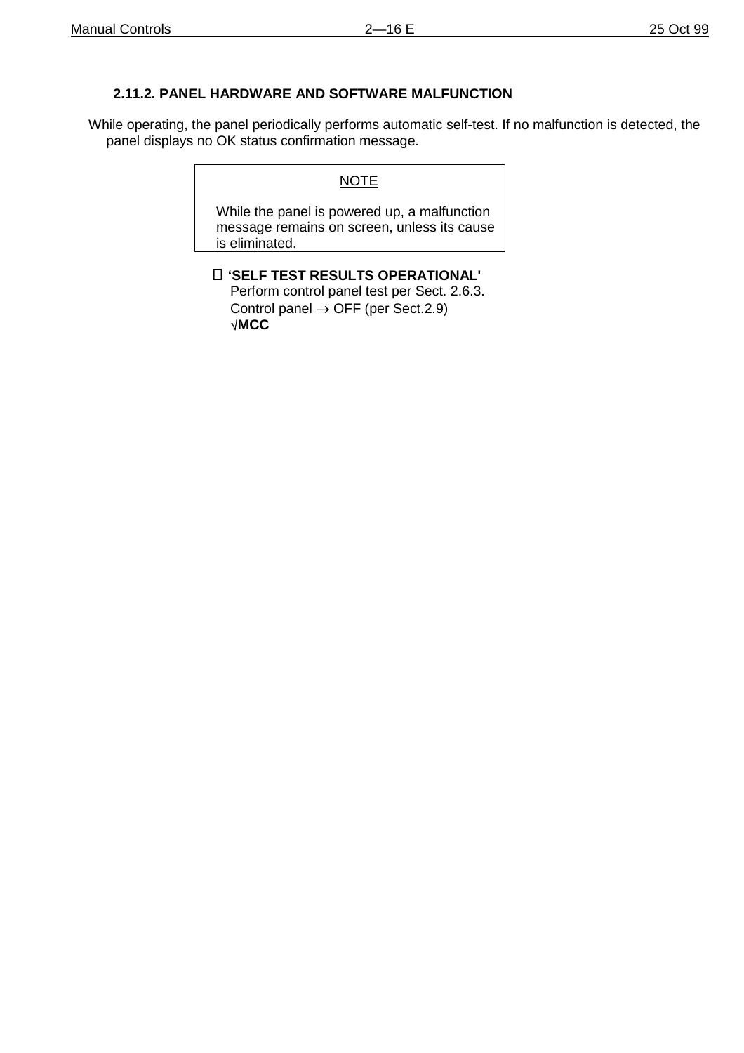### 2.11.2. PANEL HARDWARE AND SOFTWARE MALFUNCTION

While operating, the panel periodically performs automatic self-test. If no malfunction is detected, the panel displays no OK status confirmation message.

> NOTE
>
> While the panel is powered up, a malfunction message remains on screen, unless its cause is eliminated.

 **‘SELF TEST RESULTS OPERATIONAL'**
Perform control panel test per Sect. 2.6.3.
Control panel → OFF (per Sect.2.9)
√**MCC**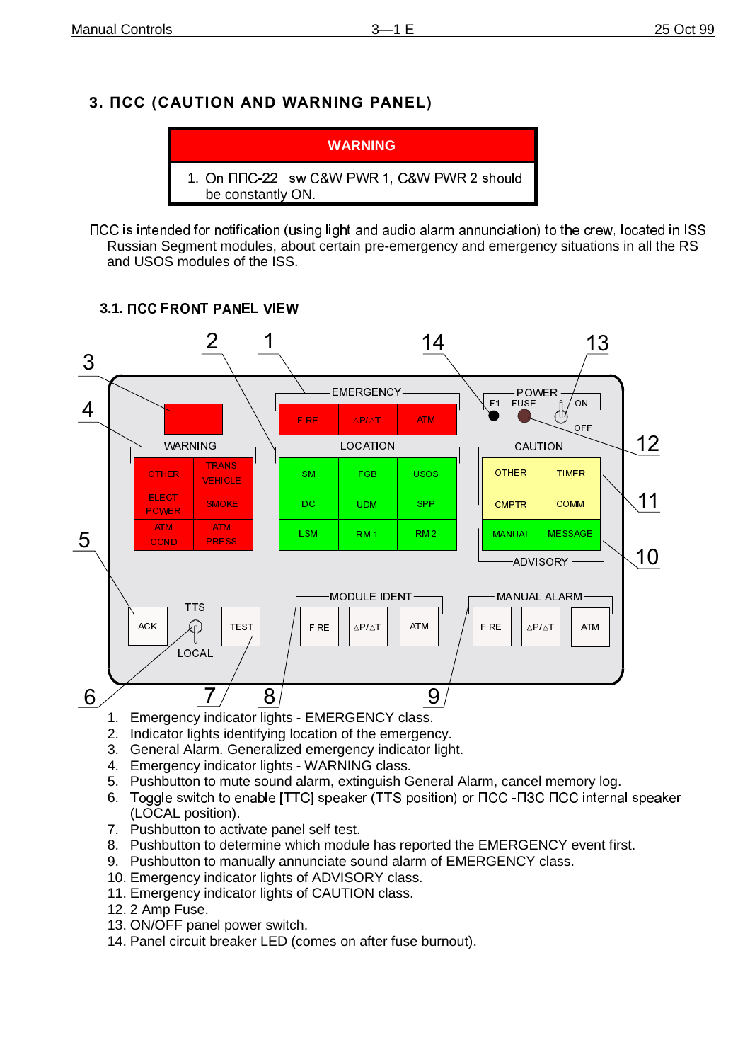## 3. ПСС (CAUTION AND WARNING PANEL)

| WARNING |
| --- |
| 1. On ППС-22, sw C&W PWR 1, C&W PWR 2 should be constantly ON. |

ПСС is intended for notification (using light and audio alarm annunciation) to the crew, located in ISS Russian Segment modules, about certain pre-emergency and emergency situations in all the RS and USOS modules of the ISS.

### 3.1. ПСС FRONT PANEL VIEW

1. Emergency indicator lights - EMERGENCY class.
2. Indicator lights identifying location of the emergency.
3. General Alarm. Generalized emergency indicator light.
4. Emergency indicator lights - WARNING class.
5. Pushbutton to mute sound alarm, extinguish General Alarm, cancel memory log.
6. Toggle switch to enable [TTC] speaker (TTS position) or ПСС -ПЗС ПСС internal speaker (LOCAL position).
7. Pushbutton to activate panel self test.
8. Pushbutton to determine which module has reported the EMERGENCY event first.
9. Pushbutton to manually annunciate sound alarm of EMERGENCY class.
10. Emergency indicator lights of ADVISORY class.
11. Emergency indicator lights of CAUTION class.
12. 2 Amp Fuse.
13. ON/OFF panel power switch.
14. Panel circuit breaker LED (comes on after fuse burnout).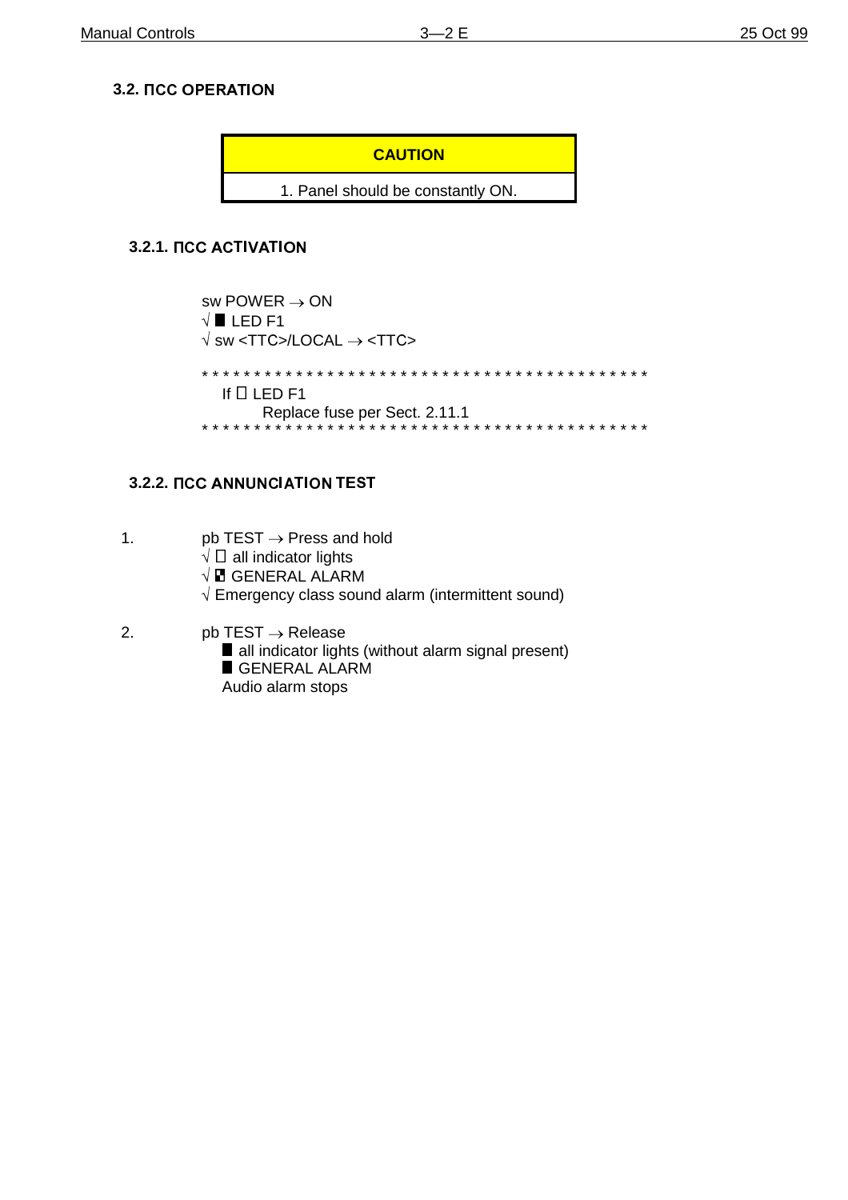### 3.2. ПСС OPERATION

| CAUTION |
| --- |
| 1. Panel should be constantly ON. |

#### 3.2.1. ПСС ACTIVATION

sw POWER → ON
√ ■ LED F1
√ sw <TTC>/LOCAL → <TTC>

* * * * * * * * * * * * * * * * * * * * * * * * * * * * * * * * * * * * * * * * * * *
If □ LED F1
Replace fuse per Sect. 2.11.1
* * * * * * * * * * * * * * * * * * * * * * * * * * * * * * * * * * * * * * * * * * *

#### 3.2.2. ПСС ANNUNCIATION TEST

1. pb TEST → Press and hold
   √ □ all indicator lights
   √ ◧ GENERAL ALARM
   √ Emergency class sound alarm (intermittent sound)

2. pb TEST → Release
   ■ all indicator lights (without alarm signal present)
   ■ GENERAL ALARM
   Audio alarm stops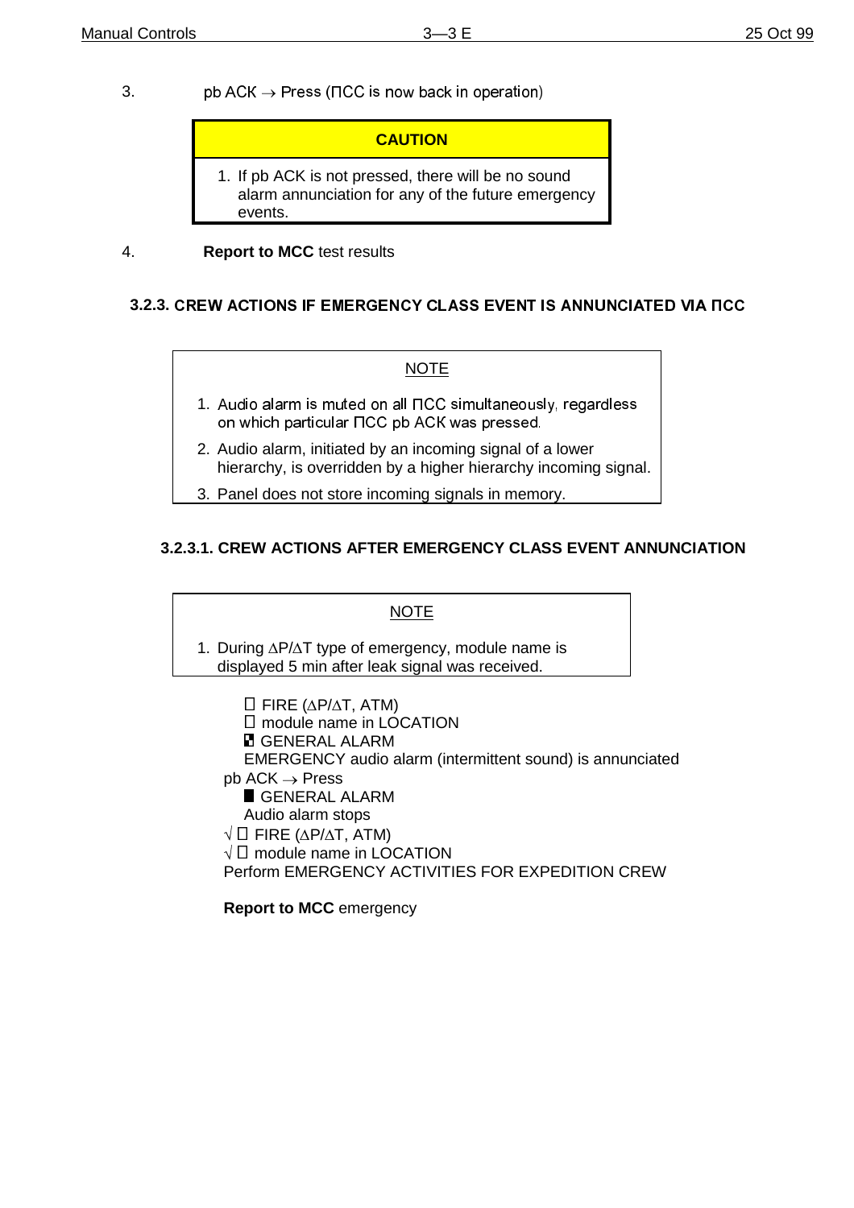3. pb ACK → Press (ПСС is now back in operation)

**CAUTION**

1. If pb ACK is not pressed, there will be no sound alarm annunciation for any of the future emergency events.

4. **Report to MCC** test results

### 3.2.3. CREW ACTIONS IF EMERGENCY CLASS EVENT IS ANNUNCIATED VIA ПСС

NOTE

1. Audio alarm is muted on all ПСС simultaneously, regardless on which particular ПСС pb ACK was pressed.
2. Audio alarm, initiated by an incoming signal of a lower hierarchy, is overridden by a higher hierarchy incoming signal.
3. Panel does not store incoming signals in memory.

#### 3.2.3.1. CREW ACTIONS AFTER EMERGENCY CLASS EVENT ANNUNCIATION

NOTE

1. During ΔP/ΔT type of emergency, module name is displayed 5 min after leak signal was received.

- ☐ FIRE (ΔP/ΔT, ATM)
- ☐ module name in LOCATION
- ◪ GENERAL ALARM
- EMERGENCY audio alarm (intermittent sound) is annunciated

pb ACK → Press

- ■ GENERAL ALARM
- Audio alarm stops

√ ☐ FIRE (ΔP/ΔT, ATM)

√ ☐ module name in LOCATION

Perform EMERGENCY ACTIVITIES FOR EXPEDITION CREW

**Report to MCC** emergency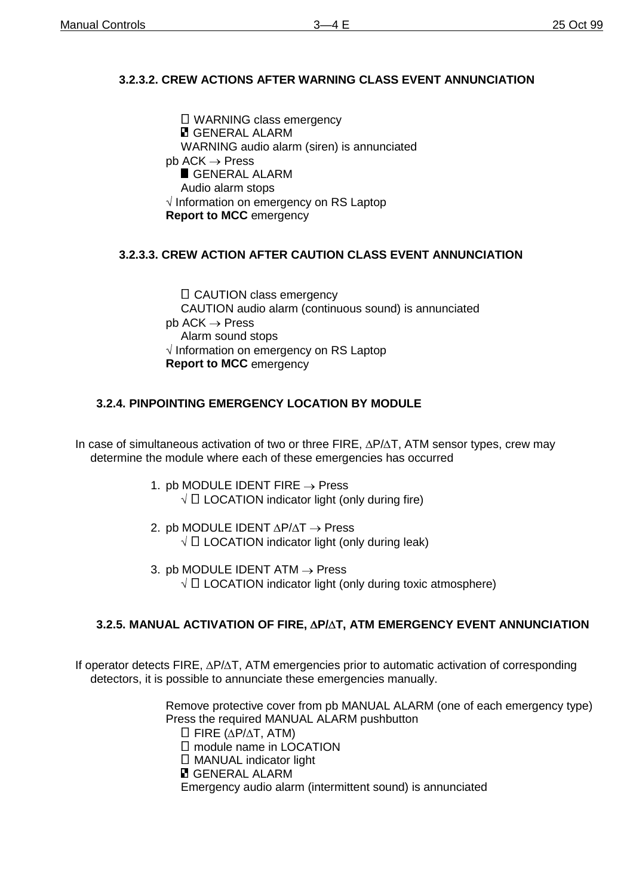### 3.2.3.2. CREW ACTIONS AFTER WARNING CLASS EVENT ANNUNCIATION

 WARNING class emergency
 GENERAL ALARM
WARNING audio alarm (siren) is annunciated

pb ACK → Press

 GENERAL ALARM
Audio alarm stops

√ Information on emergency on RS Laptop

**Report to MCC** emergency

### 3.2.3.3. CREW ACTION AFTER CAUTION CLASS EVENT ANNUNCIATION

 CAUTION class emergency
CAUTION audio alarm (continuous sound) is annunciated

pb ACK → Press

Alarm sound stops

√ Information on emergency on RS Laptop

**Report to MCC** emergency

### 3.2.4. PINPOINTING EMERGENCY LOCATION BY MODULE

In case of simultaneous activation of two or three FIRE, ΔP/ΔT, ATM sensor types, crew may determine the module where each of these emergencies has occurred

1. pb MODULE IDENT FIRE → Press
   √  LOCATION indicator light (only during fire)

2. pb MODULE IDENT ΔP/ΔT → Press
   √  LOCATION indicator light (only during leak)

3. pb MODULE IDENT ATM → Press
   √  LOCATION indicator light (only during toxic atmosphere)

### 3.2.5. MANUAL ACTIVATION OF FIRE, ΔP/ΔT, ATM EMERGENCY EVENT ANNUNCIATION

If operator detects FIRE, ΔP/ΔT, ATM emergencies prior to automatic activation of corresponding detectors, it is possible to annunciate these emergencies manually.

Remove protective cover from pb MANUAL ALARM (one of each emergency type)
Press the required MANUAL ALARM pushbutton

 FIRE (ΔP/ΔT, ATM)
 module name in LOCATION
 MANUAL indicator light
 GENERAL ALARM
Emergency audio alarm (intermittent sound) is annunciated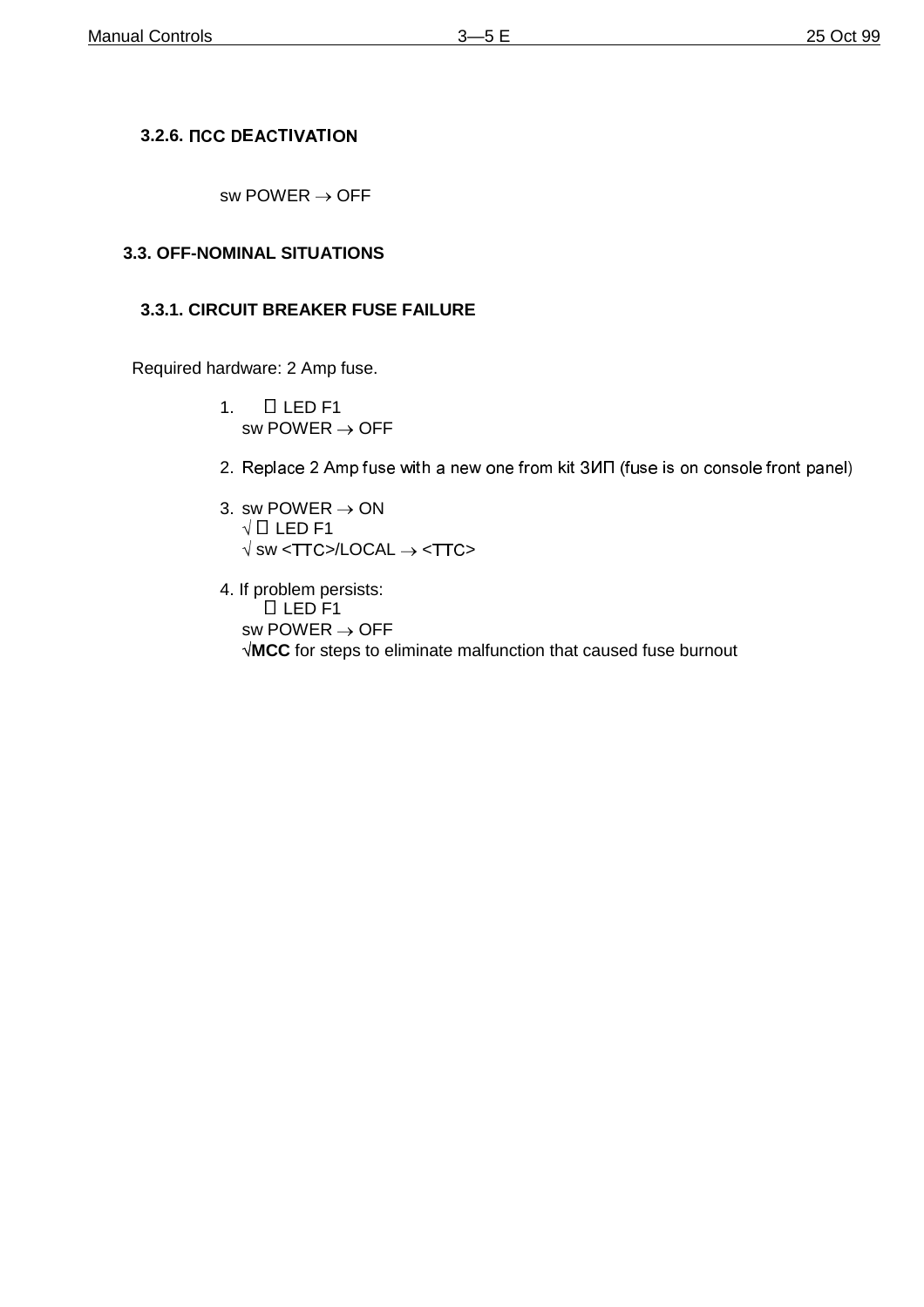### 3.2.6. ПСС DEACTIVATION

sw POWER → OFF

## 3.3. OFF-NOMINAL SITUATIONS

### 3.3.1. CIRCUIT BREAKER FUSE FAILURE

Required hardware: 2 Amp fuse.

1. LED F1
   sw POWER → OFF

2. Replace 2 Amp fuse with a new one from kit ЗИП (fuse is on console front panel)

3. sw POWER → ON
   √ LED F1
   √ sw <ТТС>/LOCAL → <ТТС>

4. If problem persists:
   LED F1
   sw POWER → OFF
   √**MCC** for steps to eliminate malfunction that caused fuse burnout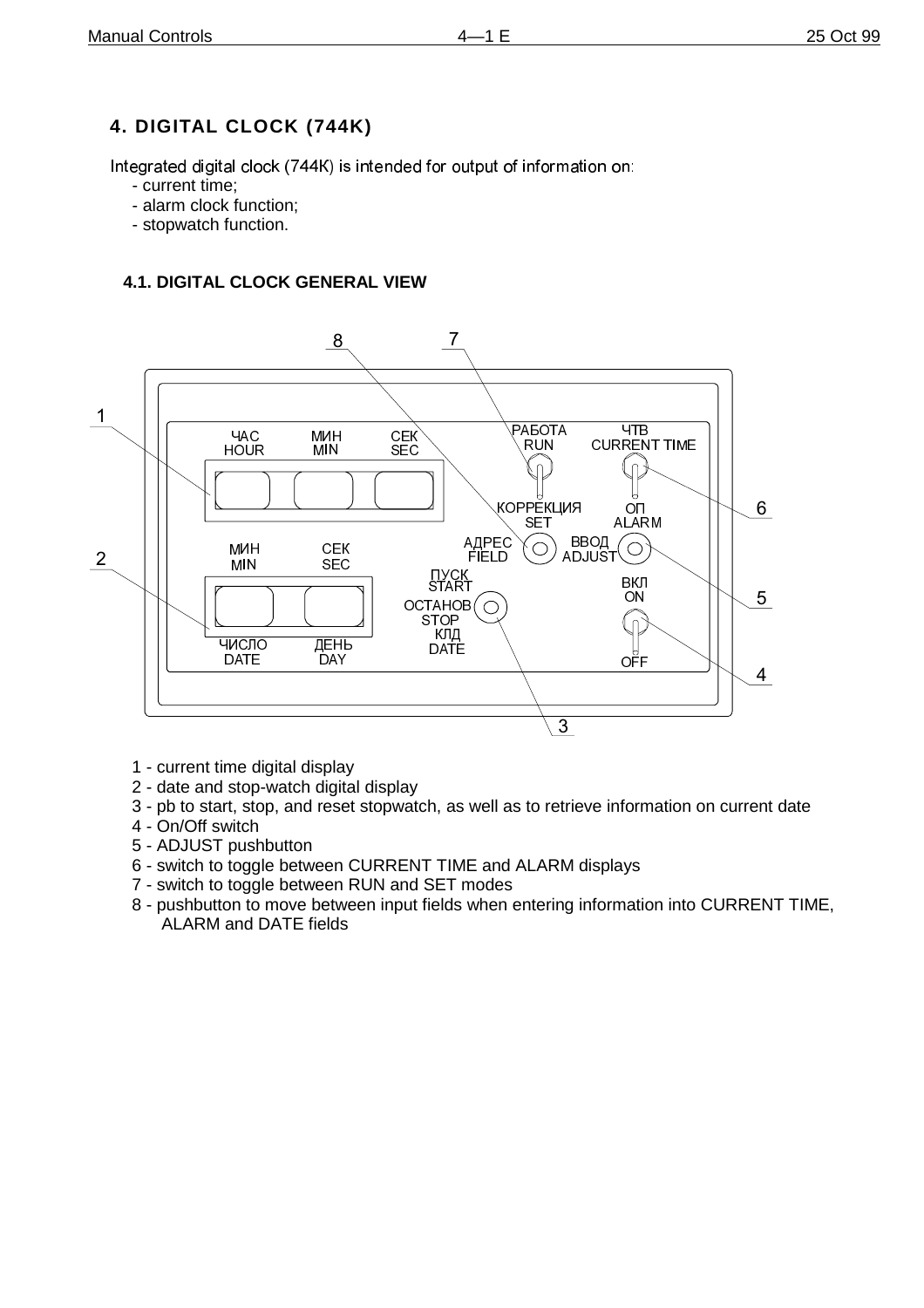# 4. DIGITAL CLOCK (744K)

Integrated digital clock (744K) is intended for output of information on:

- current time;
- alarm clock function;
- stopwatch function.

## 4.1. DIGITAL CLOCK GENERAL VIEW

1 - current time digital display
2 - date and stop-watch digital display
3 - pb to start, stop, and reset stopwatch, as well as to retrieve information on current date
4 - On/Off switch
5 - ADJUST pushbutton
6 - switch to toggle between CURRENT TIME and ALARM displays
7 - switch to toggle between RUN and SET modes
8 - pushbutton to move between input fields when entering information into CURRENT TIME, ALARM and DATE fields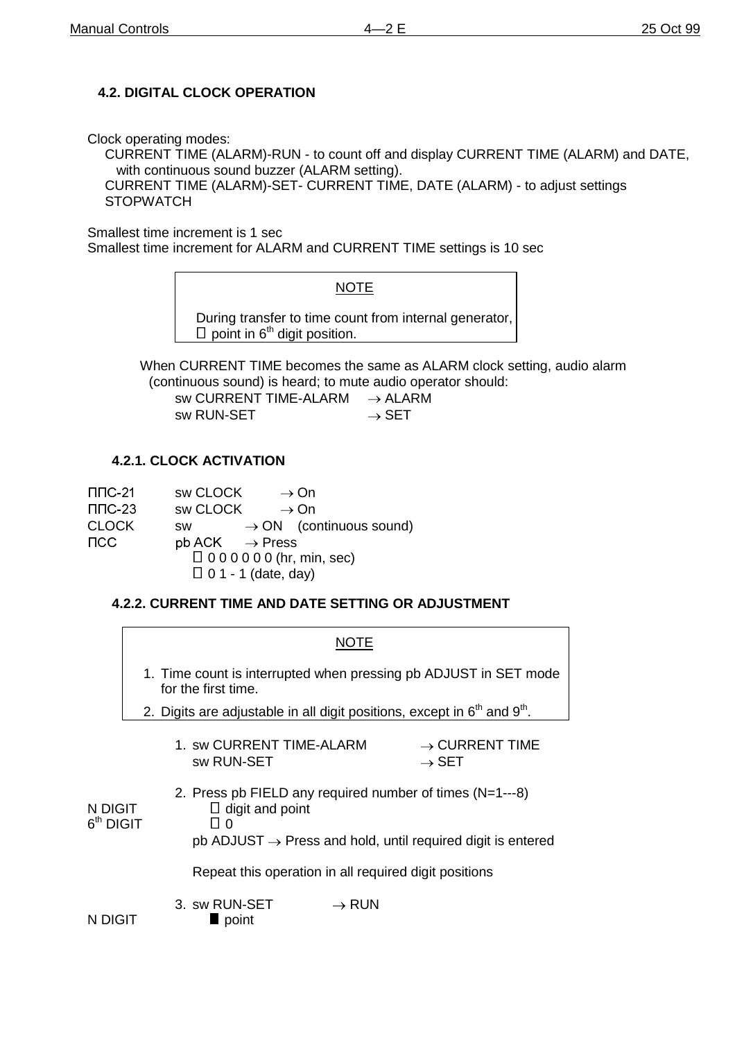## 4.2. DIGITAL CLOCK OPERATION

Clock operating modes:

CURRENT TIME (ALARM)-RUN - to count off and display CURRENT TIME (ALARM) and DATE, with continuous sound buzzer (ALARM setting).

CURRENT TIME (ALARM)-SET- CURRENT TIME, DATE (ALARM) - to adjust settings

STOPWATCH

Smallest time increment is 1 sec
Smallest time increment for ALARM and CURRENT TIME settings is 10 sec

> NOTE
>
> During transfer to time count from internal generator,  point in 6th digit position.

When CURRENT TIME becomes the same as ALARM clock setting, audio alarm (continuous sound) is heard; to mute audio operator should:

sw CURRENT TIME-ALARM → ALARM
sw RUN-SET → SET

### 4.2.1. CLOCK ACTIVATION

| | | |
|---|---|---|
| ППС-21 | sw CLOCK | → On |
| ППС-23 | sw CLOCK | → On |
| CLOCK | sw | → ON (continuous sound) |
| ПСС | pb ACK | → Press |
| | | 0 0 0 0 0 0 (hr, min, sec) |
| | | 0 1 - 1 (date, day) |

### 4.2.2. CURRENT TIME AND DATE SETTING OR ADJUSTMENT

> NOTE
>
> 1. Time count is interrupted when pressing pb ADJUST in SET mode for the first time.
> 2. Digits are adjustable in all digit positions, except in 6th and 9th.

1. sw CURRENT TIME-ALARM → CURRENT TIME
   sw RUN-SET → SET

2. Press pb FIELD any required number of times (N=1---8)

   N DIGIT — digit and point
   6th DIGIT — 0

   pb ADJUST → Press and hold, until required digit is entered

   Repeat this operation in all required digit positions

3. sw RUN-SET → RUN

   N DIGIT — ■ point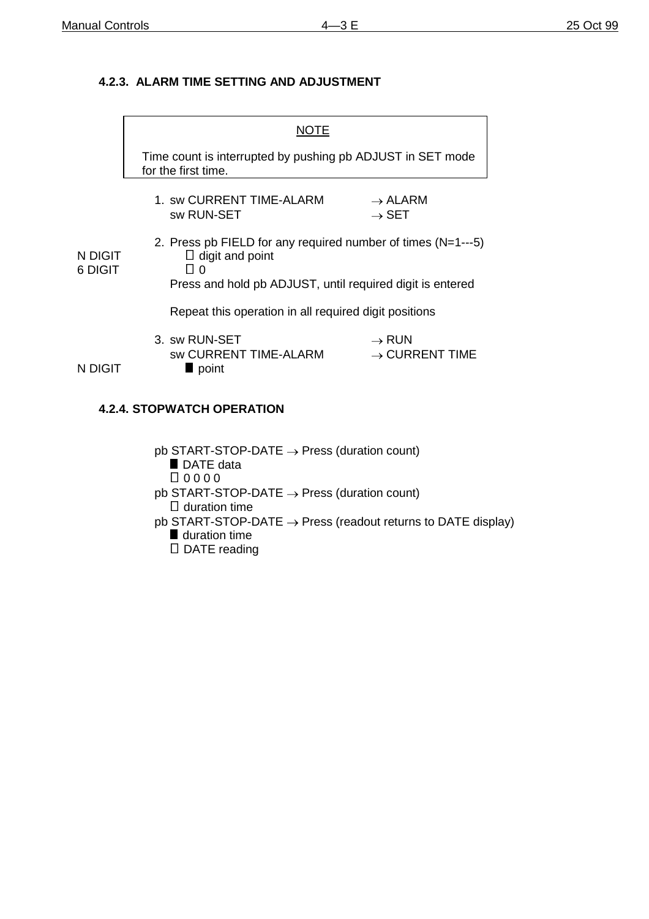### 4.2.3. ALARM TIME SETTING AND ADJUSTMENT

> **NOTE**
>
> Time count is interrupted by pushing pb ADJUST in SET mode for the first time.

1. sw CURRENT TIME-ALARM → ALARM
   sw RUN-SET → SET

2. Press pb FIELD for any required number of times (N=1---5)
   N DIGIT  digit and point
   6 DIGIT  0
   Press and hold pb ADJUST, until required digit is entered

   Repeat this operation in all required digit positions

3. sw RUN-SET → RUN
   sw CURRENT TIME-ALARM → CURRENT TIME
   N DIGIT ■ point

### 4.2.4. STOPWATCH OPERATION

pb START-STOP-DATE → Press (duration count)
■ DATE data
 0 0 0 0
pb START-STOP-DATE → Press (duration count)
 duration time
pb START-STOP-DATE → Press (readout returns to DATE display)
■ duration time
 DATE reading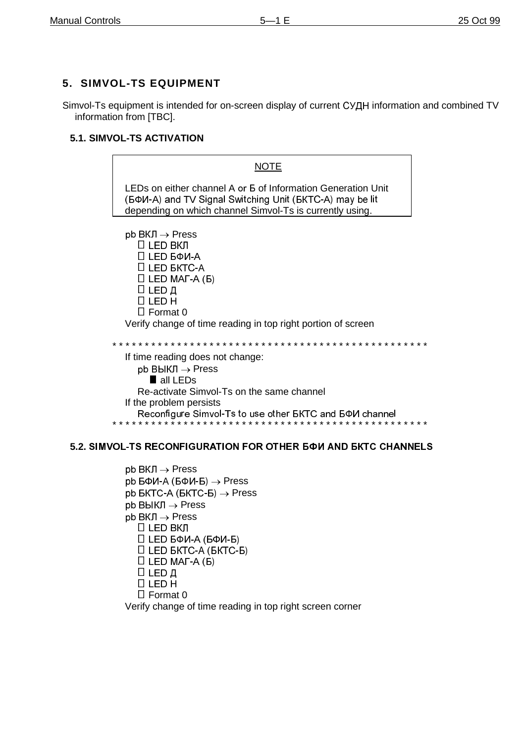# 5. SIMVOL-TS EQUIPMENT

Simvol-Ts equipment is intended for on-screen display of current СУДН information and combined TV information from [TBC].

## 5.1. SIMVOL-TS ACTIVATION

> NOTE
>
> LEDs on either channel A or Б of Information Generation Unit (БФИ-А) and TV Signal Switching Unit (БКТС-А) may be lit depending on which channel Simvol-Ts is currently using.

pb ВКЛ → Press
- □ LED ВКЛ
- □ LED БФИ-А
- □ LED БКТС-А
- □ LED МАГ-А (Б)
- □ LED Д
- □ LED Н
- □ Format 0

Verify change of time reading in top right portion of screen

* * * * * * * * * * * * * * * * * * * * * * * * * * * * * * * * * * * * * * * * * * * * * * * * * *

If time reading does not change:
- pb ВЫКЛ → Press
  - ■ all LEDs
- Re-activate Simvol-Ts on the same channel

If the problem persists
- Reconfigure Simvol-Ts to use other БКТС and БФИ channel

* * * * * * * * * * * * * * * * * * * * * * * * * * * * * * * * * * * * * * * * * * * * * * * * * *

## 5.2. SIMVOL-TS RECONFIGURATION FOR OTHER БФИ AND БКТС CHANNELS

pb ВКЛ → Press
pb БФИ-А (БФИ-Б) → Press
pb БКТС-А (БКТС-Б) → Press
pb ВЫКЛ → Press
pb ВКЛ → Press
- □ LED ВКЛ
- □ LED БФИ-А (БФИ-Б)
- □ LED БКТС-А (БКТС-Б)
- □ LED МАГ-А (Б)
- □ LED Д
- □ LED Н
- □ Format 0

Verify change of time reading in top right screen corner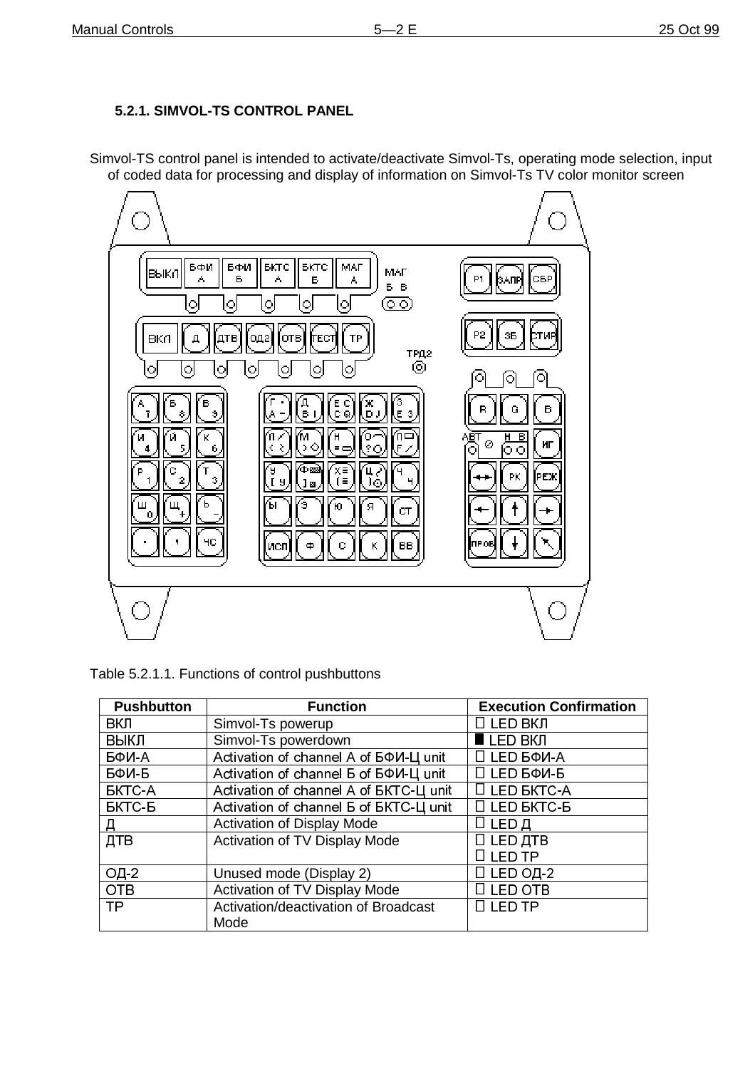### 5.2.1. SIMVOL-TS CONTROL PANEL

Simvol-TS control panel is intended to activate/deactivate Simvol-Ts, operating mode selection, input of coded data for processing and display of information on Simvol-Ts TV color monitor screen

Table 5.2.1.1. Functions of control pushbuttons

| Pushbutton | Function | Execution Confirmation |
|---|---|---|
| ВКЛ | Simvol-Ts powerup | □ LED ВКЛ |
| ВЫКЛ | Simvol-Ts powerdown | ■ LED ВКЛ |
| БФИ-А | Activation of channel A of БФИ-Ц unit | □ LED БФИ-А |
| БФИ-Б | Activation of channel Б of БФИ-Ц unit | □ LED БФИ-Б |
| БКТС-А | Activation of channel A of БКТС-Ц unit | □ LED БКТС-А |
| БКТС-Б | Activation of channel Б of БКТС-Ц unit | □ LED БКТС-Б |
| Д | Activation of Display Mode | □ LED Д |
| ДТВ | Activation of TV Display Mode | □ LED ДТВ<br>□ LED ТР |
| ОД-2 | Unused mode (Display 2) | □ LED ОД-2 |
| ОТВ | Activation of TV Display Mode | □ LED ОТВ |
| ТР | Activation/deactivation of Broadcast Mode | □ LED ТР |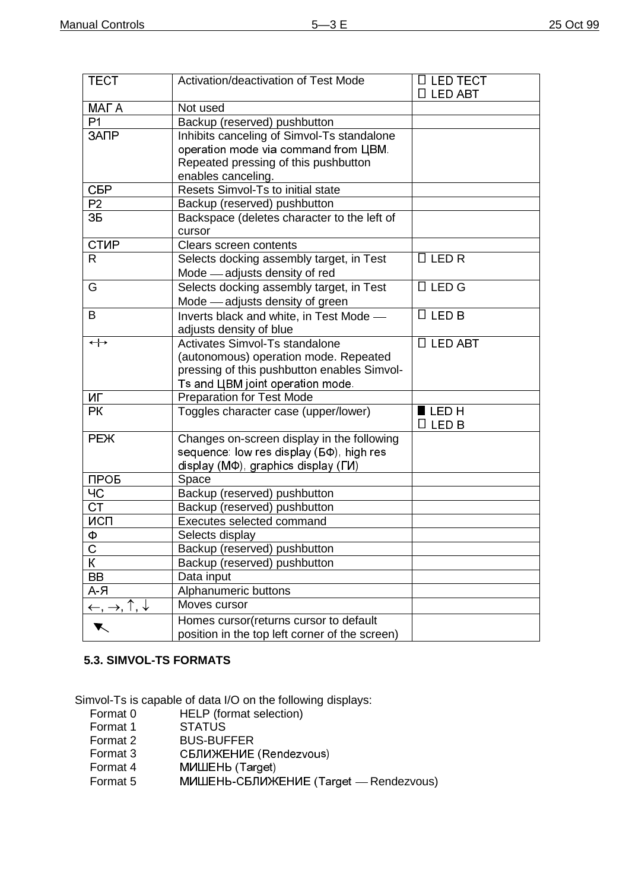| ТЕСТ | Activation/deactivation of Test Mode | □ LED ТЕСТ<br>□ LED АВТ |
|---|---|---|
| МАГ А | Not used | |
| Р1 | Backup (reserved) pushbutton | |
| ЗАПР | Inhibits canceling of Simvol-Ts standalone operation mode via command from ЦВМ. Repeated pressing of this pushbutton enables canceling. | |
| СБР | Resets Simvol-Ts to initial state | |
| Р2 | Backup (reserved) pushbutton | |
| ЗБ | Backspace (deletes character to the left of cursor | |
| СТИР | Clears screen contents | |
| R | Selects docking assembly target, in Test Mode — adjusts density of red | □ LED R |
| G | Selects docking assembly target, in Test Mode — adjusts density of green | □ LED G |
| B | Inverts black and white, in Test Mode — adjusts density of blue | □ LED B |
| ↔ | Activates Simvol-Ts standalone (autonomous) operation mode. Repeated pressing of this pushbutton enables Simvol-Ts and ЦВМ joint operation mode. | □ LED АВТ |
| ИГ | Preparation for Test Mode | |
| РК | Toggles character case (upper/lower) | ■ LED Н<br>□ LED В |
| РЕЖ | Changes on-screen display in the following sequence: low res display (БФ), high res display (МФ), graphics display (ГИ) | |
| ПРОБ | Space | |
| ЧС | Backup (reserved) pushbutton | |
| СТ | Backup (reserved) pushbutton | |
| ИСП | Executes selected command | |
| Ф | Selects display | |
| С | Backup (reserved) pushbutton | |
| К | Backup (reserved) pushbutton | |
| ВВ | Data input | |
| А-Я | Alphanumeric buttons | |
| ←, →, ↑, ↓ | Moves cursor | |
| ↖ | Homes cursor(returns cursor to default position in the top left corner of the screen) | |

## 5.3. SIMVOL-TS FORMATS

Simvol-Ts is capable of data I/O on the following displays:

- Format 0 HELP (format selection)
- Format 1 STATUS
- Format 2 BUS-BUFFER
- Format 3 СБЛИЖЕНИЕ (Rendezvous)
- Format 4 МИШЕНЬ (Target)
- Format 5 МИШЕНЬ-СБЛИЖЕНИЕ (Target — Rendezvous)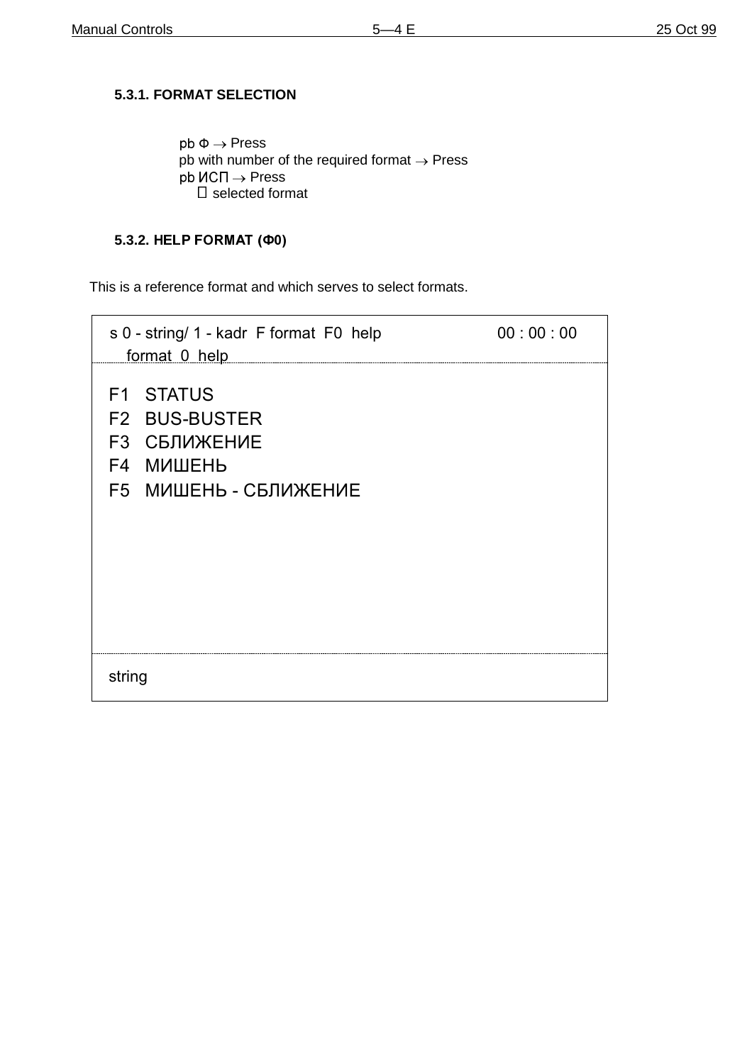### 5.3.1. FORMAT SELECTION

pb Ф → Press
pb with number of the required format → Press
pb ИСП → Press
 selected format

### 5.3.2. HELP FORMAT (Ф0)

This is a reference format and which serves to select formats.

```
s 0 - string/ 1 - kadr  F format  F0  help              00 : 00 : 00
   format  0  help
--------------------------------------------------------------------
F1   STATUS
F2   BUS-BUSTER
F3   СБЛИЖЕНИЕ
F4   МИШЕНЬ
F5   МИШЕНЬ - СБЛИЖЕНИЕ

--------------------------------------------------------------------
string
```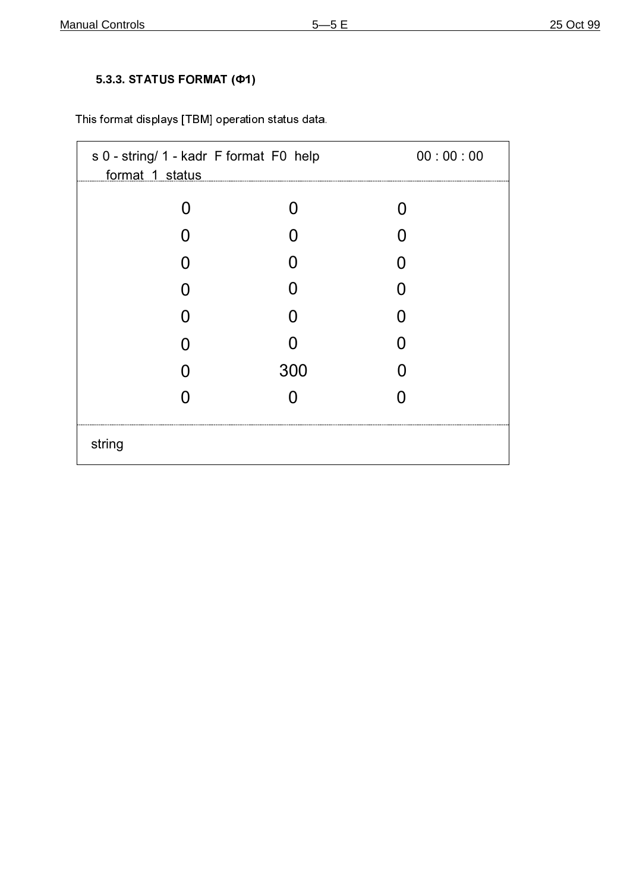### 5.3.3. STATUS FORMAT (Ф1)

This format displays [TBM] operation status data.

```
s 0 - string/ 1 - kadr  F format  F0  help                00 : 00 : 00
   format  1  status
--------------------------------------------------------------------------

              0              0              0
              0              0              0
              0              0              0
              0              0              0
              0              0              0
              0              0              0
              0             300             0
              0              0              0

--------------------------------------------------------------------------
string
```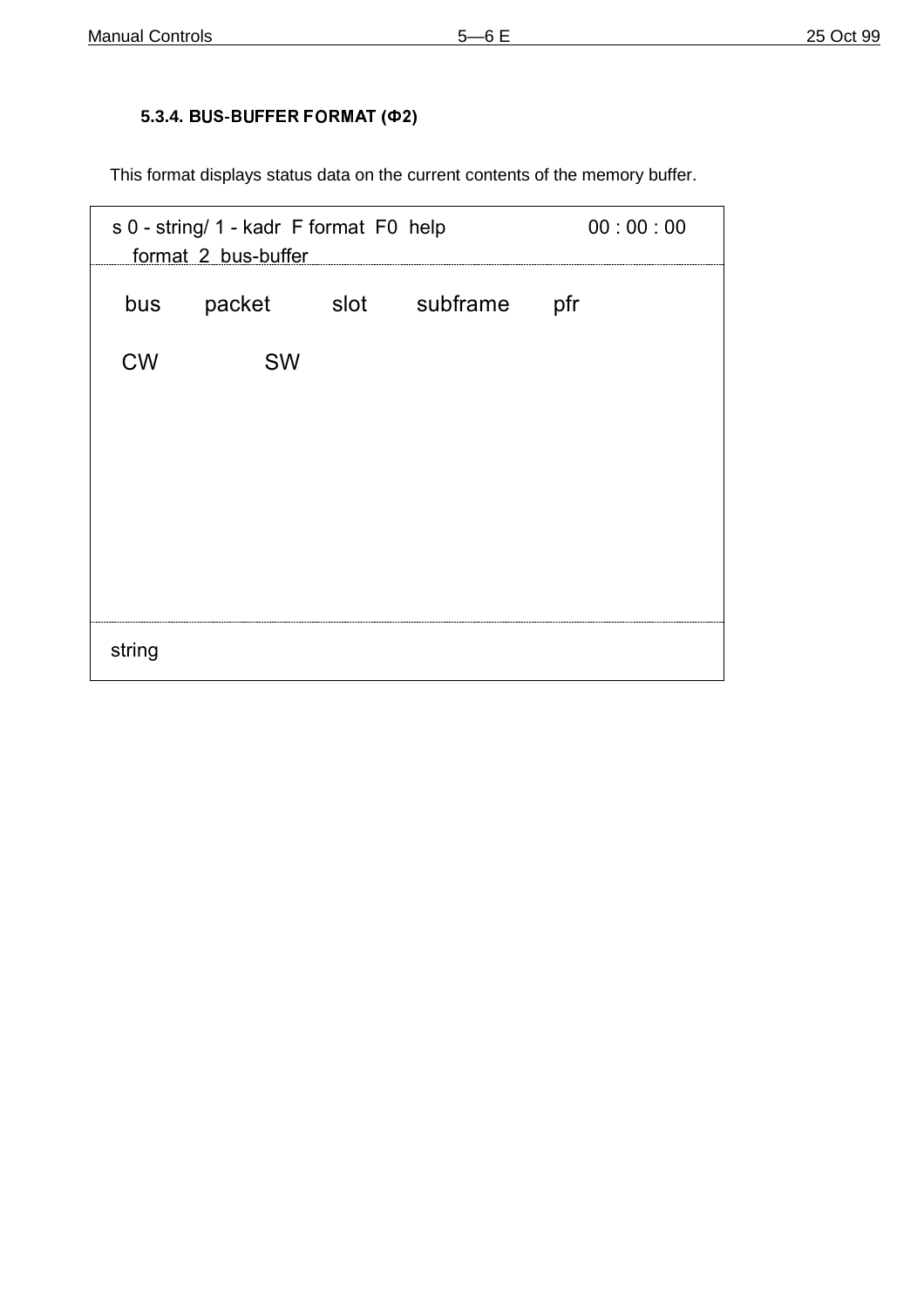### 5.3.4. BUS-BUFFER FORMAT (Ф2)

This format displays status data on the current contents of the memory buffer.

```
s 0 - string/ 1 - kadr  F format  F0  help                    00 : 00 : 00
   format  2  bus-buffer
---------------------------------------------------------------------------
  bus      packet        slot       subframe      pfr

  CW                SW








---------------------------------------------------------------------------
string
```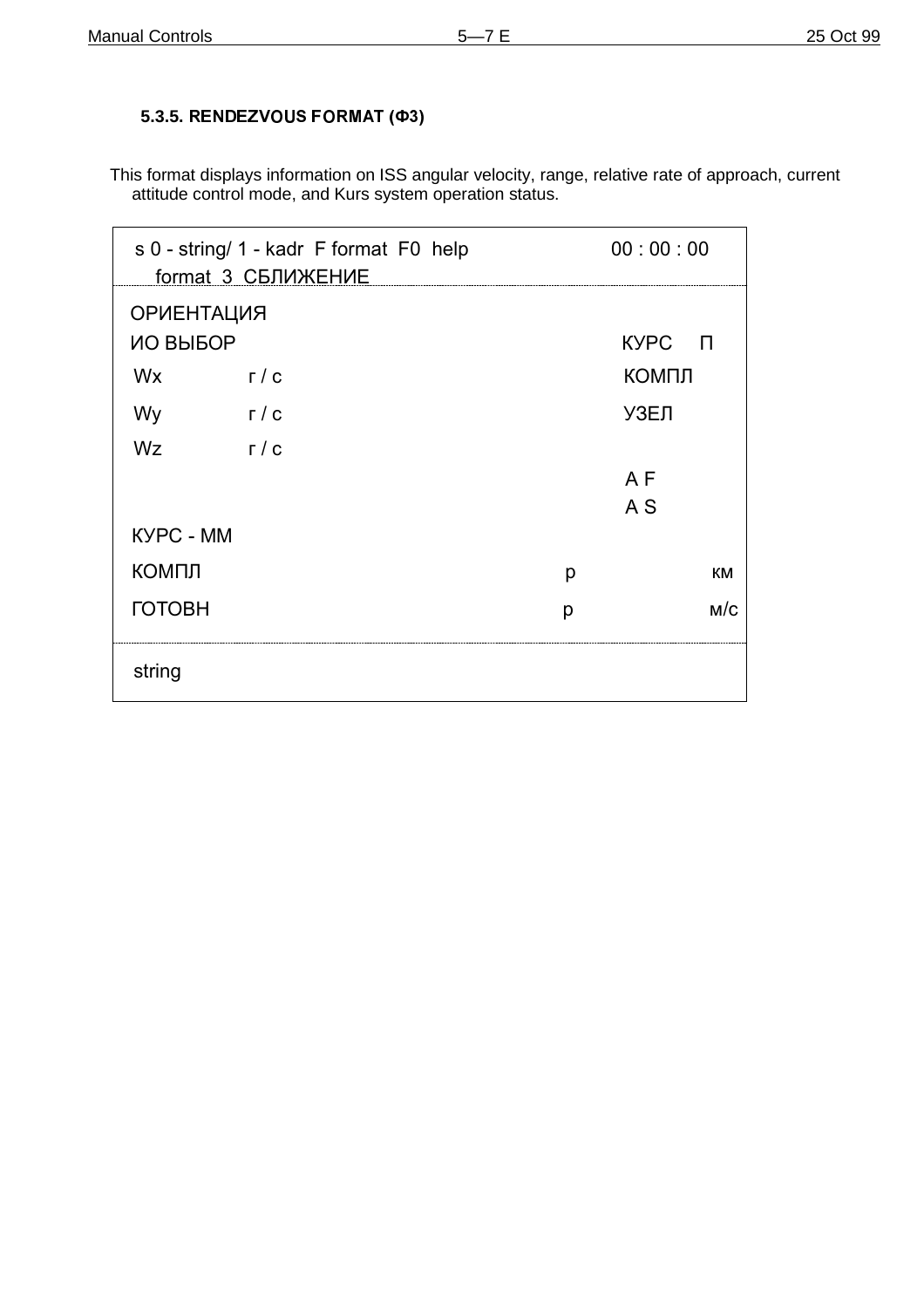### 5.3.5. RENDEZVOUS FORMAT (Ф3)

This format displays information on ISS angular velocity, range, relative rate of approach, current attitude control mode, and Kurs system operation status.

```
s 0 - string/ 1 - kadr  F format  F0  help                00 : 00 : 00
    format  3  СБЛИЖЕНИЕ
-----------------------------------------------------------------------
ОРИЕНТАЦИЯ
ИО ВЫБОР                                              КУРС    П
 Wx          г / с                                    КОМПЛ
 Wy          г / с                                    УЗЕЛ
 Wz          г / с
                                                      A F
                                                      A S
КУРС - ММ
КОМПЛ                                            р               км
ГОТОВН                                           р               м/с
-----------------------------------------------------------------------
 string
```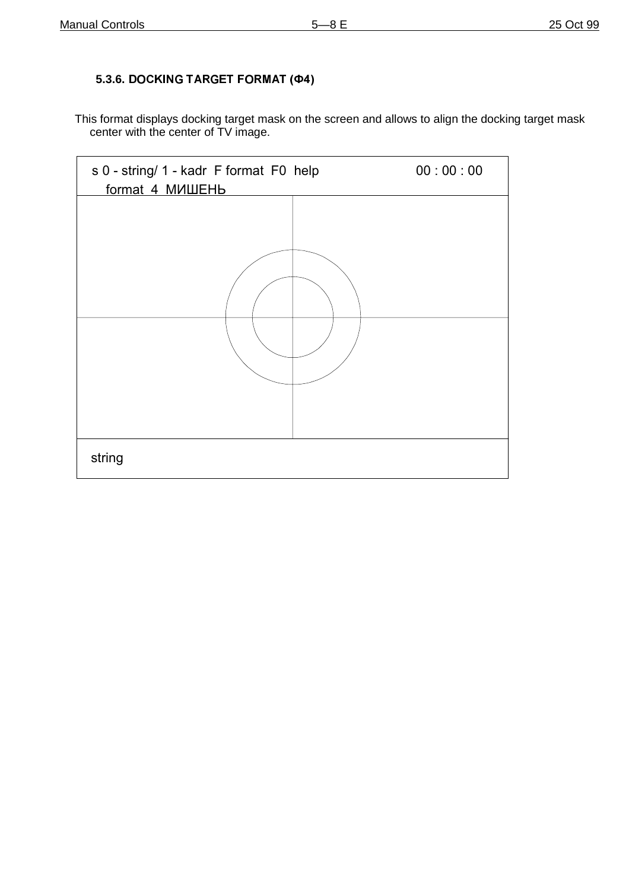### 5.3.6. DOCKING TARGET FORMAT (Ф4)

This format displays docking target mask on the screen and allows to align the docking target mask center with the center of TV image.

s 0 - string/ 1 - kadr  F format  F0  help                    00 : 00 : 00
format  4  МИШЕНЬ

string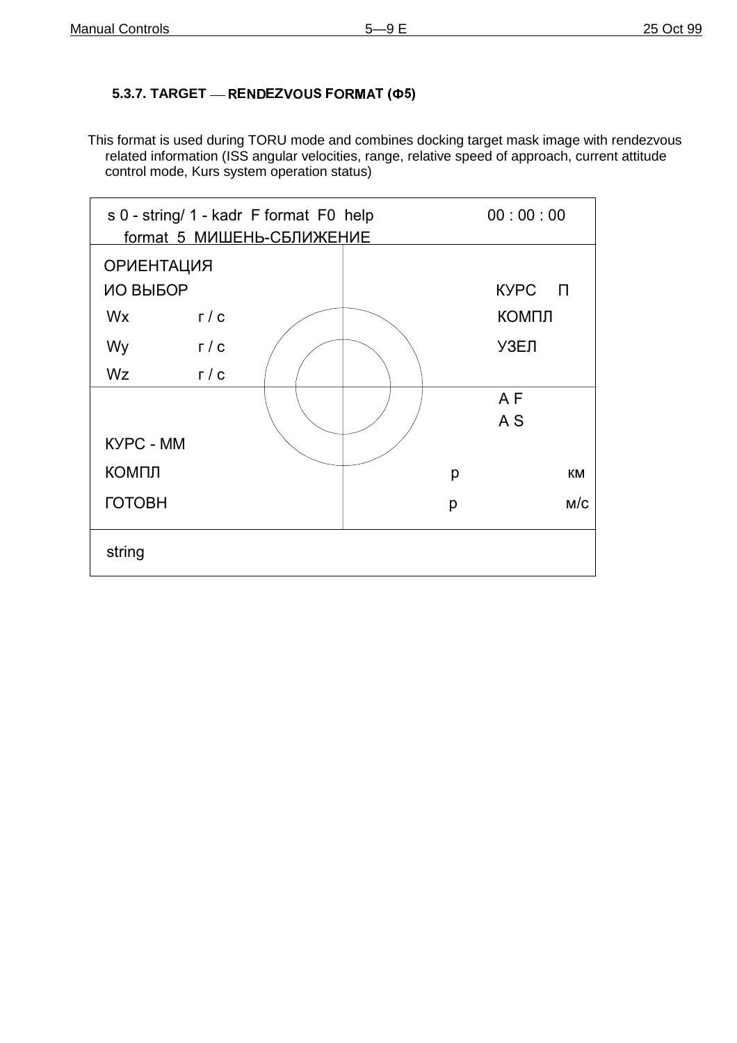### 5.3.7. TARGET — RENDEZVOUS FORMAT (Ф5)

This format is used during TORU mode and combines docking target mask image with rendezvous related information (ISS angular velocities, range, relative speed of approach, current attitude control mode, Kurs system operation status)

```
s 0 - string/ 1 - kadr  F format  F0  help              00 : 00 : 00
   format  5  МИШЕНЬ-СБЛИЖЕНИЕ

ОРИЕНТАЦИЯ
ИО ВЫБОР                                          КУРС    П
Wx          г / с                                 КОМПЛ
Wy          г / с                                 УЗЕЛ
Wz          г / с
                                                  A F
                                                  A S
КУРС - ММ
КОМПЛ                                         р              км
ГОТОВН                                        р              м/с

string
```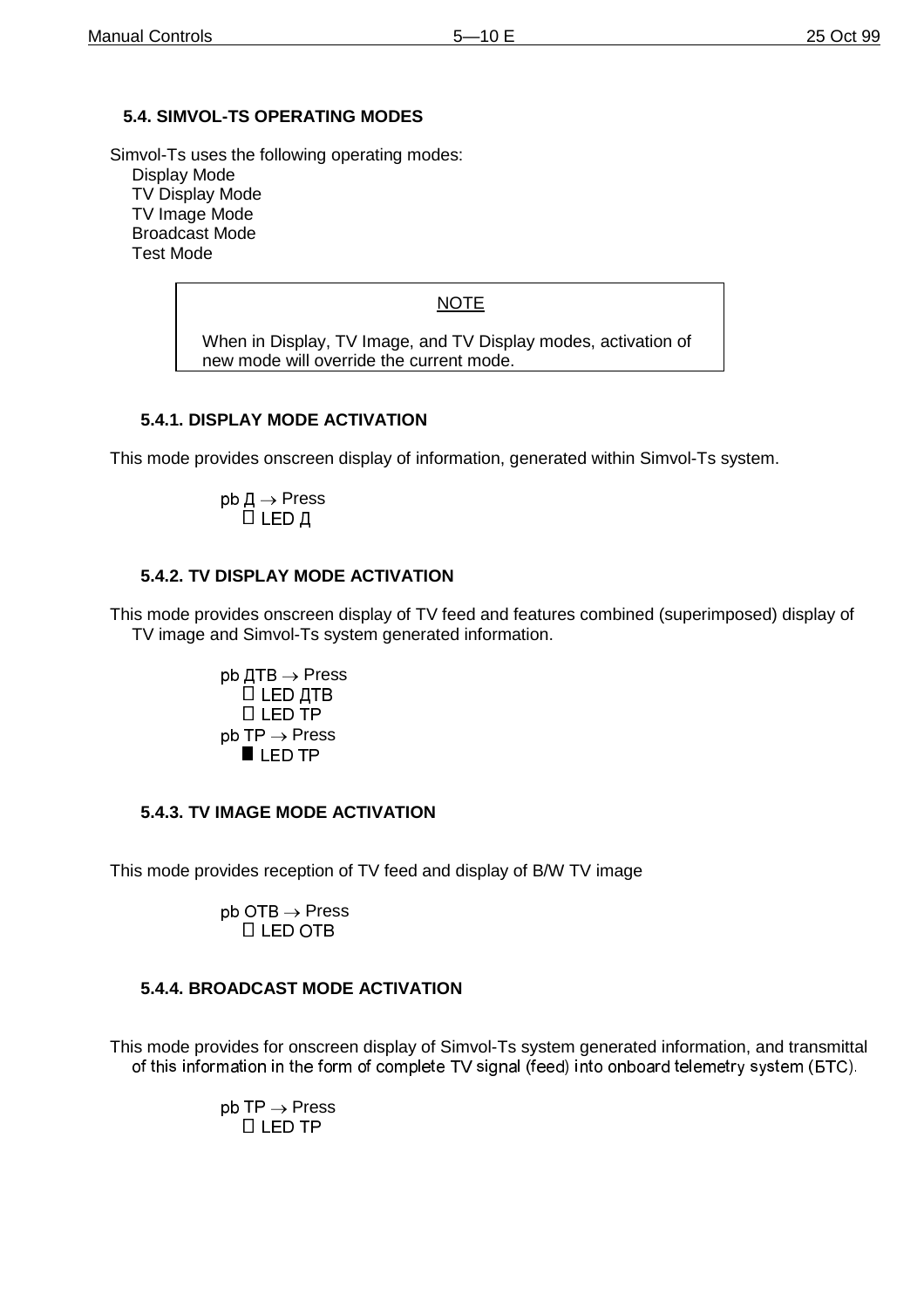## 5.4. SIMVOL-TS OPERATING MODES

Simvol-Ts uses the following operating modes:

- Display Mode
- TV Display Mode
- TV Image Mode
- Broadcast Mode
- Test Mode

> NOTE
>
> When in Display, TV Image, and TV Display modes, activation of new mode will override the current mode.

### 5.4.1. DISPLAY MODE ACTIVATION

This mode provides onscreen display of information, generated within Simvol-Ts system.

pb Д → Press
 □ LED Д

### 5.4.2. TV DISPLAY MODE ACTIVATION

This mode provides onscreen display of TV feed and features combined (superimposed) display of TV image and Simvol-Ts system generated information.

pb ДТВ → Press
 □ LED ДТВ
 □ LED ТР
pb ТР → Press
 ■ LED ТР

### 5.4.3. TV IMAGE MODE ACTIVATION

This mode provides reception of TV feed and display of B/W TV image

pb ОТВ → Press
 □ LED ОТВ

### 5.4.4. BROADCAST MODE ACTIVATION

This mode provides for onscreen display of Simvol-Ts system generated information, and transmittal of this information in the form of complete TV signal (feed) into onboard telemetry system (БТС).

pb ТР → Press
 □ LED ТР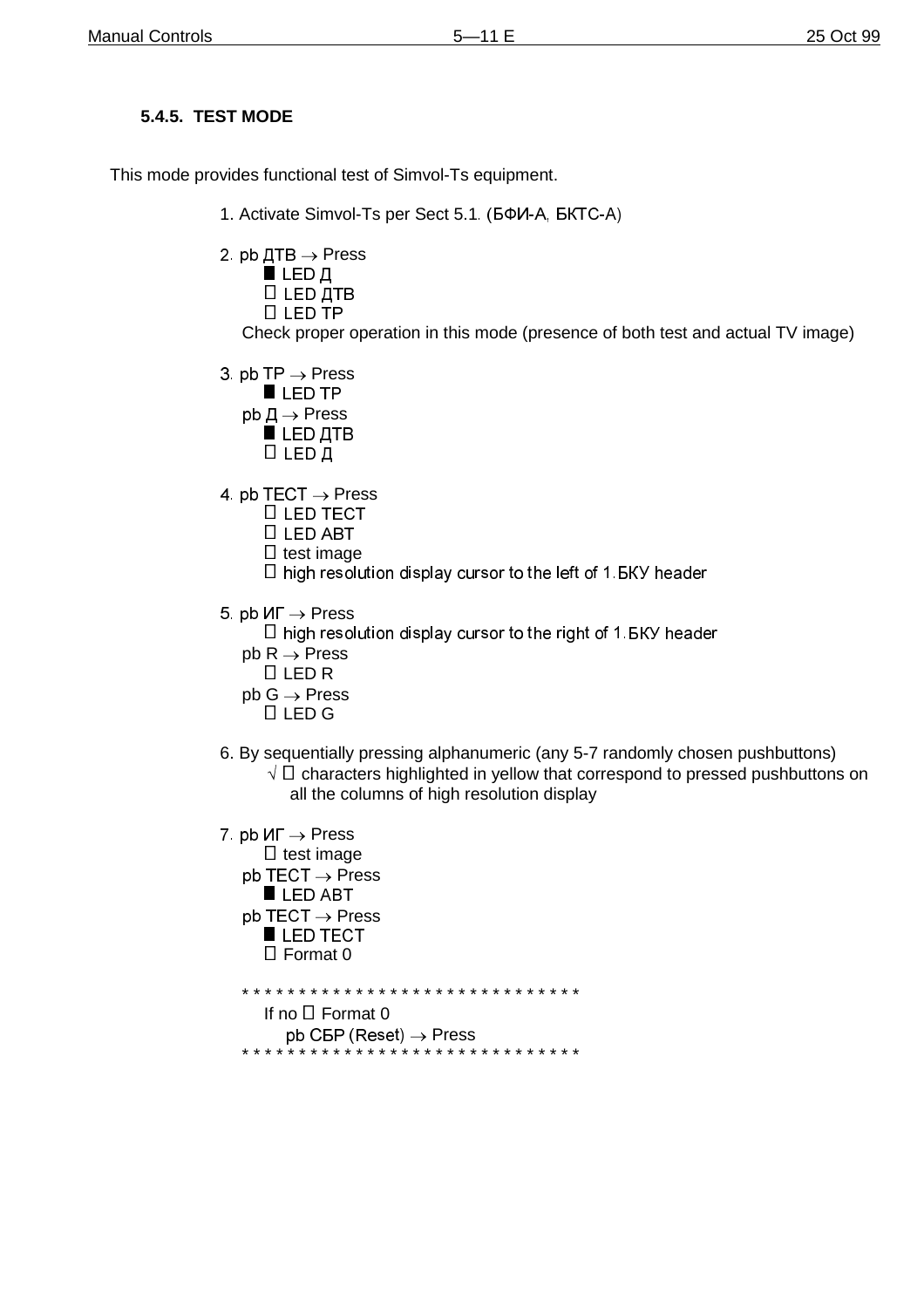### 5.4.5. TEST MODE

This mode provides functional test of Simvol-Ts equipment.

1. Activate Simvol-Ts per Sect 5.1. (БФИ-А, БКТС-А)

2. pb ДТВ → Press
   - ■ LED Д
   -  LED ДТВ
   -  LED ТР

   Check proper operation in this mode (presence of both test and actual TV image)

3. pb ТР → Press
   - ■ LED ТР

   pb Д → Press
   - ■ LED ДТВ
   -  LED Д

4. pb ТЕСТ → Press
   -  LED ТЕСТ
   -  LED АВТ
   -  test image
   -  high resolution display cursor to the left of 1.БКУ header

5. pb ИГ → Press
   -  high resolution display cursor to the right of 1.БКУ header

   pb R → Press
   -  LED R

   pb G → Press
   -  LED G

6. By sequentially pressing alphanumeric (any 5-7 randomly chosen pushbuttons)
   - √  characters highlighted in yellow that correspond to pressed pushbuttons on all the columns of high resolution display

7. pb ИГ → Press
   -  test image

   pb ТЕСТ → Press
   - ■ LED АВТ

   pb ТЕСТ → Press
   - ■ LED ТЕСТ
   -  Format 0

* * * * * * * * * * * * * * * * * * * * * * * * * * * * * * * *

If no  Format 0

pb СБР (Reset) → Press

* * * * * * * * * * * * * * * * * * * * * * * * * * * * * * * *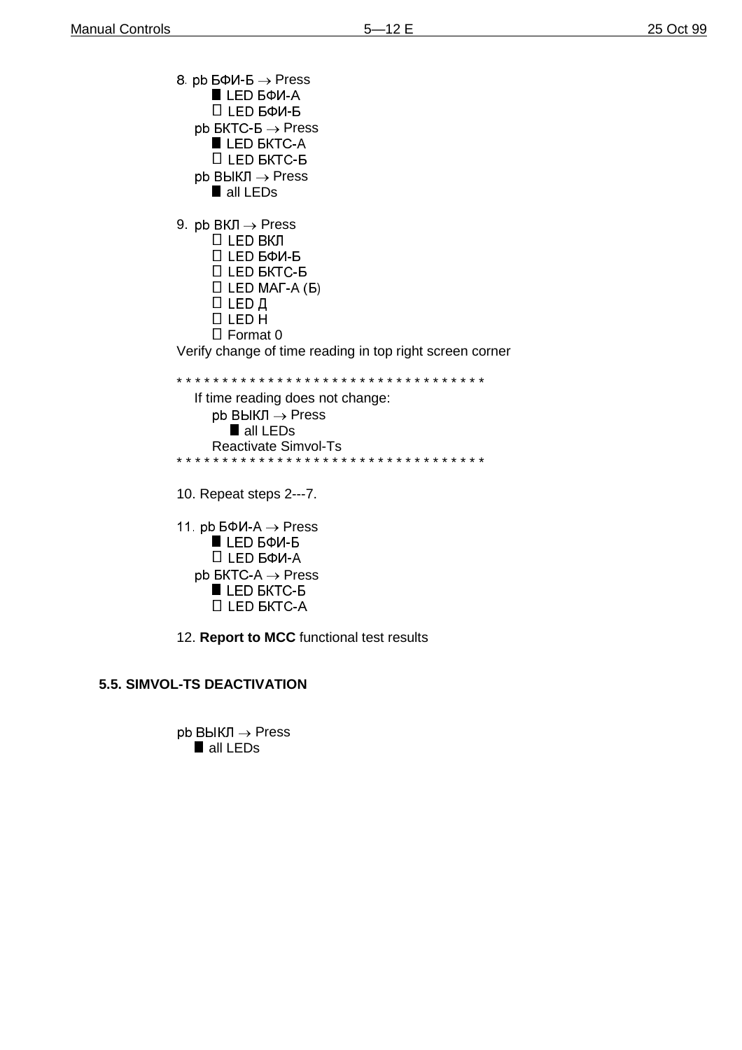8. pb БФИ-Б → Press
- ■ LED БФИ-А
- □ LED БФИ-Б

pb БКТС-Б → Press
- ■ LED БКТС-А
- □ LED БКТС-Б

pb ВЫКЛ → Press
- ■ all LEDs

9. pb ВКЛ → Press
- □ LED ВКЛ
- □ LED БФИ-Б
- □ LED БКТС-Б
- □ LED МАГ-А (Б)
- □ LED Д
- □ LED Н
- □ Format 0

Verify change of time reading in top right screen corner

* * * * * * * * * * * * * * * * * * * * * * * * * * * * * * * * * *

If time reading does not change:

pb ВЫКЛ → Press
- ■ all LEDs

Reactivate Simvol-Ts

* * * * * * * * * * * * * * * * * * * * * * * * * * * * * * * * * *

10. Repeat steps 2---7.

11. pb БФИ-А → Press
- ■ LED БФИ-Б
- □ LED БФИ-А

pb БКТС-А → Press
- ■ LED БКТС-Б
- □ LED БКТС-А

12. **Report to MCC** functional test results

## 5.5. SIMVOL-TS DEACTIVATION

pb ВЫКЛ → Press
- ■ all LEDs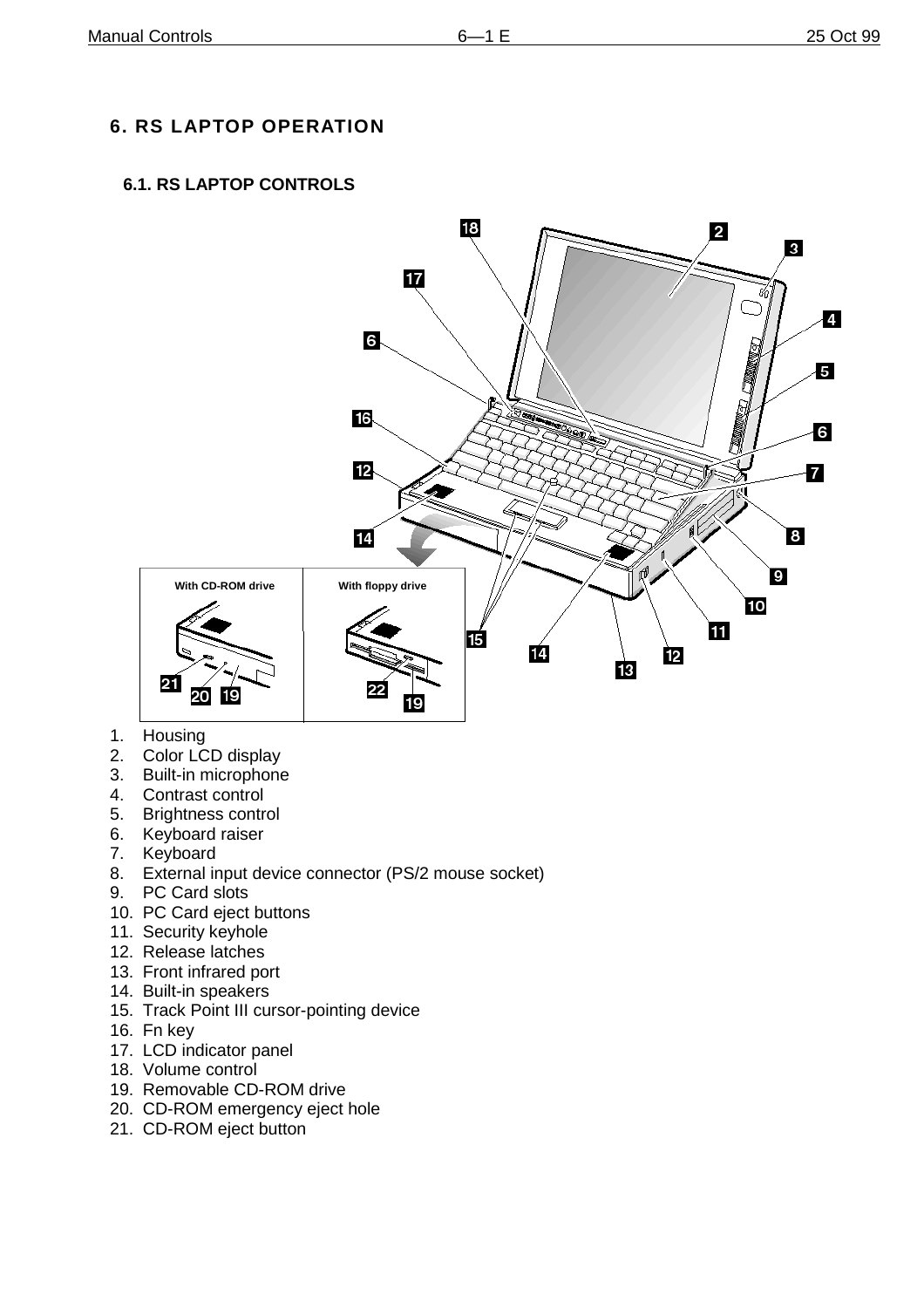## 6. RS LAPTOP OPERATION

### 6.1. RS LAPTOP CONTROLS

1. Housing
2. Color LCD display
3. Built-in microphone
4. Contrast control
5. Brightness control
6. Keyboard raiser
7. Keyboard
8. External input device connector (PS/2 mouse socket)
9. PC Card slots
10. PC Card eject buttons
11. Security keyhole
12. Release latches
13. Front infrared port
14. Built-in speakers
15. Track Point III cursor-pointing device
16. Fn key
17. LCD indicator panel
18. Volume control
19. Removable CD-ROM drive
20. CD-ROM emergency eject hole
21. CD-ROM eject button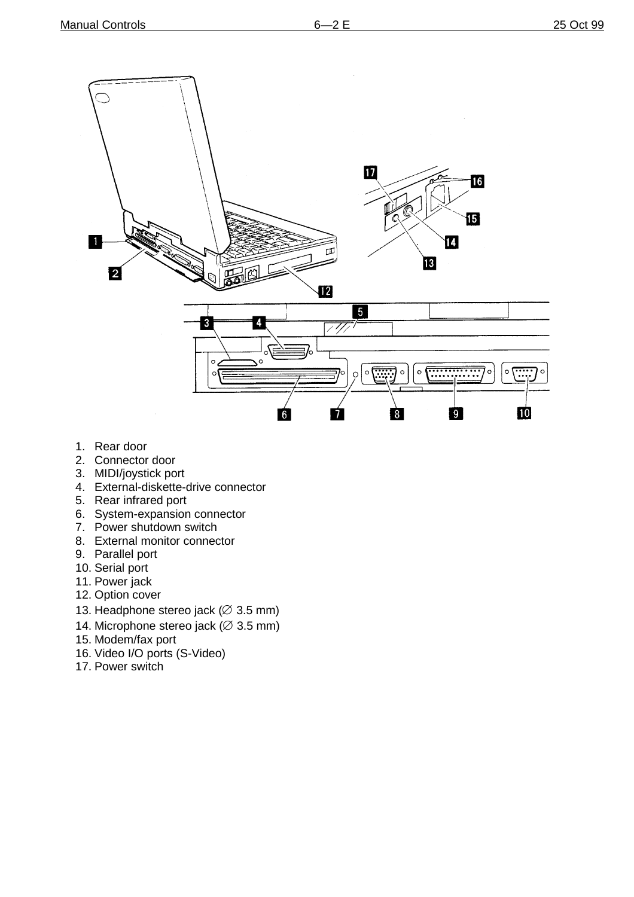1. Rear door
2. Connector door
3. MIDI/joystick port
4. External-diskette-drive connector
5. Rear infrared port
6. System-expansion connector
7. Power shutdown switch
8. External monitor connector
9. Parallel port
10. Serial port
11. Power jack
12. Option cover
13. Headphone stereo jack (∅ 3.5 mm)
14. Microphone stereo jack (∅ 3.5 mm)
15. Modem/fax port
16. Video I/O ports (S-Video)
17. Power switch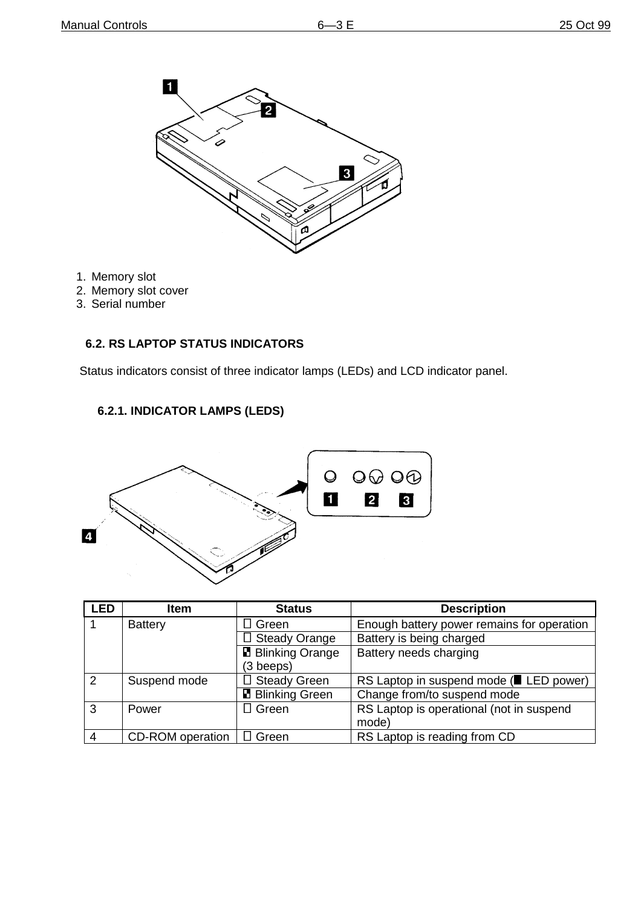1. Memory slot
2. Memory slot cover
3. Serial number

## 6.2. RS LAPTOP STATUS INDICATORS

Status indicators consist of three indicator lamps (LEDs) and LCD indicator panel.

### 6.2.1. INDICATOR LAMPS (LEDS)

| LED | Item | Status | Description |
|---|---|---|---|
| 1 | Battery | Green | Enough battery power remains for operation |
| | | Steady Orange | Battery is being charged |
| | | Blinking Orange (3 beeps) | Battery needs charging |
| 2 | Suspend mode | Steady Green | RS Laptop in suspend mode ( LED power) |
| | | Blinking Green | Change from/to suspend mode |
| 3 | Power | Green | RS Laptop is operational (not in suspend mode) |
| 4 | CD-ROM operation | Green | RS Laptop is reading from CD |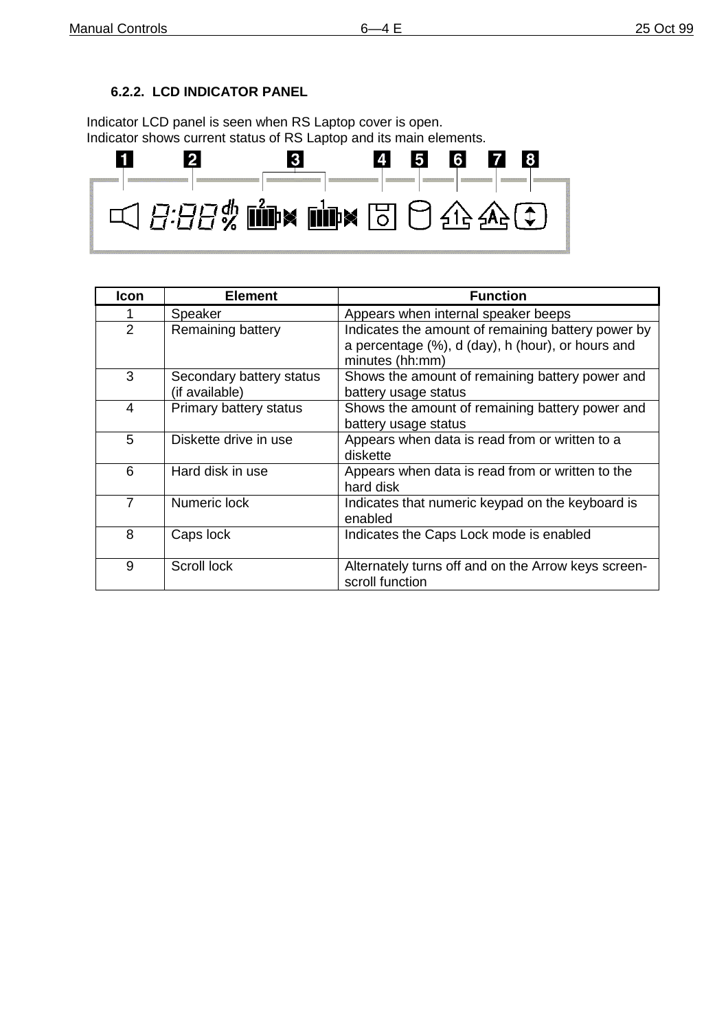### 6.2.2. LCD INDICATOR PANEL

Indicator LCD panel is seen when RS Laptop cover is open.
Indicator shows current status of RS Laptop and its main elements.

| Icon | Element | Function |
|---|---|---|
| 1 | Speaker | Appears when internal speaker beeps |
| 2 | Remaining battery | Indicates the amount of remaining battery power by a percentage (%), d (day), h (hour), or hours and minutes (hh:mm) |
| 3 | Secondary battery status (if available) | Shows the amount of remaining battery power and battery usage status |
| 4 | Primary battery status | Shows the amount of remaining battery power and battery usage status |
| 5 | Diskette drive in use | Appears when data is read from or written to a diskette |
| 6 | Hard disk in use | Appears when data is read from or written to the hard disk |
| 7 | Numeric lock | Indicates that numeric keypad on the keyboard is enabled |
| 8 | Caps lock | Indicates the Caps Lock mode is enabled |
| 9 | Scroll lock | Alternately turns off and on the Arrow keys screen-scroll function |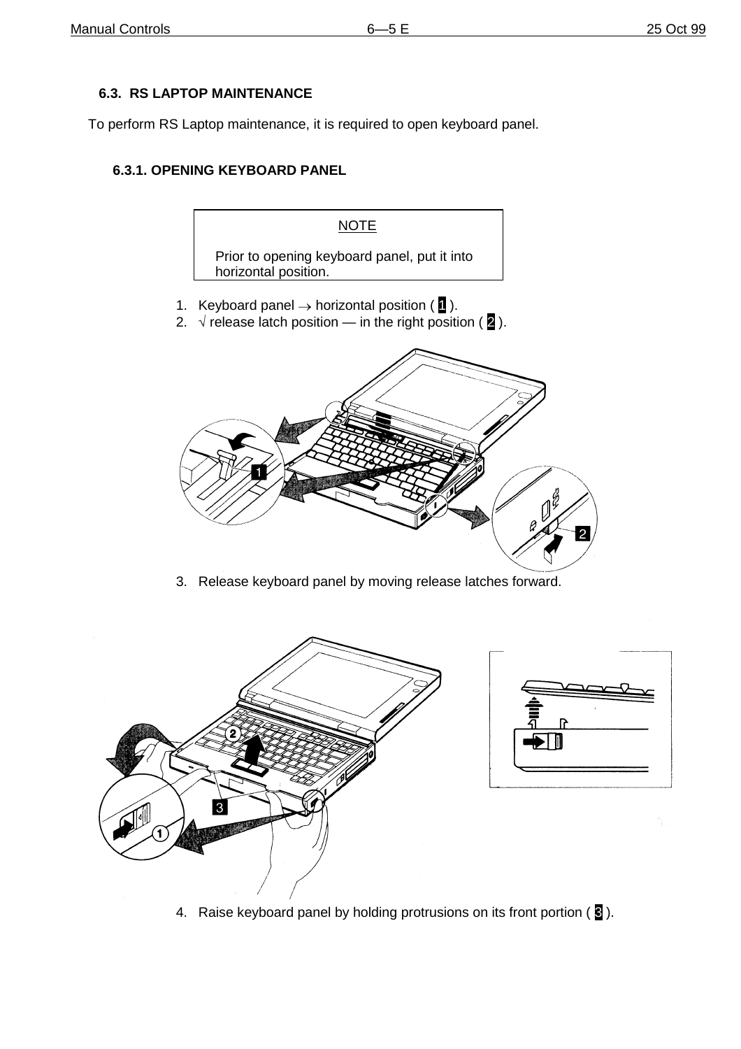## 6.3. RS LAPTOP MAINTENANCE

To perform RS Laptop maintenance, it is required to open keyboard panel.

### 6.3.1. OPENING KEYBOARD PANEL

> **NOTE**
>
> Prior to opening keyboard panel, put it into horizontal position.

1. Keyboard panel → horizontal position ( 1 ).
2. √ release latch position — in the right position ( 2 ).
3. Release keyboard panel by moving release latches forward.
4. Raise keyboard panel by holding protrusions on its front portion ( 3 ).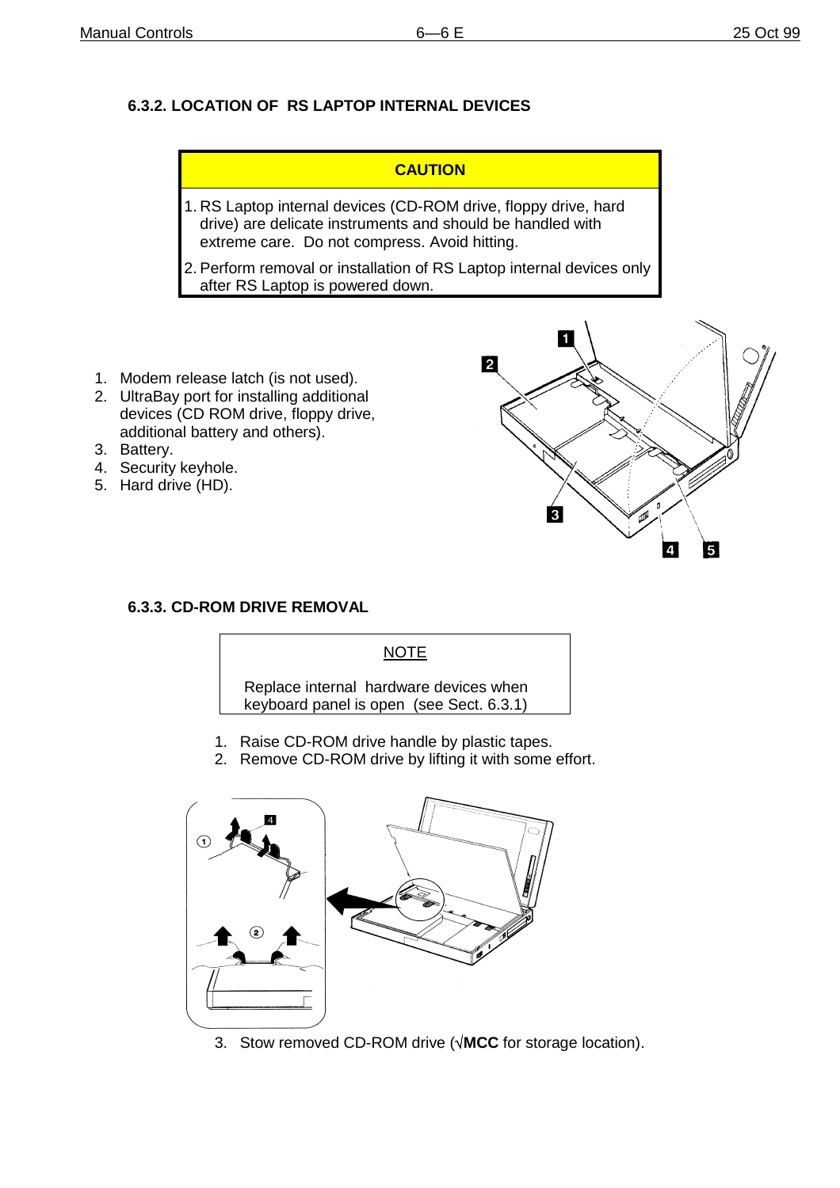### 6.3.2. LOCATION OF RS LAPTOP INTERNAL DEVICES

| CAUTION |
| --- |
| 1. RS Laptop internal devices (CD-ROM drive, floppy drive, hard drive) are delicate instruments and should be handled with extreme care. Do not compress. Avoid hitting. |
| 2. Perform removal or installation of RS Laptop internal devices only after RS Laptop is powered down. |

1. Modem release latch (is not used).
2. UltraBay port for installing additional devices (CD ROM drive, floppy drive, additional battery and others).
3. Battery.
4. Security keyhole.
5. Hard drive (HD).

### 6.3.3. CD-ROM DRIVE REMOVAL

| NOTE |
| --- |
| Replace internal hardware devices when keyboard panel is open (see Sect. 6.3.1) |

1. Raise CD-ROM drive handle by plastic tapes.
2. Remove CD-ROM drive by lifting it with some effort.
3. Stow removed CD-ROM drive (√**MCC** for storage location).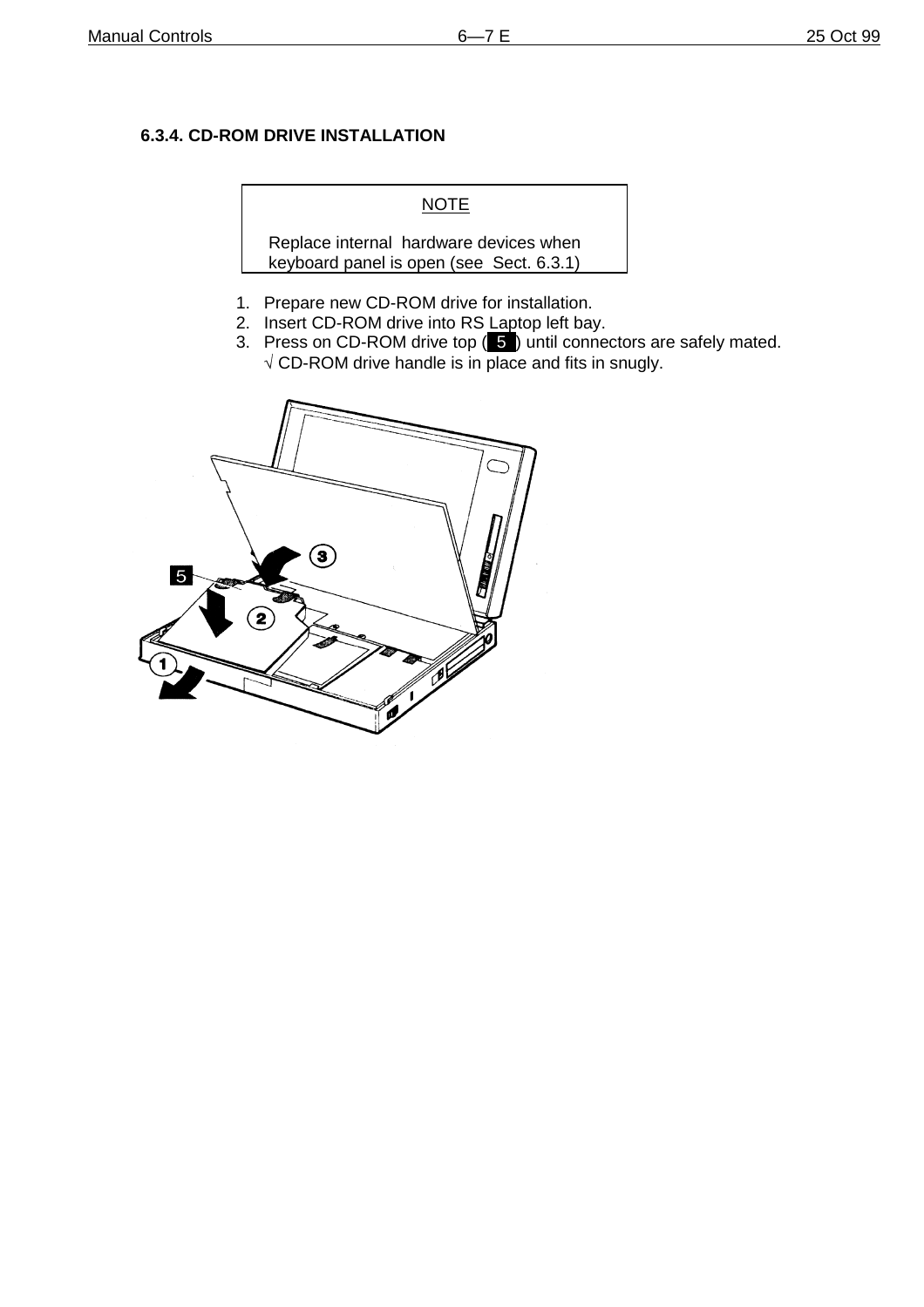### 6.3.4. CD-ROM DRIVE INSTALLATION

> NOTE
>
> Replace internal hardware devices when keyboard panel is open (see Sect. 6.3.1)

1. Prepare new CD-ROM drive for installation.
2. Insert CD-ROM drive into RS Laptop left bay.
3. Press on CD-ROM drive top ( 5 ) until connectors are safely mated.
   √ CD-ROM drive handle is in place and fits in snugly.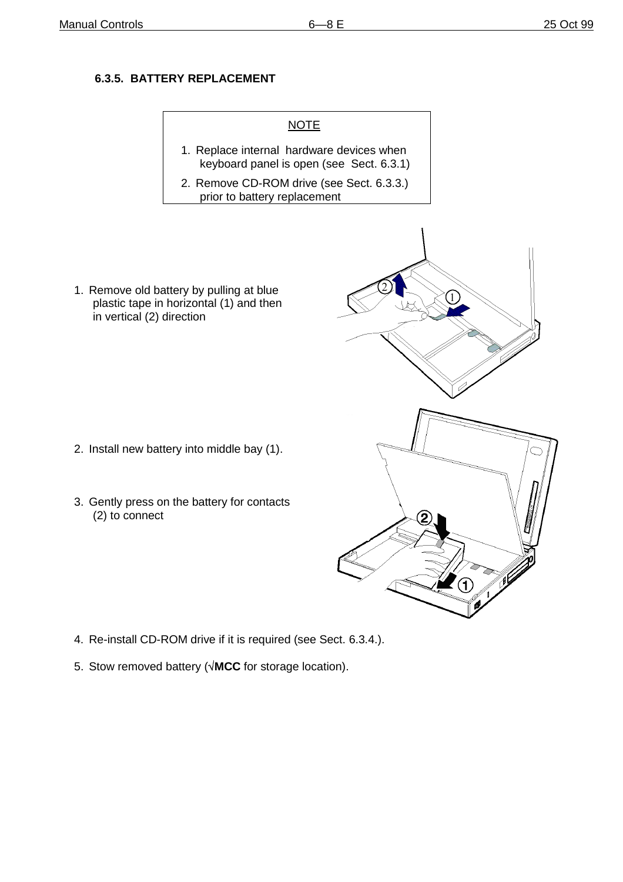### 6.3.5. BATTERY REPLACEMENT

> NOTE
>
> 1. Replace internal hardware devices when keyboard panel is open (see Sect. 6.3.1)
> 2. Remove CD-ROM drive (see Sect. 6.3.3.) prior to battery replacement

1. Remove old battery by pulling at blue plastic tape in horizontal (1) and then in vertical (2) direction

2. Install new battery into middle bay (1).

3. Gently press on the battery for contacts (2) to connect

4. Re-install CD-ROM drive if it is required (see Sect. 6.3.4.).

5. Stow removed battery (√**MCC** for storage location).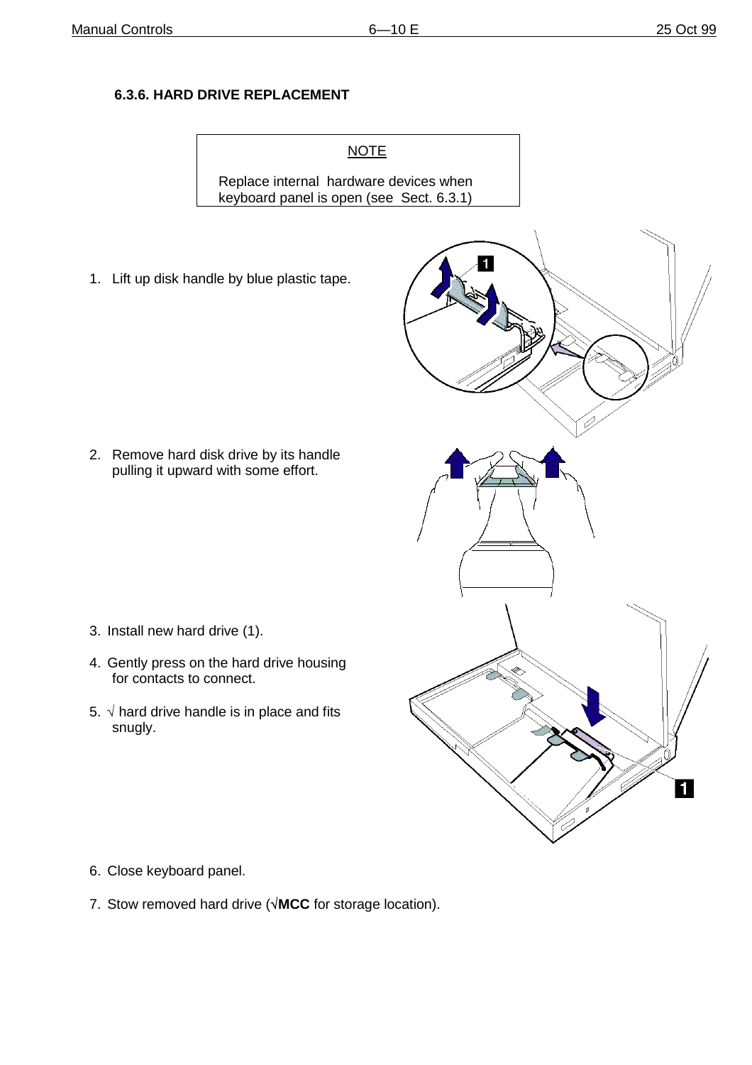### 6.3.6. HARD DRIVE REPLACEMENT

> NOTE
>
> Replace internal hardware devices when keyboard panel is open (see Sect. 6.3.1)

1. Lift up disk handle by blue plastic tape.

2. Remove hard disk drive by its handle pulling it upward with some effort.

3. Install new hard drive (1).

4. Gently press on the hard drive housing for contacts to connect.

5. √ hard drive handle is in place and fits snugly.

6. Close keyboard panel.

7. Stow removed hard drive (√**MCC** for storage location).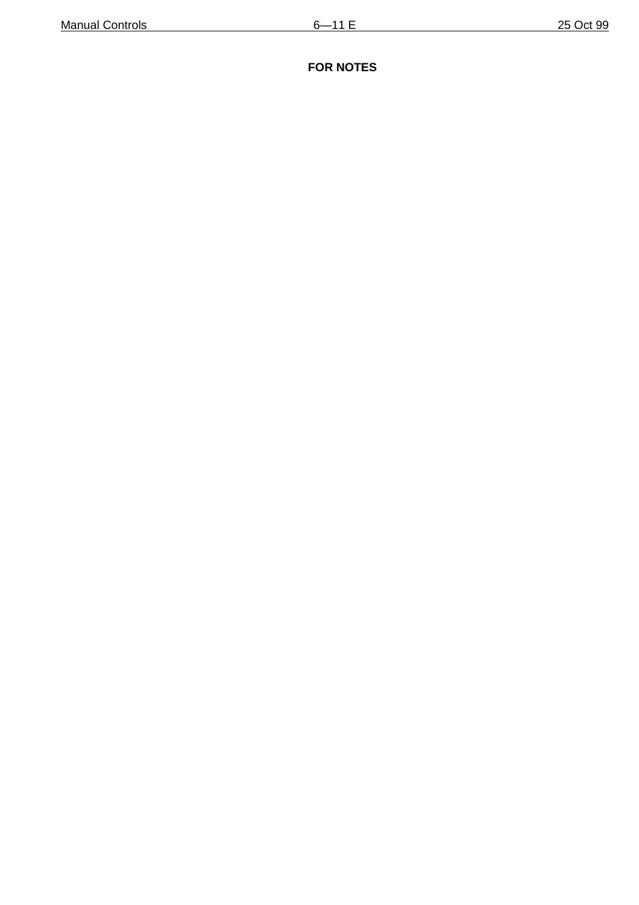**FOR NOTES**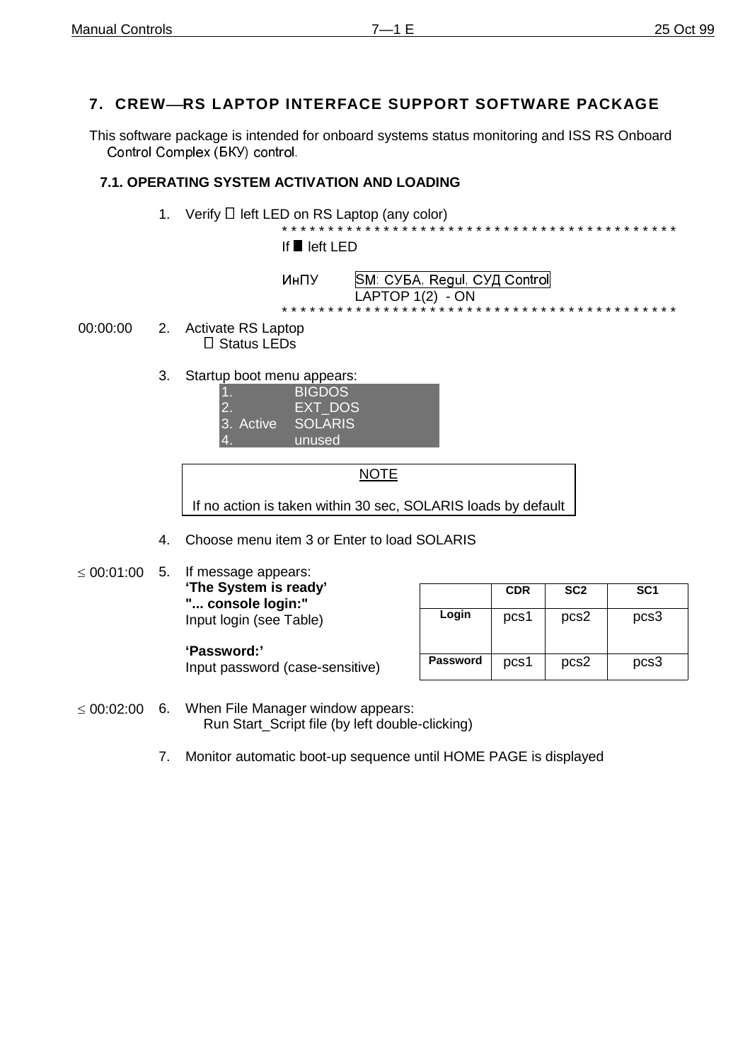# 7. CREW—RS LAPTOP INTERFACE SUPPORT SOFTWARE PACKAGE

This software package is intended for onboard systems status monitoring and ISS RS Onboard Control Complex (БКУ) control.

## 7.1. OPERATING SYSTEM ACTIVATION AND LOADING

1. Verify □ left LED on RS Laptop (any color)

   * * * * * * * * * * * * * * * * * * * * * * * * * * * * * * * * * * * * * * * * * * *

   If ■ left LED

   ИнПУ SM: СУБА, Regul, СУД Control
   LAPTOP 1(2) - ON

   * * * * * * * * * * * * * * * * * * * * * * * * * * * * * * * * * * * * * * * * * * *

00:00:00

2. Activate RS Laptop
   □ Status LEDs

3. Startup boot menu appears:

   | | |
   |---|---|
   | 1. | BIGDOS |
   | 2. | EXT_DOS |
   | 3. Active | SOLARIS |
   | 4. | unused |

   NOTE

   If no action is taken within 30 sec, SOLARIS loads by default

4. Choose menu item 3 or Enter to load SOLARIS

≤ 00:01:00

5. If message appears:
   **‘The System is ready’**
   **"... console login:"**
   Input login (see Table)

   **‘Password:’**
   Input password (case-sensitive)

   | | CDR | SC2 | SC1 |
   |---|---|---|---|
   | **Login** | pcs1 | pcs2 | pcs3 |
   | **Password** | pcs1 | pcs2 | pcs3 |

≤ 00:02:00

6. When File Manager window appears:
   Run Start_Script file (by left double-clicking)

7. Monitor automatic boot-up sequence until HOME PAGE is displayed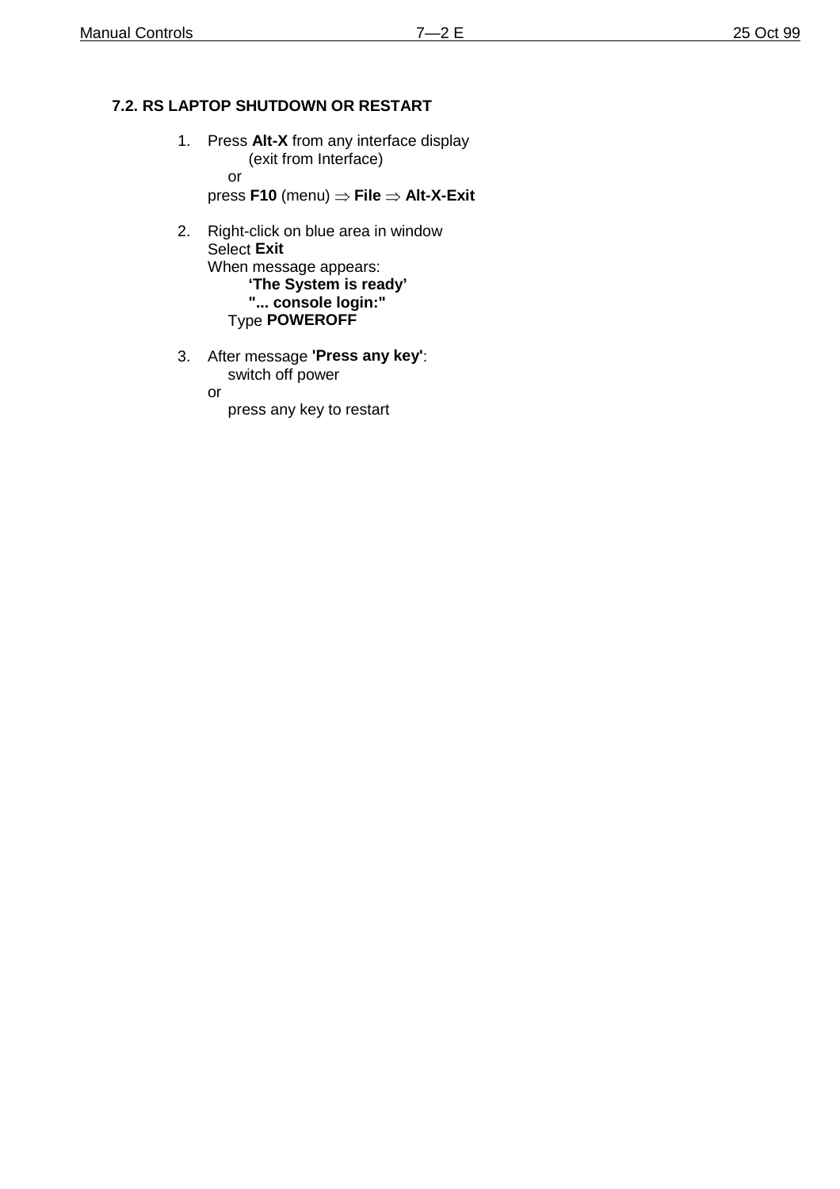## 7.2. RS LAPTOP SHUTDOWN OR RESTART

1. Press **Alt-X** from any interface display
   (exit from Interface)
   or
   press **F10** (menu) ⇒ **File** ⇒ **Alt-X-Exit**

2. Right-click on blue area in window
   Select **Exit**
   When message appears:
   **'The System is ready'**
   **"... console login:"**
   Type **POWEROFF**

3. After message **'Press any key'**:
   switch off power
   or
   press any key to restart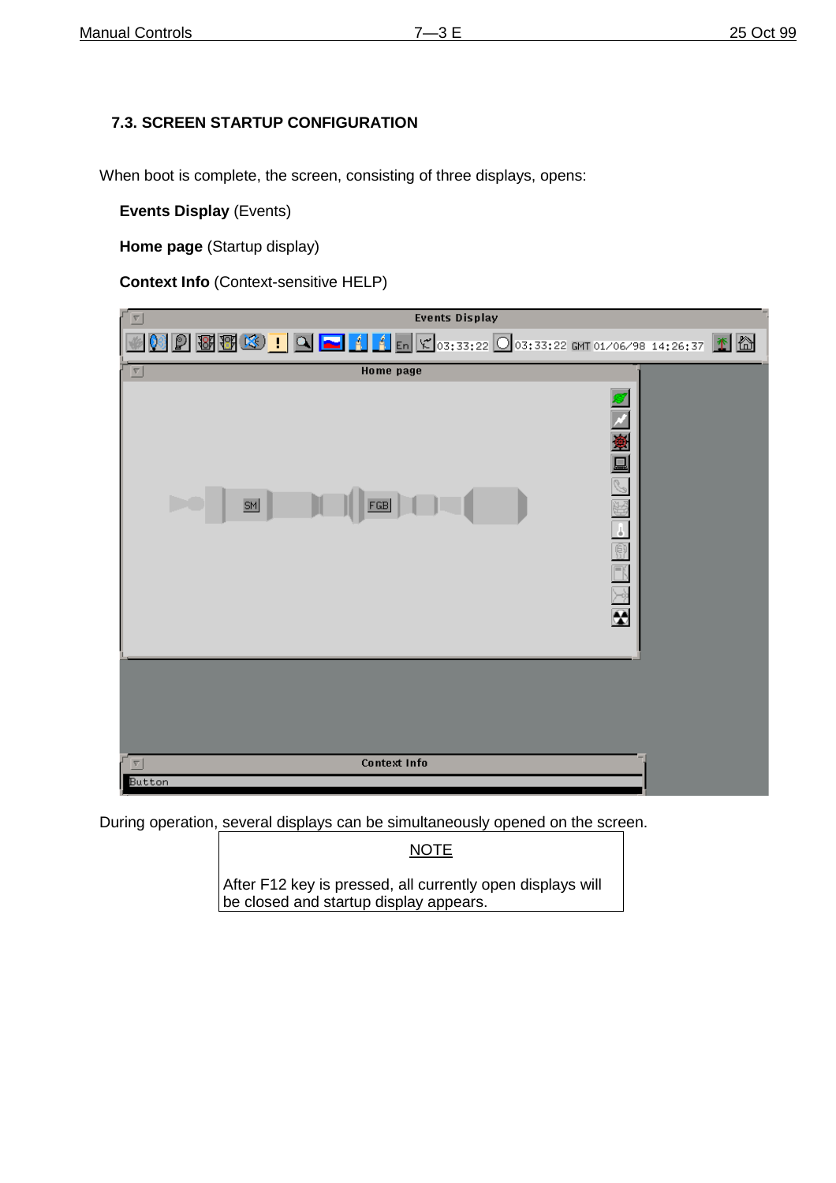## 7.3. SCREEN STARTUP CONFIGURATION

When boot is complete, the screen, consisting of three displays, opens:

**Events Display** (Events)

**Home page** (Startup display)

**Context Info** (Context-sensitive HELP)

During operation, several displays can be simultaneously opened on the screen.

| NOTE |
|---|
| After F12 key is pressed, all currently open displays will be closed and startup display appears. |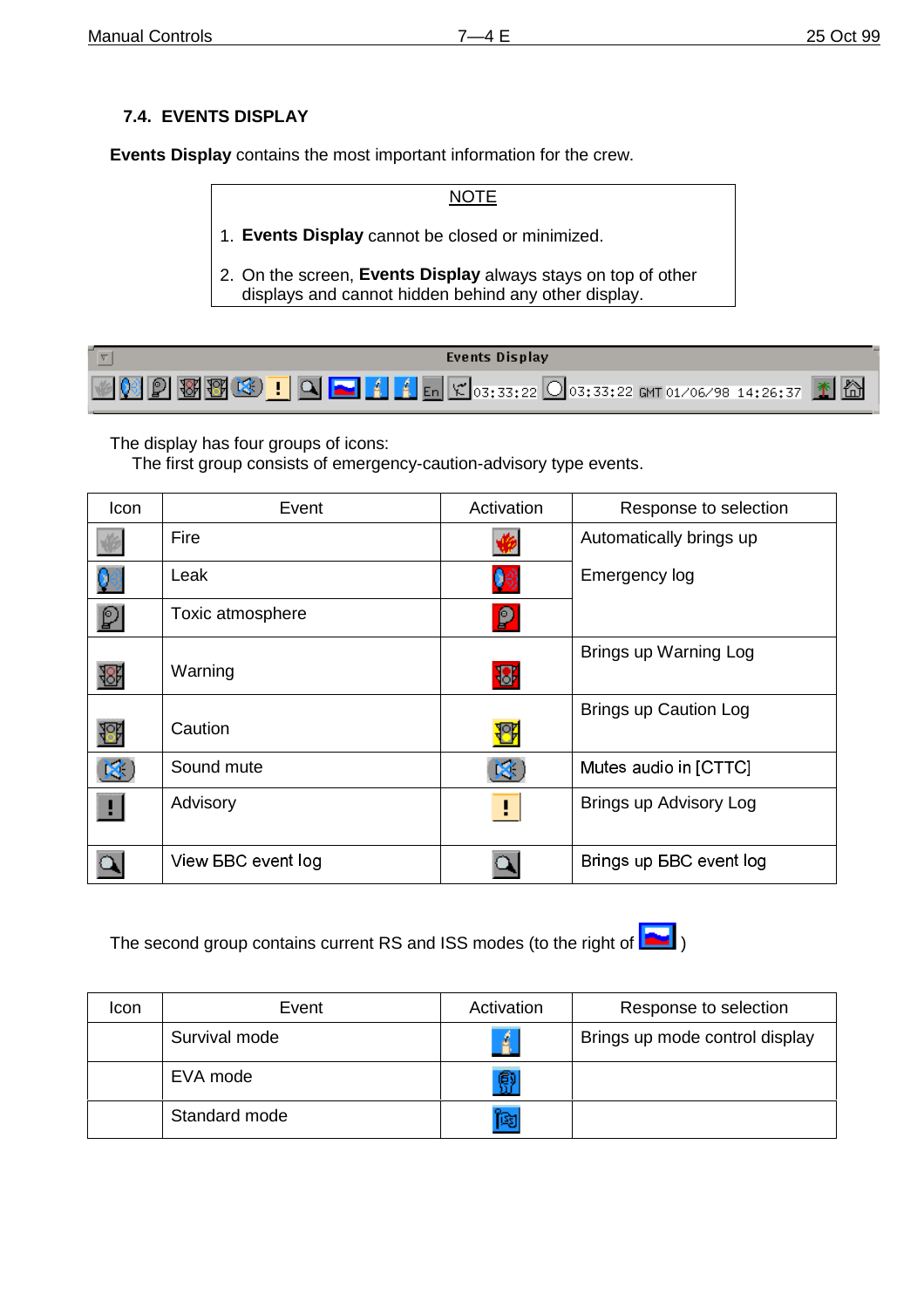### 7.4. EVENTS DISPLAY

**Events Display** contains the most important information for the crew.

> NOTE
>
> 1. **Events Display** cannot be closed or minimized.
> 2. On the screen, **Events Display** always stays on top of other displays and cannot hidden behind any other display.

Events Display

03:33:22 03:33:22 GMT 01/06/98 14:26:37

The display has four groups of icons:

The first group consists of emergency-caution-advisory type events.

| Icon | Event | Activation | Response to selection |
|---|---|---|---|
| | Fire | | Automatically brings up |
| | Leak | | Emergency log |
| | Toxic atmosphere | | |
| | Warning | | Brings up Warning Log |
| | Caution | | Brings up Caution Log |
| | Sound mute | | Mutes audio in [CTTC] |
| | Advisory | | Brings up Advisory Log |
| | View БВС event log | | Brings up БВС event log |

The second group contains current RS and ISS modes (to the right of )

| Icon | Event | Activation | Response to selection |
|---|---|---|---|
| | Survival mode | | Brings up mode control display |
| | EVA mode | | |
| | Standard mode | | |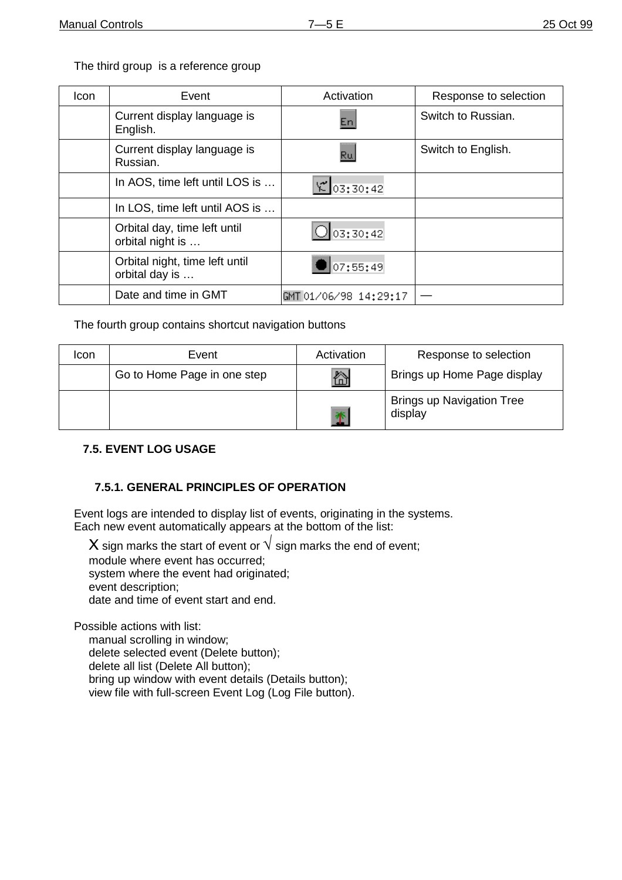The third group is a reference group

| Icon | Event | Activation | Response to selection |
|---|---|---|---|
| | Current display language is English. | En | Switch to Russian. |
| | Current display language is Russian. | Ru | Switch to English. |
| | In AOS, time left until LOS is … | 03:30:42 | |
| | In LOS, time left until AOS is … | | |
| | Orbital day, time left until orbital night is … | 03:30:42 | |
| | Orbital night, time left until orbital day is … | 07:55:49 | |
| | Date and time in GMT | GMT 01/06/98 14:29:17 | — |

The fourth group contains shortcut navigation buttons

| Icon | Event | Activation | Response to selection |
|---|---|---|---|
| | Go to Home Page in one step | | Brings up Home Page display |
| | | | Brings up Navigation Tree display |

## 7.5. EVENT LOG USAGE

### 7.5.1. GENERAL PRINCIPLES OF OPERATION

Event logs are intended to display list of events, originating in the systems.
Each new event automatically appears at the bottom of the list:

- X sign marks the start of event or √ sign marks the end of event;
- module where event has occurred;
- system where the event had originated;
- event description;
- date and time of event start and end.

Possible actions with list:

- manual scrolling in window;
- delete selected event (Delete button);
- delete all list (Delete All button);
- bring up window with event details (Details button);
- view file with full-screen Event Log (Log File button).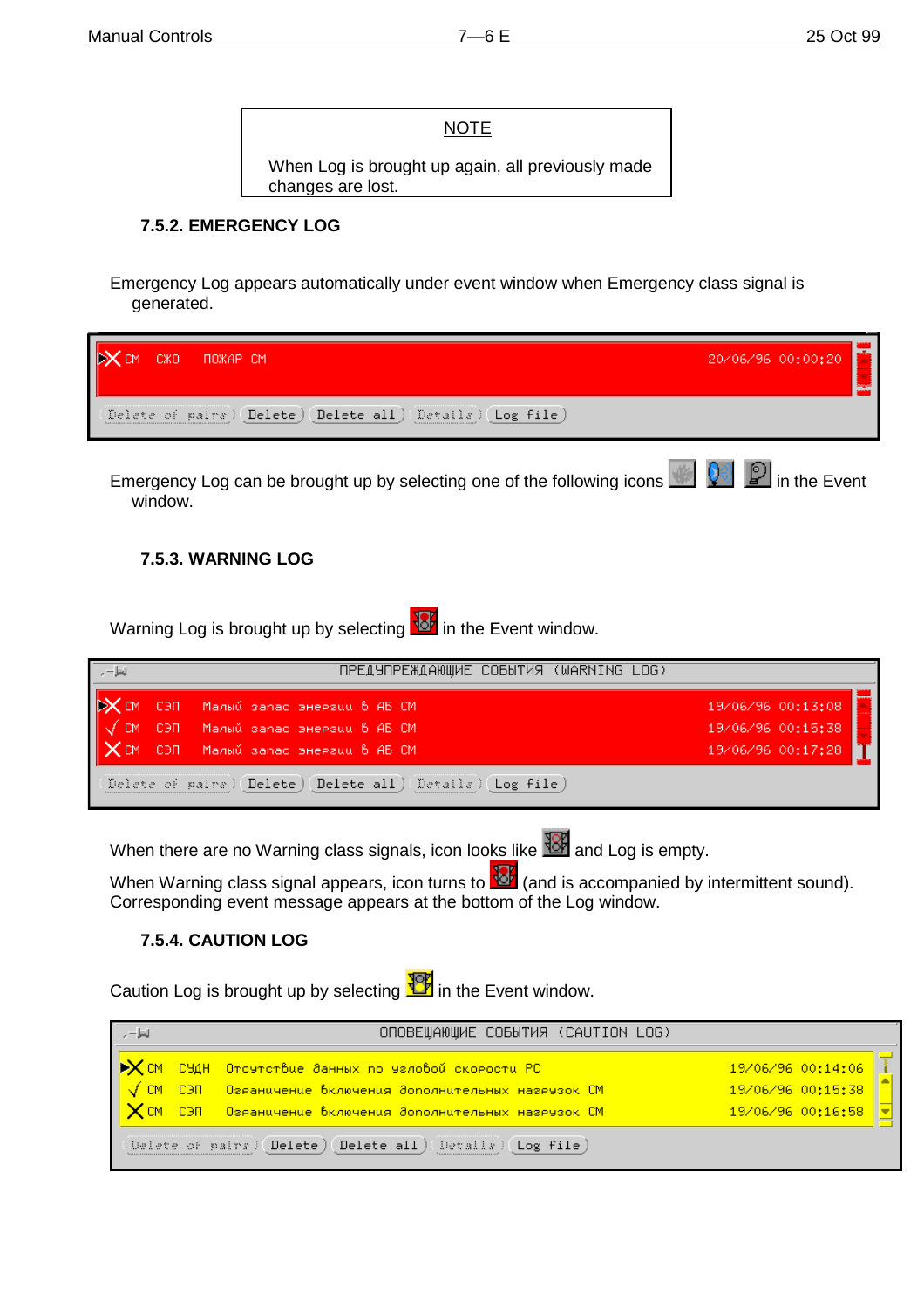NOTE

When Log is brought up again, all previously made changes are lost.

### 7.5.2. EMERGENCY LOG

Emergency Log appears automatically under event window when Emergency class signal is generated.

```
СМ   СЖО   ПОЖАР СМ                                   20/06/96 00:00:20
Delete of pairs | Delete | Delete all | Details | Log file
```

Emergency Log can be brought up by selecting one of the following icons in the Event window.

### 7.5.3. WARNING LOG

Warning Log is brought up by selecting in the Event window.

```
ПРЕДУПРЕЖДАЮЩИЕ СОБЫТИЯ (WARNING LOG)
СМ   СЭП   Малый запас энергии в АБ СМ                19/06/96 00:13:08
СМ   СЭП   Малый запас энергии в АБ СМ                19/06/96 00:15:38
СМ   СЭП   Малый запас энергии в АБ СМ                19/06/96 00:17:28
Delete of pairs | Delete | Delete all | Details | Log file
```

When there are no Warning class signals, icon looks like and Log is empty.

When Warning class signal appears, icon turns to (and is accompanied by intermittent sound). Corresponding event message appears at the bottom of the Log window.

### 7.5.4. CAUTION LOG

Caution Log is brought up by selecting in the Event window.

```
ОПОВЕЩАЮЩИЕ СОБЫТИЯ (CAUTION LOG)
СМ   СУДН   Отсутствие данных по угловой скорости РС            19/06/96 00:14:06
СМ   СЭП    Ограничение включения дополнительных нагрузок СМ    19/06/96 00:15:38
СМ   СЭП    Ограничение включения дополнительных нагрузок СМ    19/06/96 00:16:58
Delete of pairs | Delete | Delete all | Details | Log file
```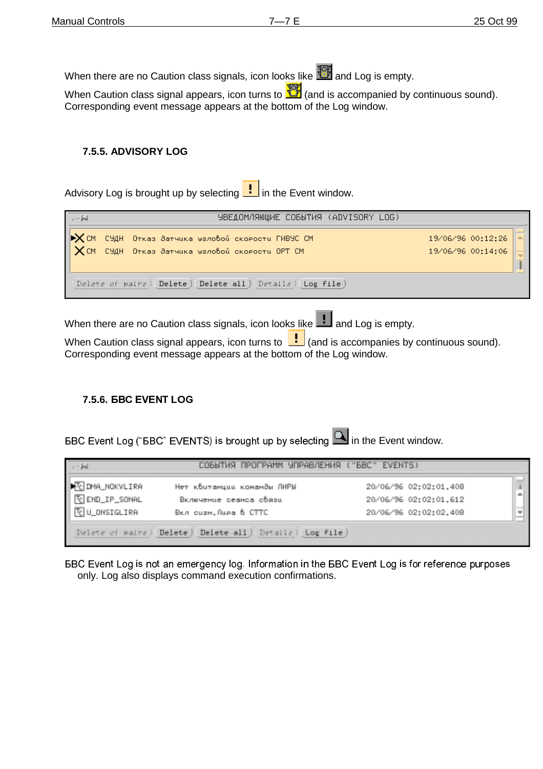When there are no Caution class signals, icon looks like and Log is empty.

When Caution class signal appears, icon turns to (and is accompanied by continuous sound). Corresponding event message appears at the bottom of the Log window.

### 7.5.5. ADVISORY LOG

Advisory Log is brought up by selecting in the Event window.

УВЕДОМЛЯЮЩИЕ СОБЫТИЯ (ADVISORY LOG)

| | | | |
|---|---|---|---|
| СМ | СУДН | Отказ датчика угловой скорости ГИВУС СМ | 19/06/96 00:12:26 |
| СМ | СУДН | Отказ датчика угловой скорости ОРТ СМ | 19/06/96 00:14:06 |

Delete of pairs | Delete | Delete all | Details | Log file

When there are no Caution class signals, icon looks like and Log is empty.

When Caution class signal appears, icon turns to (and is accompanies by continuous sound). Corresponding event message appears at the bottom of the Log window.

### 7.5.6. БВС EVENT LOG

БВС Event Log ("БВС" EVENTS) is brought up by selecting in the Event window.

СОБЫТИЯ ПРОГРАММ УПРАВЛЕНИЯ ("БВС" EVENTS)

| | | |
|---|---|---|
| DMA_NOKVLIRA | Нет квитанции команды ЛИРЫ | 20/06/96 02:02:01.408 |
| END_IP_SONAL | Включение сеанса связи | 20/06/96 02:02:01.612 |
| U_ONSIGLIRA | Вкл сигн.Лира в СТТС | 20/06/96 02:02:02.408 |

Delete of pairs | Delete | Delete all | Details | Log file

БВС Event Log is not an emergency log. Information in the БВС Event Log is for reference purposes only. Log also displays command execution confirmations.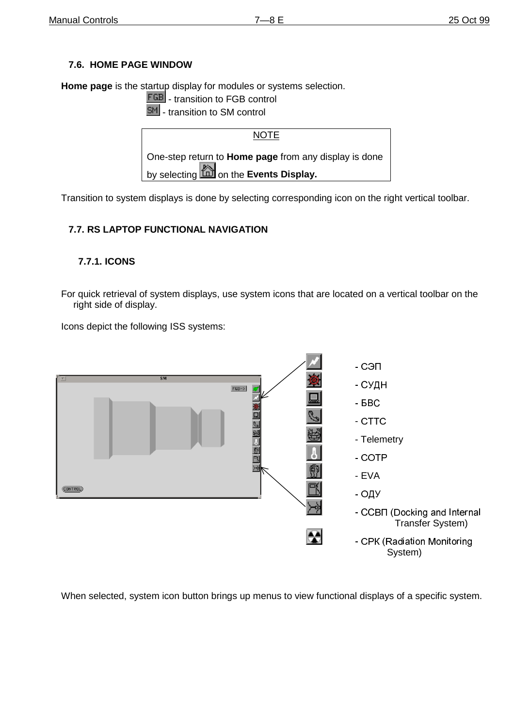## 7.6. HOME PAGE WINDOW

**Home page** is the startup display for modules or systems selection.

FGB - transition to FGB control

SM - transition to SM control

> NOTE
>
> One-step return to **Home page** from any display is done by selecting on the **Events Display.**

Transition to system displays is done by selecting corresponding icon on the right vertical toolbar.

## 7.7. RS LAPTOP FUNCTIONAL NAVIGATION

### 7.7.1. ICONS

For quick retrieval of system displays, use system icons that are located on a vertical toolbar on the right side of display.

Icons depict the following ISS systems:

- СЭП
- СУДН
- БВС
- СТТС
- Telemetry
- СОТР
- EVA
- ОДУ
- ССВП (Docking and Internal Transfer System)
- СРК (Radiation Monitoring System)

When selected, system icon button brings up menus to view functional displays of a specific system.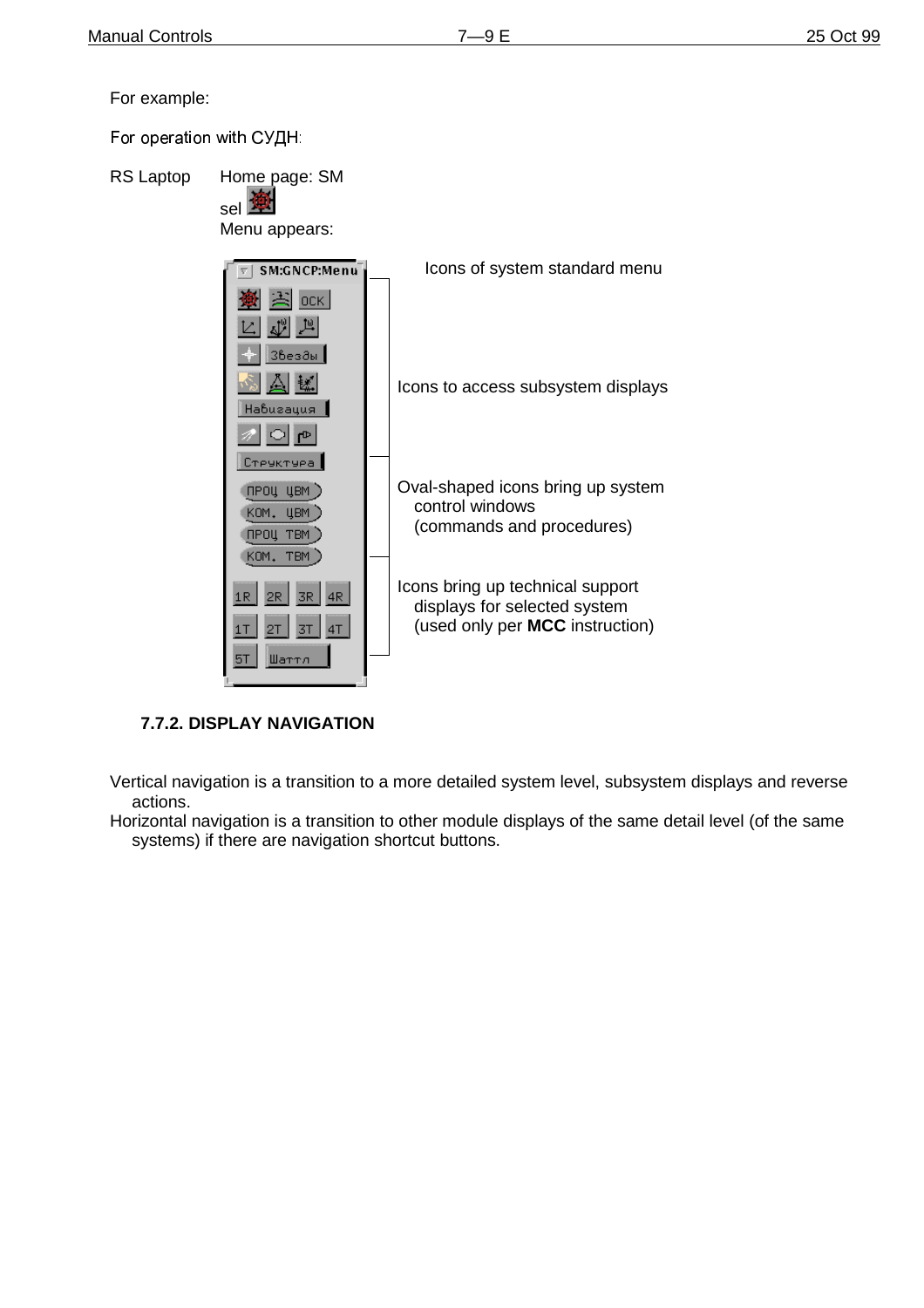For example:

For operation with СУДН:

RS Laptop Home page: SM

sel

Menu appears:

SM:GNCP:Menu

Icons of system standard menu

ОСК

Звезды

Icons to access subsystem displays

Навигация

Структура

Oval-shaped icons bring up system control windows (commands and procedures)

ПРОЦ ЦВМ

КОМ. ЦВМ

ПРОЦ ТВМ

КОМ. ТВМ

Icons bring up technical support displays for selected system (used only per **MCC** instruction)

1R 2R 3R 4R

1T 2T 3T 4T

5T Шаттл

### 7.7.2. DISPLAY NAVIGATION

Vertical navigation is a transition to a more detailed system level, subsystem displays and reverse actions.

Horizontal navigation is a transition to other module displays of the same detail level (of the same systems) if there are navigation shortcut buttons.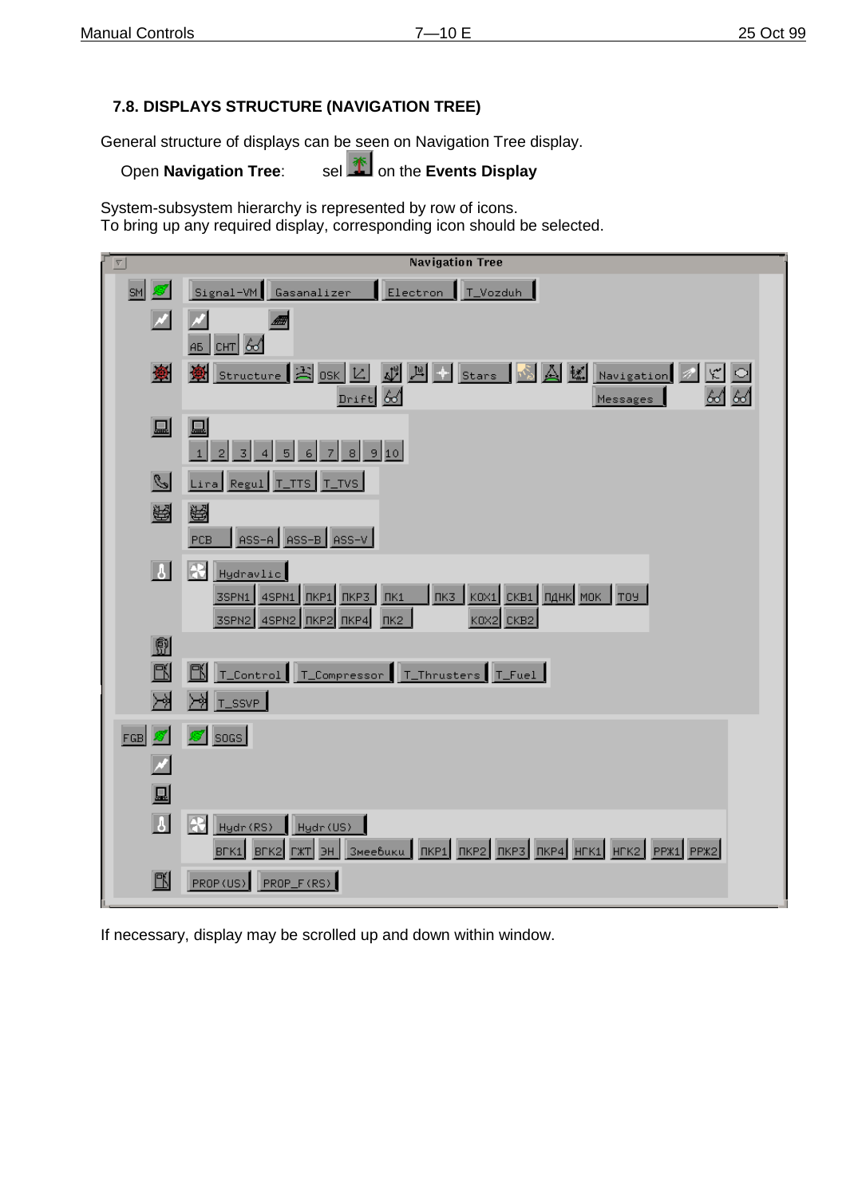### 7.8. DISPLAYS STRUCTURE (NAVIGATION TREE)

General structure of displays can be seen on Navigation Tree display.

Open **Navigation Tree**: sel on the **Events Display**

System-subsystem hierarchy is represented by row of icons.
To bring up any required display, corresponding icon should be selected.

If necessary, display may be scrolled up and down within window.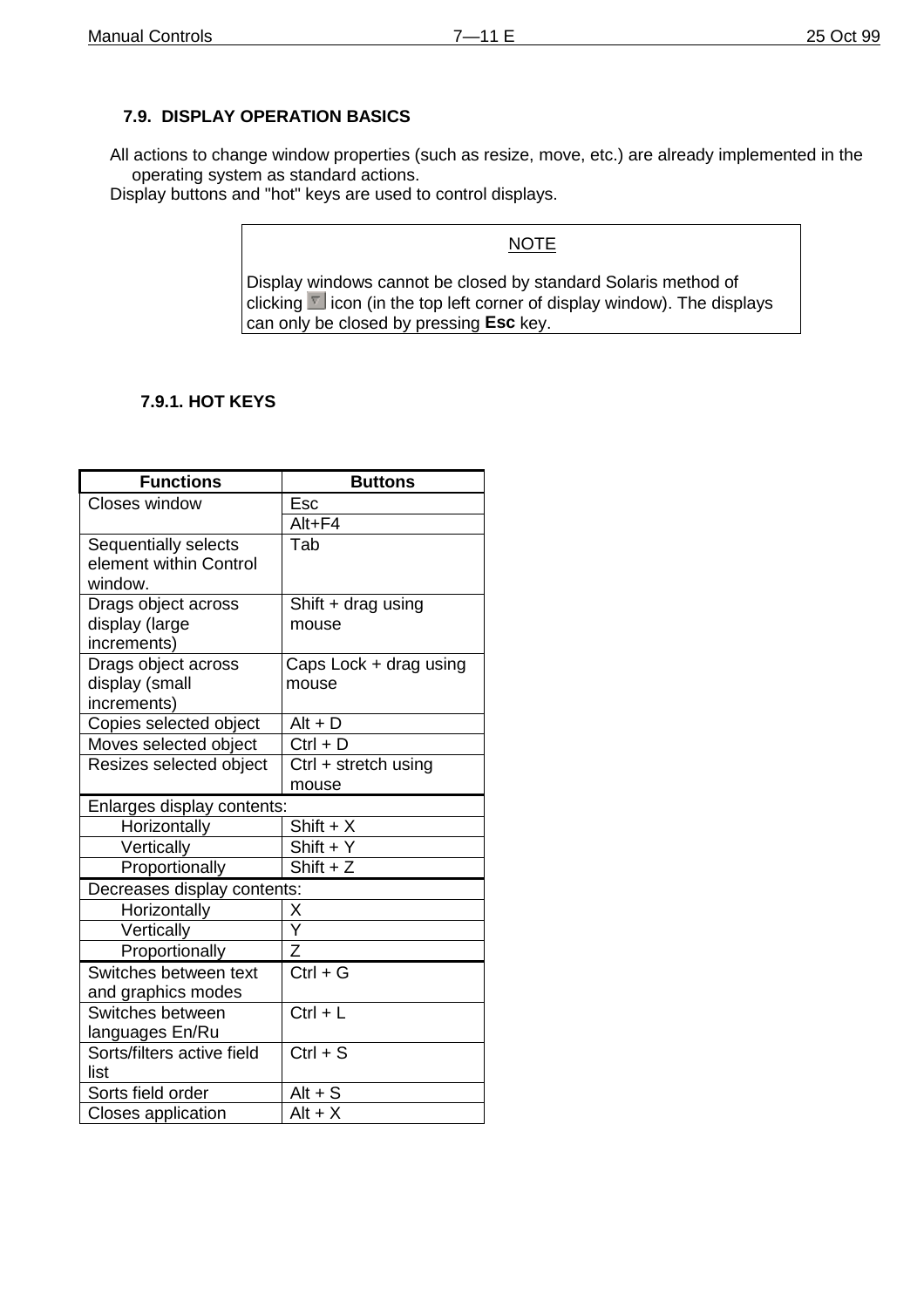## 7.9. DISPLAY OPERATION BASICS

All actions to change window properties (such as resize, move, etc.) are already implemented in the operating system as standard actions.

Display buttons and "hot" keys are used to control displays.

> NOTE
>
> Display windows cannot be closed by standard Solaris method of clicking icon (in the top left corner of display window). The displays can only be closed by pressing **Esc** key.

### 7.9.1. HOT KEYS

| Functions | Buttons |
|---|---|
| Closes window | Esc |
| | Alt+F4 |
| Sequentially selects element within Control window. | Tab |
| Drags object across display (large increments) | Shift + drag using mouse |
| Drags object across display (small increments) | Caps Lock + drag using mouse |
| Copies selected object | Alt + D |
| Moves selected object | Ctrl + D |
| Resizes selected object | Ctrl + stretch using mouse |
| Enlarges display contents: | |
| Horizontally | Shift + X |
| Vertically | Shift + Y |
| Proportionally | Shift + Z |
| Decreases display contents: | |
| Horizontally | X |
| Vertically | Y |
| Proportionally | Z |
| Switches between text and graphics modes | Ctrl + G |
| Switches between languages En/Ru | Ctrl + L |
| Sorts/filters active field list | Ctrl + S |
| Sorts field order | Alt + S |
| Closes application | Alt + X |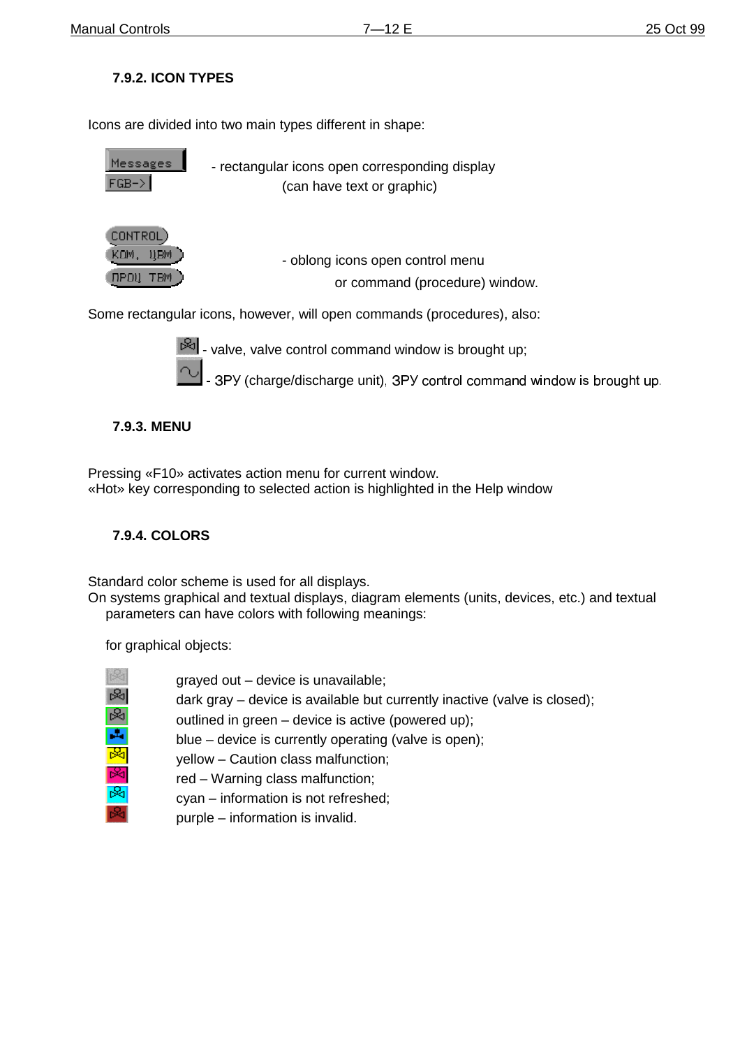### 7.9.2. ICON TYPES

Icons are divided into two main types different in shape:

Messages
FGB->

- rectangular icons open corresponding display (can have text or graphic)

CONTROL
КОМ, ЦВМ
ПРОЦ ТВМ

- oblong icons open control menu or command (procedure) window.

Some rectangular icons, however, will open commands (procedures), also:

- valve, valve control command window is brought up;
- ЗРУ (charge/discharge unit), ЗРУ control command window is brought up.

### 7.9.3. MENU

Pressing «F10» activates action menu for current window.
«Hot» key corresponding to selected action is highlighted in the Help window

### 7.9.4. COLORS

Standard color scheme is used for all displays.
On systems graphical and textual displays, diagram elements (units, devices, etc.) and textual parameters can have colors with following meanings:

for graphical objects:

- grayed out – device is unavailable;
- dark gray – device is available but currently inactive (valve is closed);
- outlined in green – device is active (powered up);
- blue – device is currently operating (valve is open);
- yellow – Caution class malfunction;
- red – Warning class malfunction;
- cyan – information is not refreshed;
- purple – information is invalid.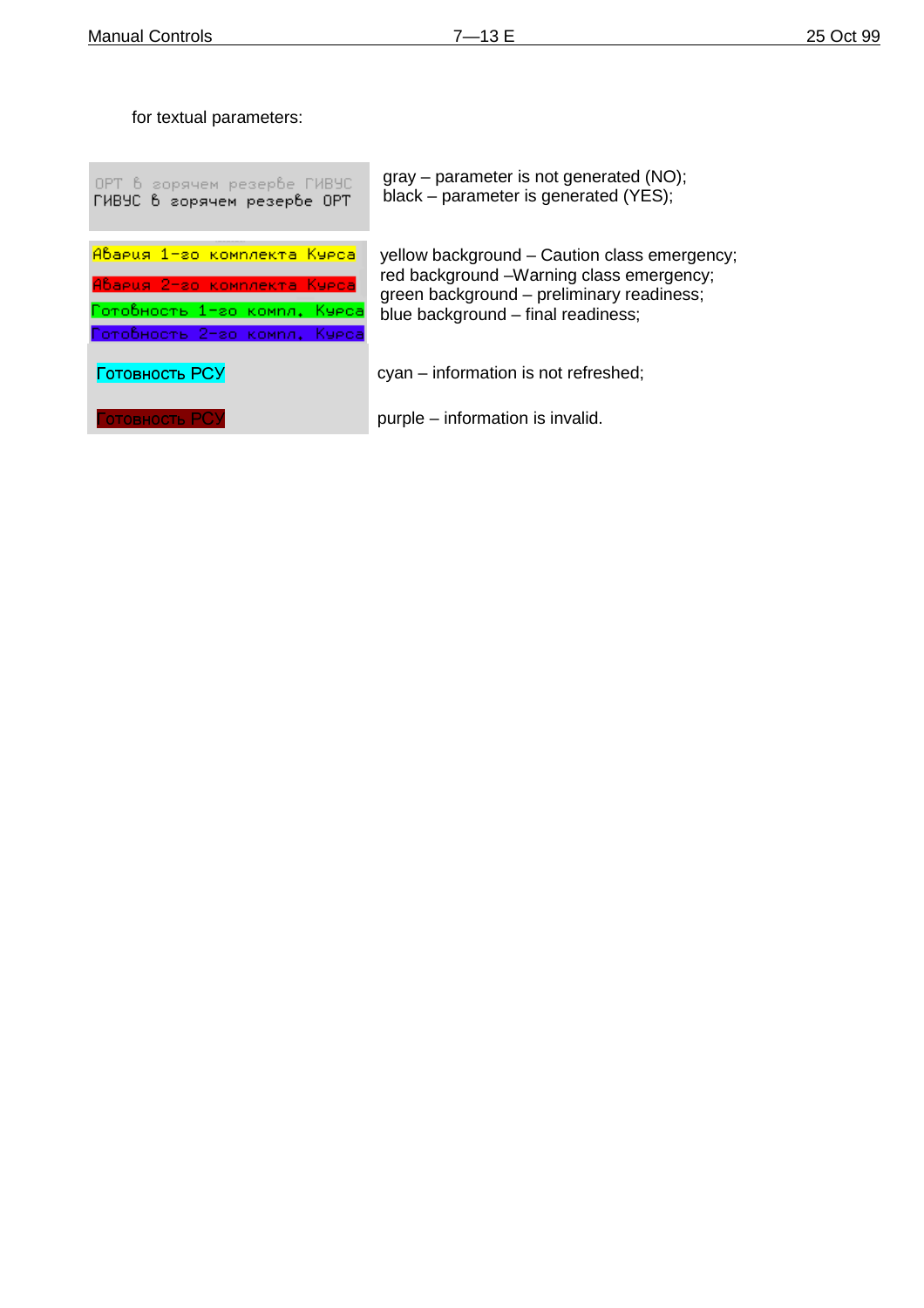for textual parameters:

| Display | Meaning |
|---|---|
| ОРТ в горячем резерве ГИВУС<br>ГИВУС в горячем резерве ОРТ | gray – parameter is not generated (NO);<br>black – parameter is generated (YES); |
| Авария 1-го комплекта Курса<br>Авария 2-го комплекта Курса<br>Готовность 1-го компл. Курса<br>Готовность 2-го компл. Курса | yellow background – Caution class emergency;<br>red background –Warning class emergency;<br>green background – preliminary readiness;<br>blue background – final readiness; |
| Готовность РСУ | cyan – information is not refreshed; |
| Готовность РСУ | purple – information is invalid. |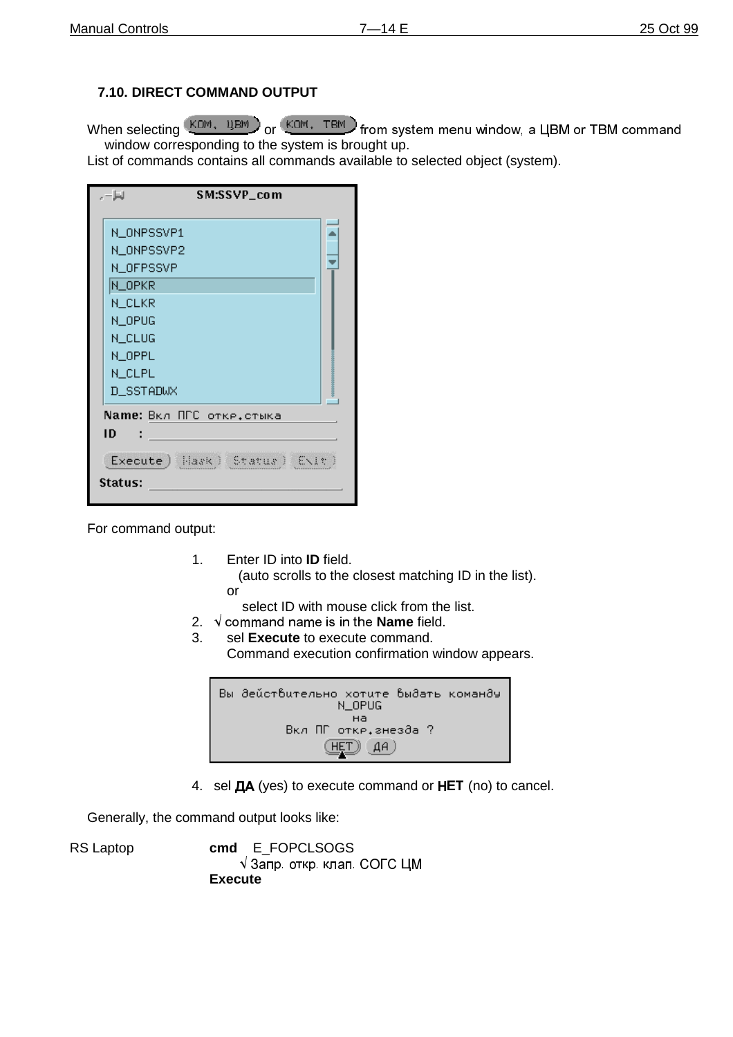### 7.10. DIRECT COMMAND OUTPUT

When selecting КОМ, ЦВМ or КОМ, ТВМ from system menu window, a ЦВМ or ТВМ command window corresponding to the system is brought up.

List of commands contains all commands available to selected object (system).

For command output:

1. Enter ID into **ID** field.
   (auto scrolls to the closest matching ID in the list).
   or
   select ID with mouse click from the list.
2. √ command name is in the **Name** field.
3. sel **Execute** to execute command.
   Command execution confirmation window appears.
4. sel **ДА** (yes) to execute command or **НЕТ** (no) to cancel.

Generally, the command output looks like:

RS Laptop **cmd** E_FOPCLSOGS
√ Запр. откр. клап. СОГС ЦМ
**Execute**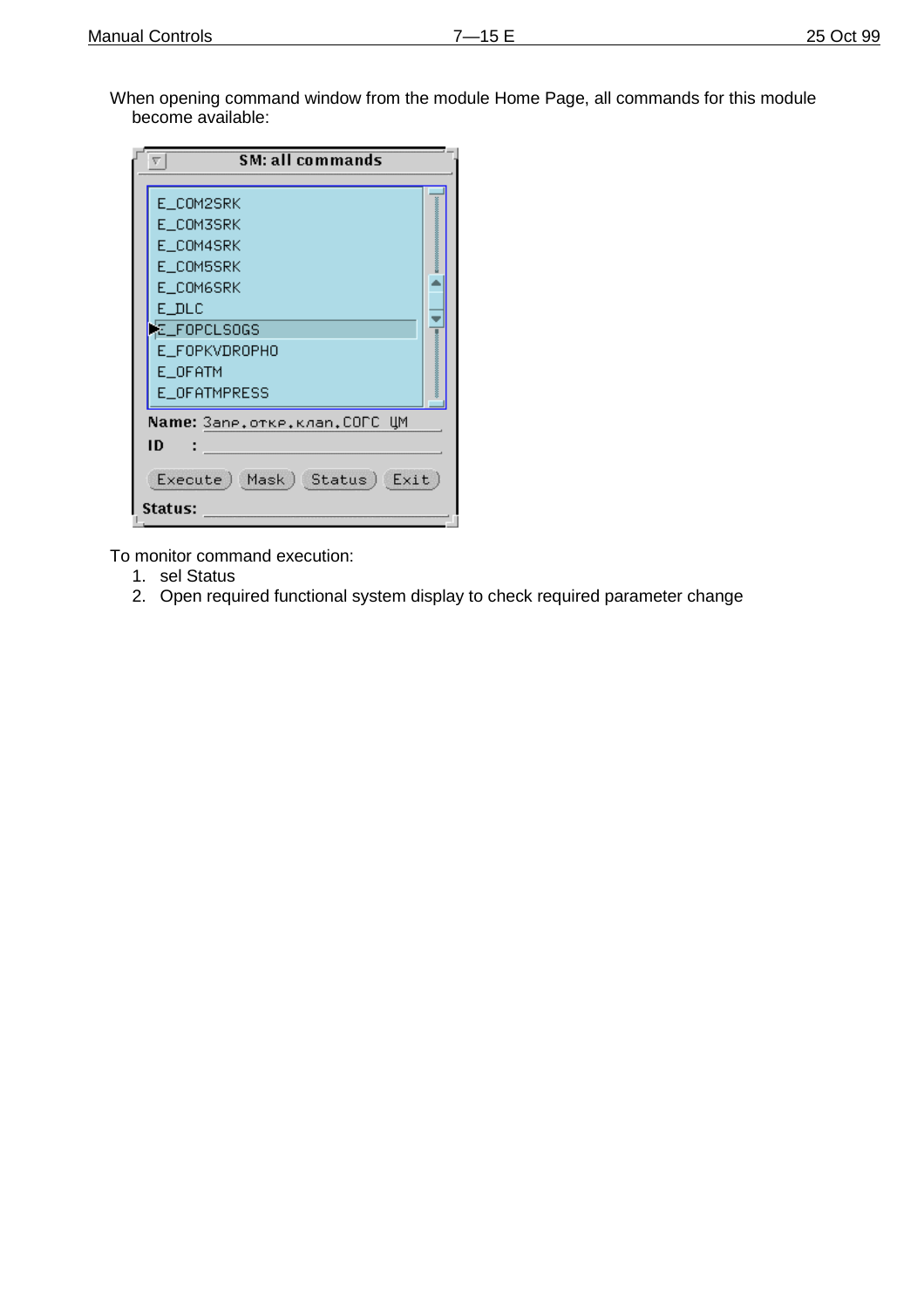When opening command window from the module Home Page, all commands for this module become available:

```
SM: all commands

E_COM2SRK
E_COM3SRK
E_COM4SRK
E_COM5SRK
E_COM6SRK
E_DLC
E_FOPCLSOGS
E_FOPKVDROPHO
E_OFATM
E_OFATMPRESS

Name: Запр.откр.клап.СОГС ЦМ
ID   :

Execute   Mask   Status   Exit

Status:
```

To monitor command execution:

1. sel Status
2. Open required functional system display to check required parameter change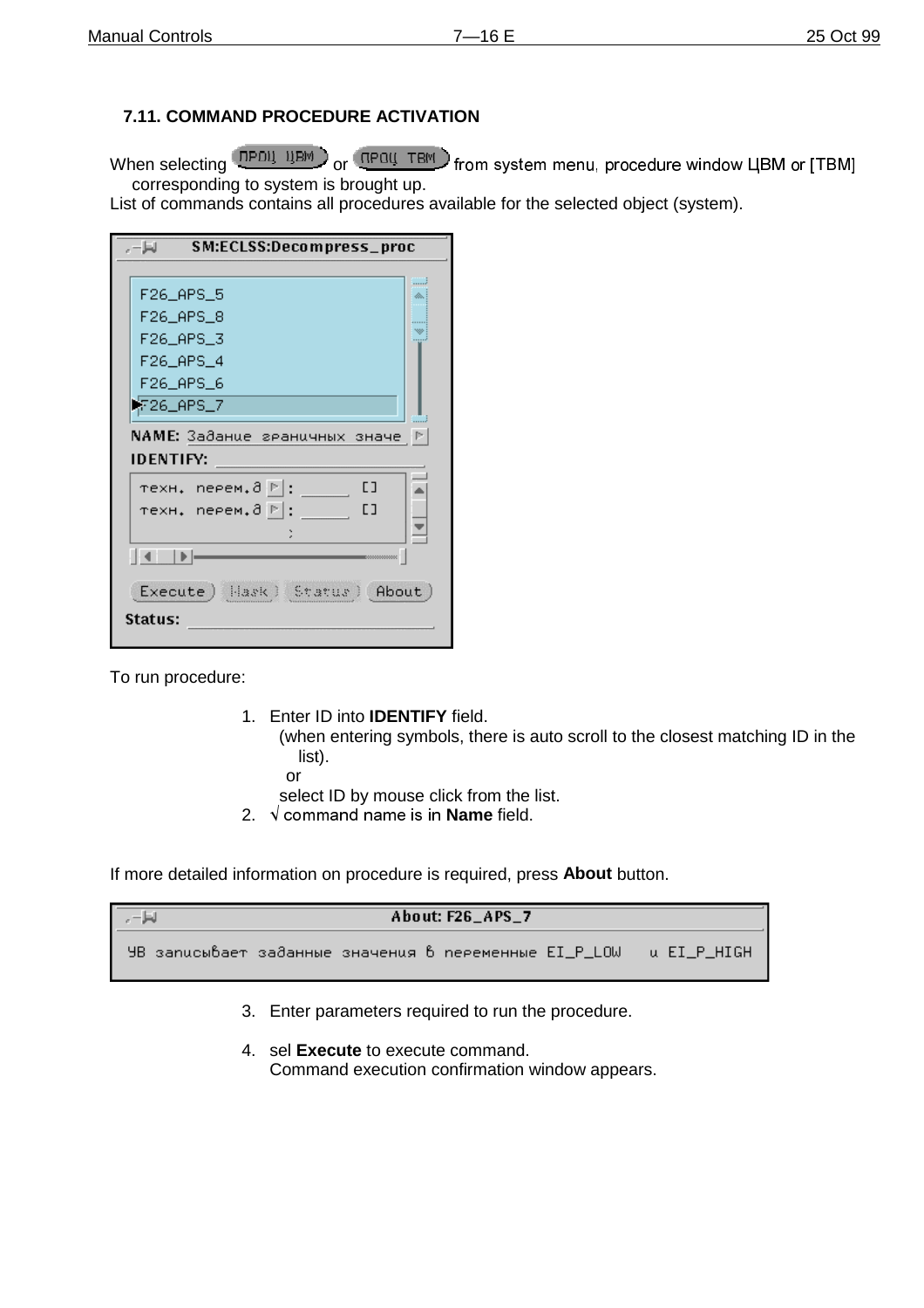## 7.11. COMMAND PROCEDURE ACTIVATION

When selecting ПРОЦ ЦВМ or ПРОЦ ТВМ from system menu, procedure window ЦВМ or [ТВМ] corresponding to system is brought up.

List of commands contains all procedures available for the selected object (system).

To run procedure:

1. Enter ID into **IDENTIFY** field.
   (when entering symbols, there is auto scroll to the closest matching ID in the list).
   or
   select ID by mouse click from the list.
2. √ command name is in **Name** field.

If more detailed information on procedure is required, press **About** button.

3. Enter parameters required to run the procedure.

4. sel **Execute** to execute command.
   Command execution confirmation window appears.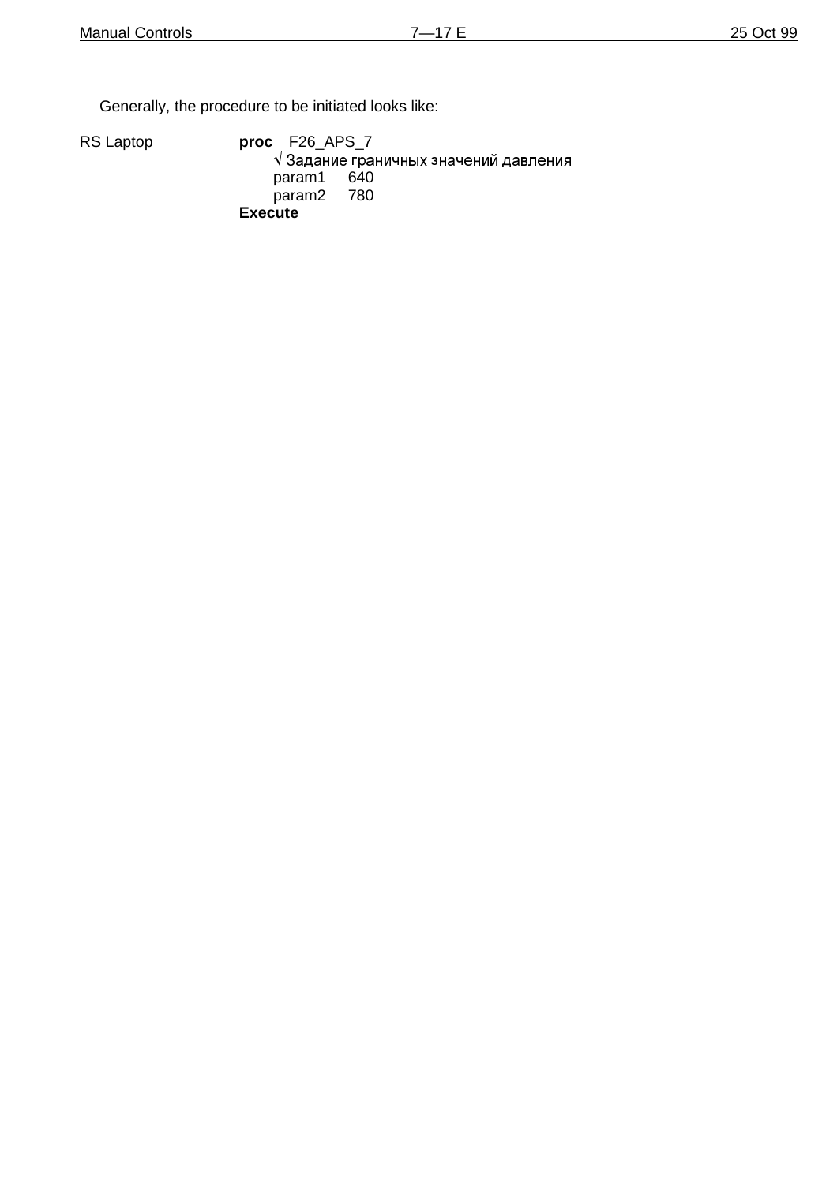Generally, the procedure to be initiated looks like:

RS Laptop **proc** F26_APS_7

√ Задание граничных значений давления

param1 640

param2 780

**Execute**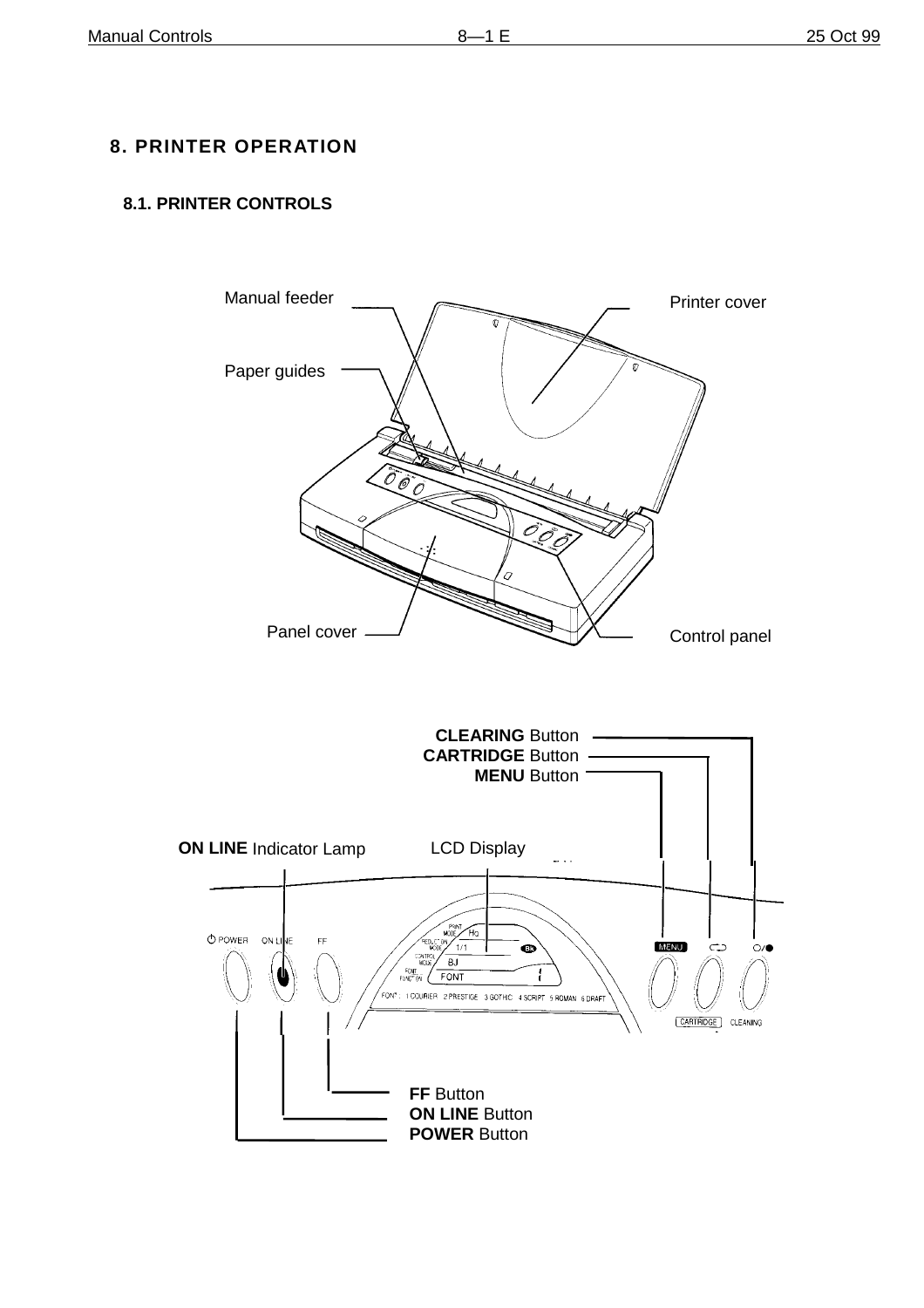# 8. PRINTER OPERATION

## 8.1. PRINTER CONTROLS

Manual feeder

Printer cover

Paper guides

Panel cover

Control panel

**CLEARING** Button
**CARTRIDGE** Button
**MENU** Button

**ON LINE** Indicator Lamp

LCD Display

**FF** Button
**ON LINE** Button
**POWER** Button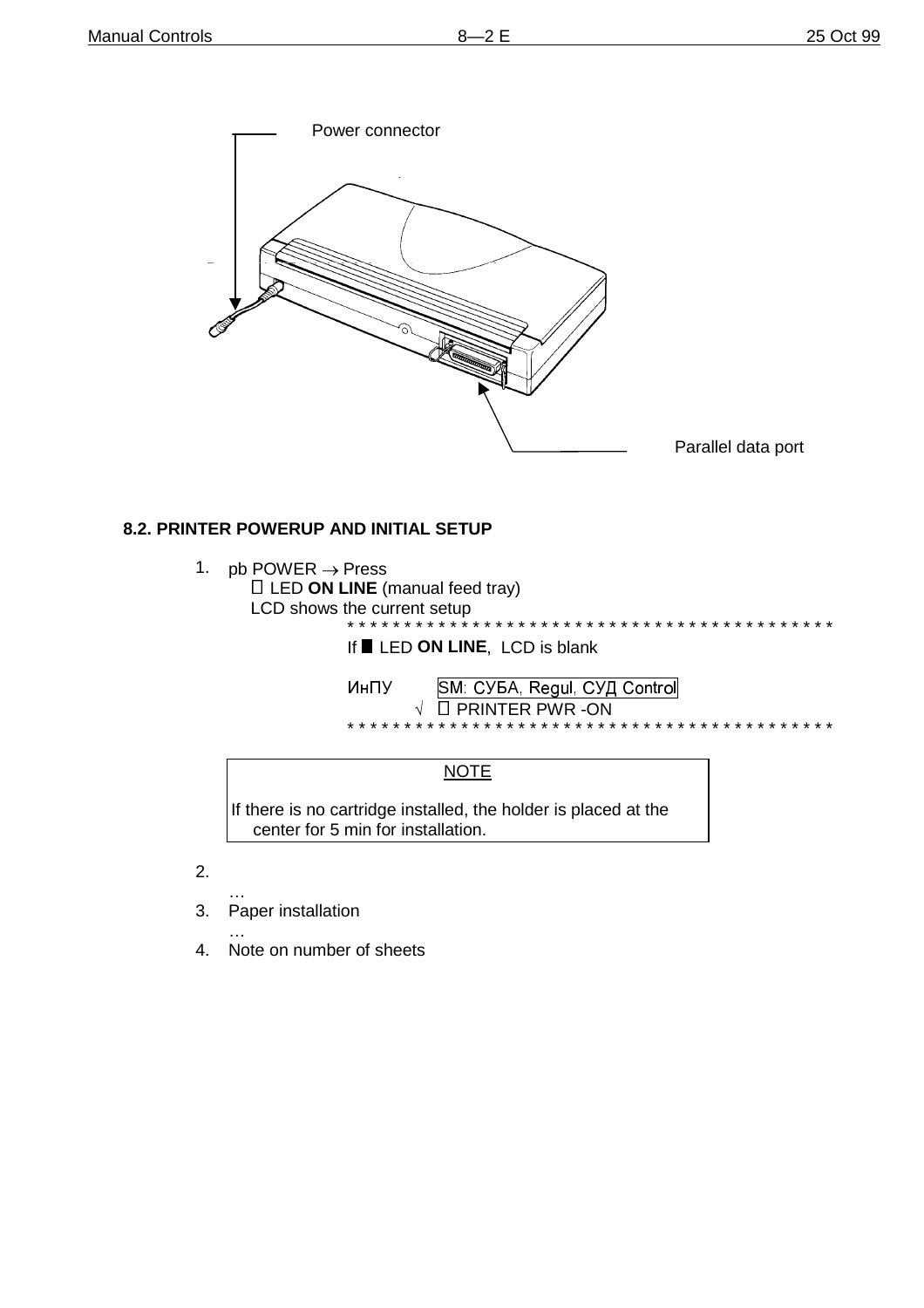Power connector

Parallel data port

### 8.2. PRINTER POWERUP AND INITIAL SETUP

1. pb POWER → Press
    LED **ON LINE** (manual feed tray)
    LCD shows the current setup

    *******************************************

    If ■ LED **ON LINE**, LCD is blank

    ИнПУ SM: СУБА, Regul, СУД Control

    √  PRINTER PWR -ON

    *******************************************

| NOTE |
| --- |
| If there is no cartridge installed, the holder is placed at the center for 5 min for installation. |

2. …
3. Paper installation
    …
4. Note on number of sheets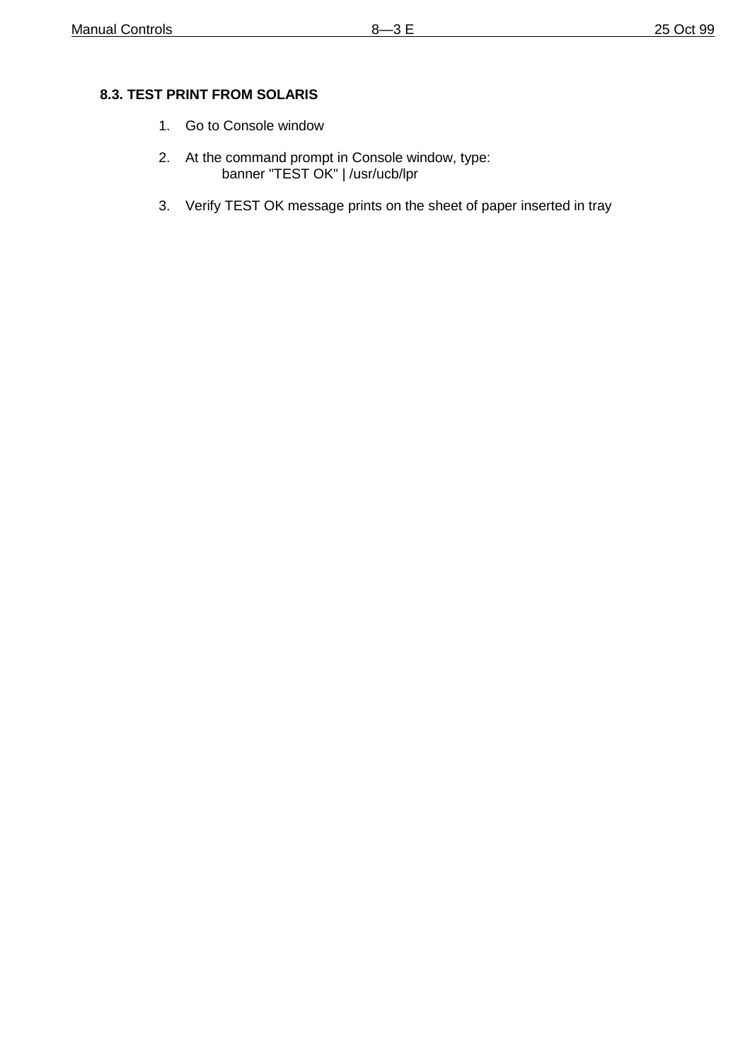### 8.3. TEST PRINT FROM SOLARIS

1. Go to Console window

2. At the command prompt in Console window, type:
   banner "TEST OK" | /usr/ucb/lpr

3. Verify TEST OK message prints on the sheet of paper inserted in tray